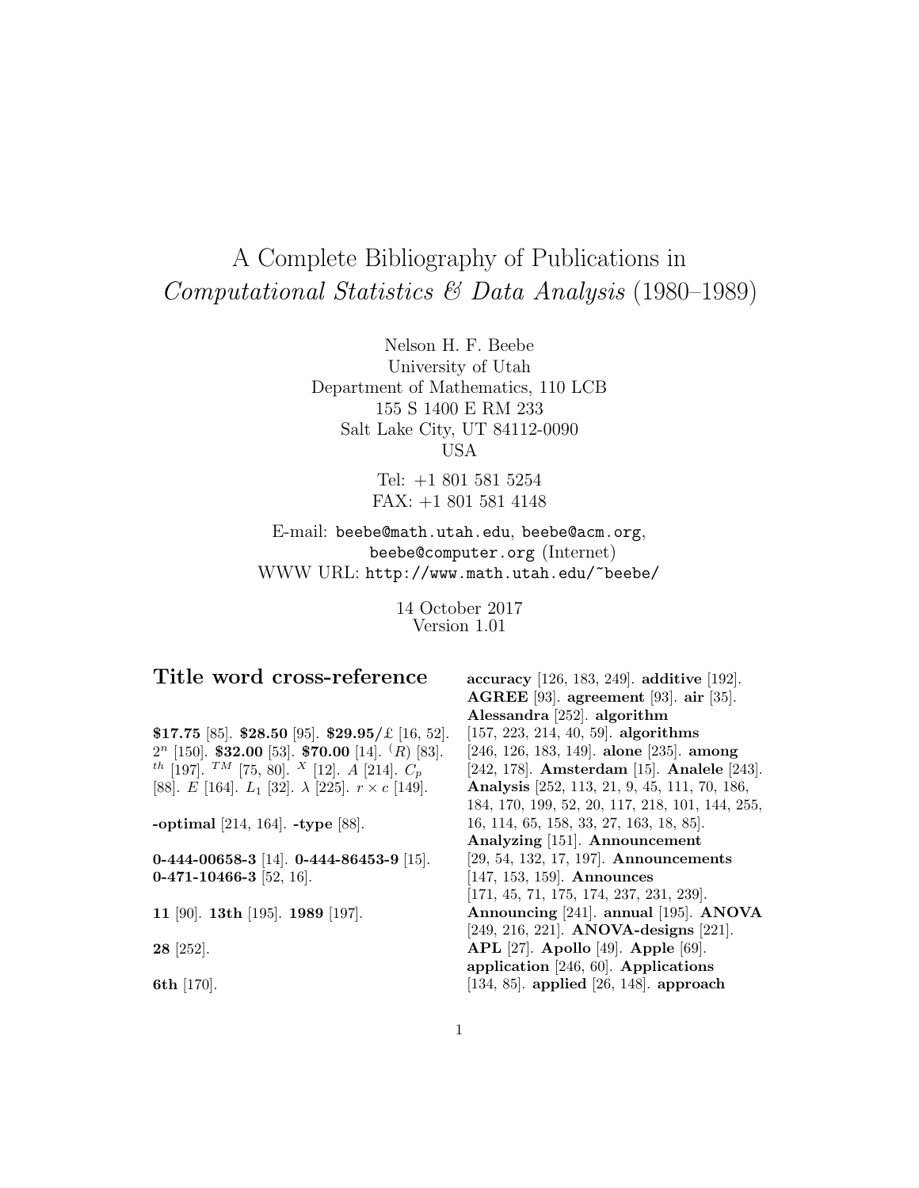# A Complete Bibliography of Publications in *Computational Statistics & Data Analysis* (1980–1989)

Nelson H. F. Beebe
University of Utah
Department of Mathematics, 110 LCB
155 S 1400 E RM 233
Salt Lake City, UT 84112-0090
USA

Tel: +1 801 581 5254
FAX: +1 801 581 4148

E-mail: beebe@math.utah.edu, beebe@acm.org, beebe@computer.org (Internet)
WWW URL: http://www.math.utah.edu/~beebe/

14 October 2017
Version 1.01

## Title word cross-reference

**$17.75** [85]. **$28.50** [95]. **$29.95/£** [16, 52]. $2^n$ [150]. **$32.00** [53]. **$70.00** [14]. $^{(R)}$ [83]. $^{th}$ [197]. $^{TM}$ [75, 80]. $^{X}$ [12]. $A$ [214]. $C_p$ [88]. $E$ [164]. $L_1$ [32]. $\lambda$ [225]. $r \times c$ [149].

**-optimal** [214, 164]. **-type** [88].

**0-444-00658-3** [14]. **0-444-86453-9** [15]. **0-471-10466-3** [52, 16].

**11** [90]. **13th** [195]. **1989** [197].

**28** [252].

**6th** [170].

**accuracy** [126, 183, 249]. **additive** [192]. **AGREE** [93]. **agreement** [93]. **air** [35]. **Alessandra** [252]. **algorithm** [157, 223, 214, 40, 59]. **algorithms** [246, 126, 183, 149]. **alone** [235]. **among** [242, 178]. **Amsterdam** [15]. **Analele** [243]. **Analysis** [252, 113, 21, 9, 45, 111, 70, 186, 184, 170, 199, 52, 20, 117, 218, 101, 144, 255, 16, 114, 65, 158, 33, 27, 163, 18, 85]. **Analyzing** [151]. **Announcement** [29, 54, 132, 17, 197]. **Announcements** [147, 153, 159]. **Announces** [171, 45, 71, 175, 174, 237, 231, 239]. **Announcing** [241]. **annual** [195]. **ANOVA** [249, 216, 221]. **ANOVA-designs** [221]. **APL** [27]. **Apollo** [49]. **Apple** [69]. **application** [246, 60]. **Applications** [134, 85]. **applied** [26, 148]. **approach**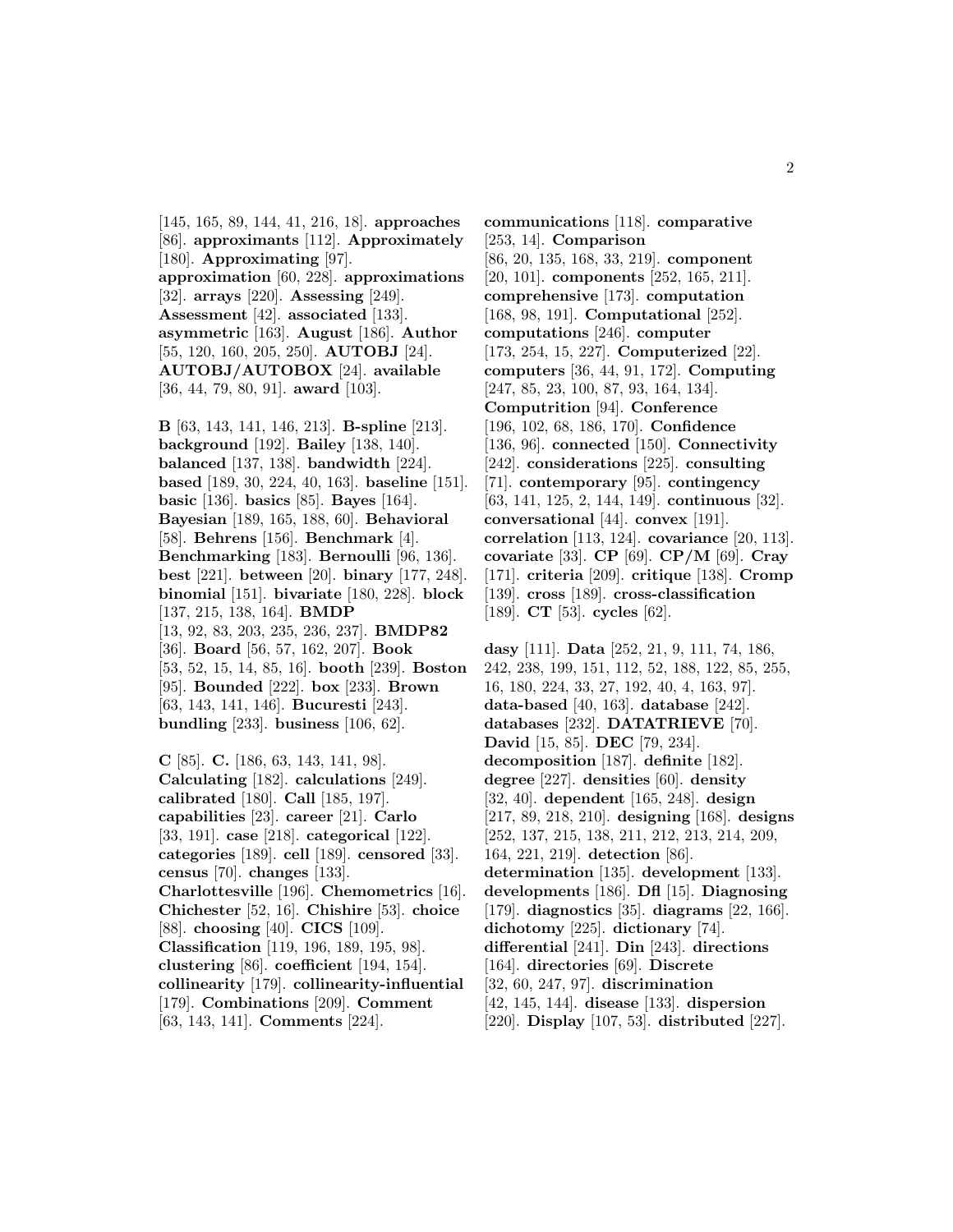[145, 165, 89, 144, 41, 216, 18]. **approaches** [86]. **approximants** [112]. **Approximately** [180]. **Approximating** [97]. **approximation** [60, 228]. **approximations** [32]. **arrays** [220]. **Assessing** [249]. **Assessment** [42]. **associated** [133]. **asymmetric** [163]. **August** [186]. **Author** [55, 120, 160, 205, 250]. **AUTOBJ** [24]. **AUTOBJ/AUTOBOX** [24]. **available** [36, 44, 79, 80, 91]. **award** [103].

**B** [63, 143, 141, 146, 213]. **B-spline** [213]. **background** [192]. **Bailey** [138, 140]. **balanced** [137, 138]. **bandwidth** [224]. **based** [189, 30, 224, 40, 163]. **baseline** [151]. **basic** [136]. **basics** [85]. **Bayes** [164]. **Bayesian** [189, 165, 188, 60]. **Behavioral** [58]. **Behrens** [156]. **Benchmark** [4]. **Benchmarking** [183]. **Bernoulli** [96, 136]. **best** [221]. **between** [20]. **binary** [177, 248]. **binomial** [151]. **bivariate** [180, 228]. **block** [137, 215, 138, 164]. **BMDP** [13, 92, 83, 203, 235, 236, 237]. **BMDP82** [36]. **Board** [56, 57, 162, 207]. **Book** [53, 52, 15, 14, 85, 16]. **booth** [239]. **Boston** [95]. **Bounded** [222]. **box** [233]. **Brown** [63, 143, 141, 146]. **Bucuresti** [243]. **bundling** [233]. **business** [106, 62].

**C** [85]. **C.** [186, 63, 143, 141, 98]. **Calculating** [182]. **calculations** [249]. **calibrated** [180]. **Call** [185, 197]. **capabilities** [23]. **career** [21]. **Carlo** [33, 191]. **case** [218]. **categorical** [122]. **categories** [189]. **cell** [189]. **censored** [33]. **census** [70]. **changes** [133]. **Charlottesville** [196]. **Chemometrics** [16]. **Chichester** [52, 16]. **Chishire** [53]. **choice** [88]. **choosing** [40]. **CICS** [109]. **Classification** [119, 196, 189, 195, 98]. **clustering** [86]. **coefficient** [194, 154]. **collinearity** [179]. **collinearity-influential** [179]. **Combinations** [209]. **Comment** [63, 143, 141]. **Comments** [224].

**communications** [118]. **comparative** [253, 14]. **Comparison** [86, 20, 135, 168, 33, 219]. **component** [20, 101]. **components** [252, 165, 211]. **comprehensive** [173]. **computation** [168, 98, 191]. **Computational** [252]. **computations** [246]. **computer** [173, 254, 15, 227]. **Computerized** [22]. **computers** [36, 44, 91, 172]. **Computing** [247, 85, 23, 100, 87, 93, 164, 134]. **Computrition** [94]. **Conference** [196, 102, 68, 186, 170]. **Confidence** [136, 96]. **connected** [150]. **Connectivity** [242]. **considerations** [225]. **consulting** [71]. **contemporary** [95]. **contingency** [63, 141, 125, 2, 144, 149]. **continuous** [32]. **conversational** [44]. **convex** [191]. **correlation** [113, 124]. **covariance** [20, 113]. **covariate** [33]. **CP** [69]. **CP/M** [69]. **Cray** [171]. **criteria** [209]. **critique** [138]. **Cromp** [139]. **cross** [189]. **cross-classification** [189]. **CT** [53]. **cycles** [62].

**dasy** [111]. **Data** [252, 21, 9, 111, 74, 186, 242, 238, 199, 151, 112, 52, 188, 122, 85, 255, 16, 180, 224, 33, 27, 192, 40, 4, 163, 97]. **data-based** [40, 163]. **database** [242]. **databases** [232]. **DATATRIEVE** [70]. **David** [15, 85]. **DEC** [79, 234]. **decomposition** [187]. **definite** [182]. **degree** [227]. **densities** [60]. **density** [32, 40]. **dependent** [165, 248]. **design** [217, 89, 218, 210]. **designing** [168]. **designs** [252, 137, 215, 138, 211, 212, 213, 214, 209, 164, 221, 219]. **detection** [86]. **determination** [135]. **development** [133]. **developments** [186]. **Dfl** [15]. **Diagnosing** [179]. **diagnostics** [35]. **diagrams** [22, 166]. **dichotomy** [225]. **dictionary** [74]. **differential** [241]. **Din** [243]. **directions** [164]. **directories** [69]. **Discrete** [32, 60, 247, 97]. **discrimination** [42, 145, 144]. **disease** [133]. **dispersion** [220]. **Display** [107, 53]. **distributed** [227].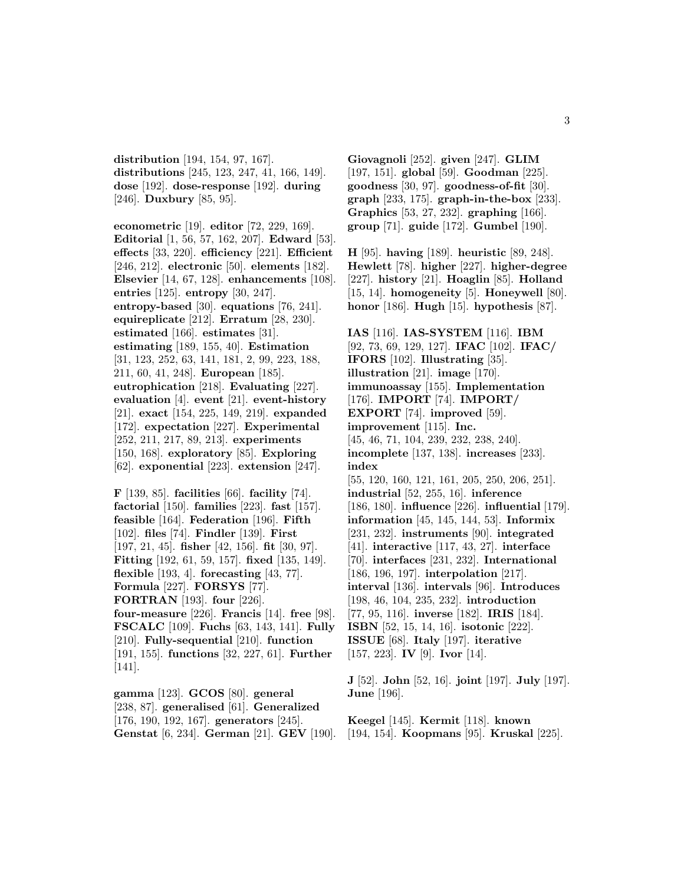**distribution** [194, 154, 97, 167]. **distributions** [245, 123, 247, 41, 166, 149]. **dose** [192]. **dose-response** [192]. **during** [246]. **Duxbury** [85, 95].

**econometric** [19]. **editor** [72, 229, 169]. **Editorial** [1, 56, 57, 162, 207]. **Edward** [53]. **effects** [33, 220]. **efficiency** [221]. **Efficient** [246, 212]. **electronic** [50]. **elements** [182]. **Elsevier** [14, 67, 128]. **enhancements** [108]. **entries** [125]. **entropy** [30, 247]. **entropy-based** [30]. **equations** [76, 241]. **equireplicate** [212]. **Erratum** [28, 230]. **estimated** [166]. **estimates** [31]. **estimating** [189, 155, 40]. **Estimation** [31, 123, 252, 63, 141, 181, 2, 99, 223, 188, 211, 60, 41, 248]. **European** [185]. **eutrophication** [218]. **Evaluating** [227]. **evaluation** [4]. **event** [21]. **event-history** [21]. **exact** [154, 225, 149, 219]. **expanded** [172]. **expectation** [227]. **Experimental** [252, 211, 217, 89, 213]. **experiments** [150, 168]. **exploratory** [85]. **Exploring** [62]. **exponential** [223]. **extension** [247].

**F** [139, 85]. **facilities** [66]. **facility** [74]. **factorial** [150]. **families** [223]. **fast** [157]. **feasible** [164]. **Federation** [196]. **Fifth** [102]. **files** [74]. **Findler** [139]. **First** [197, 21, 45]. **fisher** [42, 156]. **fit** [30, 97]. **Fitting** [192, 61, 59, 157]. **fixed** [135, 149]. **flexible** [193, 4]. **forecasting** [43, 77]. **Formula** [227]. **FORSYS** [77]. **FORTRAN** [193]. **four** [226]. **four-measure** [226]. **Francis** [14]. **free** [98]. **FSCALC** [109]. **Fuchs** [63, 143, 141]. **Fully** [210]. **Fully-sequential** [210]. **function** [191, 155]. **functions** [32, 227, 61]. **Further** [141].

**gamma** [123]. **GCOS** [80]. **general** [238, 87]. **generalised** [61]. **Generalized** [176, 190, 192, 167]. **generators** [245]. **Genstat** [6, 234]. **German** [21]. **GEV** [190]. **Giovagnoli** [252]. **given** [247]. **GLIM** [197, 151]. **global** [59]. **Goodman** [225]. **goodness** [30, 97]. **goodness-of-fit** [30]. **graph** [233, 175]. **graph-in-the-box** [233]. **Graphics** [53, 27, 232]. **graphing** [166]. **group** [71]. **guide** [172]. **Gumbel** [190].

**H** [95]. **having** [189]. **heuristic** [89, 248]. **Hewlett** [78]. **higher** [227]. **higher-degree** [227]. **history** [21]. **Hoaglin** [85]. **Holland** [15, 14]. **homogeneity** [5]. **Honeywell** [80]. **honor** [186]. **Hugh** [15]. **hypothesis** [87].

**IAS** [116]. **IAS-SYSTEM** [116]. **IBM** [92, 73, 69, 129, 127]. **IFAC** [102]. **IFAC/IFORS** [102]. **Illustrating** [35]. **illustration** [21]. **image** [170]. **immunoassay** [155]. **Implementation** [176]. **IMPORT** [74]. **IMPORT/EXPORT** [74]. **improved** [59]. **improvement** [115]. **Inc.** [45, 46, 71, 104, 239, 232, 238, 240]. **incomplete** [137, 138]. **increases** [233]. **index** [55, 120, 160, 121, 161, 205, 250, 206, 251]. **industrial** [52, 255, 16]. **inference** [186, 180]. **influence** [226]. **influential** [179]. **information** [45, 145, 144, 53]. **Informix** [231, 232]. **instruments** [90]. **integrated** [41]. **interactive** [117, 43, 27]. **interface** [70]. **interfaces** [231, 232]. **International** [186, 196, 197]. **interpolation** [217]. **interval** [136]. **intervals** [96]. **Introduces** [198, 46, 104, 235, 232]. **introduction** [77, 95, 116]. **inverse** [182]. **IRIS** [184]. **ISBN** [52, 15, 14, 16]. **isotonic** [222]. **ISSUE** [68]. **Italy** [197]. **iterative** [157, 223]. **IV** [9]. **Ivor** [14].

**J** [52]. **John** [52, 16]. **joint** [197]. **July** [197]. **June** [196].

**Keegel** [145]. **Kermit** [118]. **known** [194, 154]. **Koopmans** [95]. **Kruskal** [225].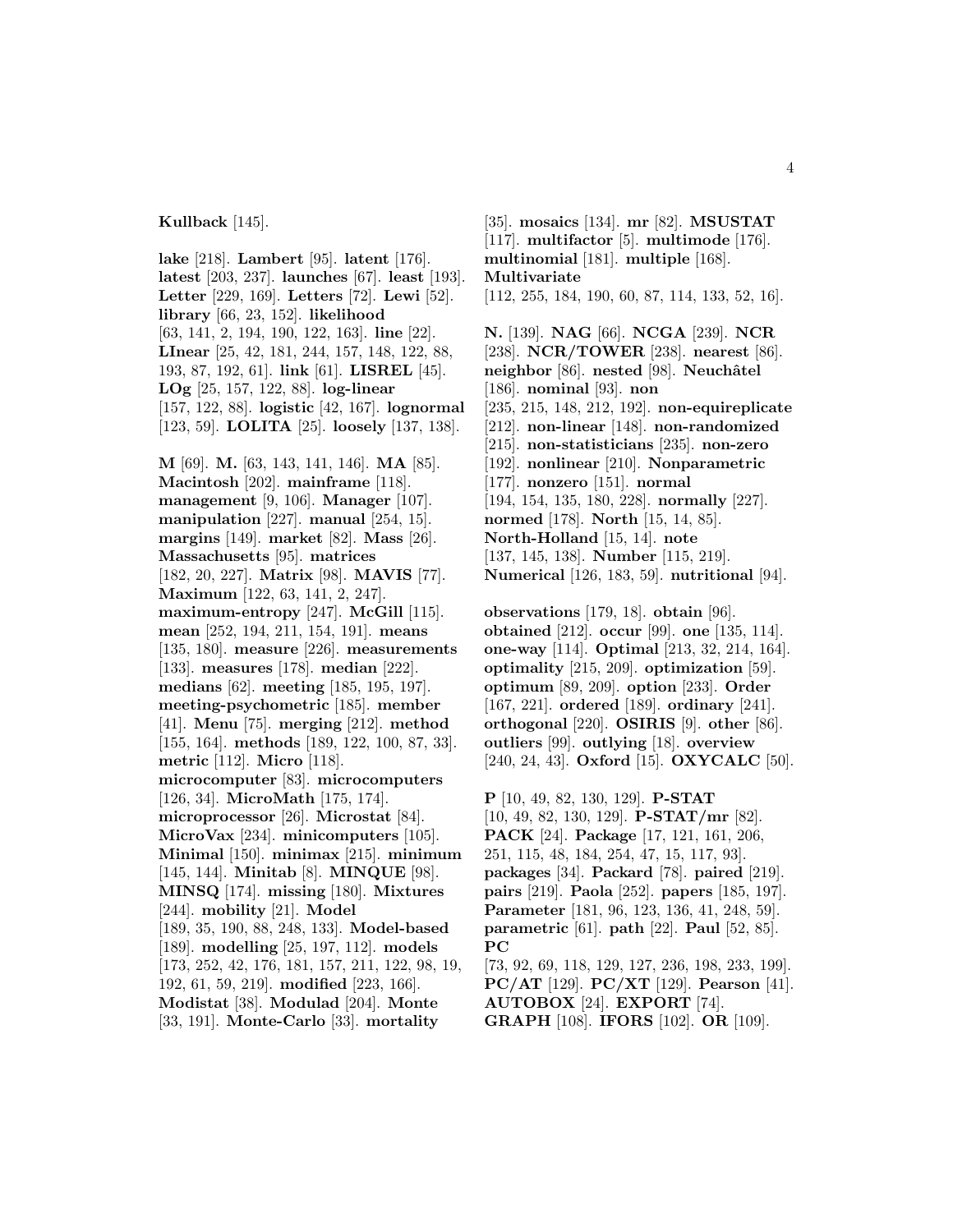**Kullback** [145].

**lake** [218]. **Lambert** [95]. **latent** [176]. **latest** [203, 237]. **launches** [67]. **least** [193]. **Letter** [229, 169]. **Letters** [72]. **Lewi** [52]. **library** [66, 23, 152]. **likelihood** [63, 141, 2, 194, 190, 122, 163]. **line** [22]. **LInear** [25, 42, 181, 244, 157, 148, 122, 88, 193, 87, 192, 61]. **link** [61]. **LISREL** [45]. **LOg** [25, 157, 122, 88]. **log-linear** [157, 122, 88]. **logistic** [42, 167]. **lognormal** [123, 59]. **LOLITA** [25]. **loosely** [137, 138].

**M** [69]. **M.** [63, 143, 141, 146]. **MA** [85]. **Macintosh** [202]. **mainframe** [118]. **management** [9, 106]. **Manager** [107]. **manipulation** [227]. **manual** [254, 15]. **margins** [149]. **market** [82]. **Mass** [26]. **Massachusetts** [95]. **matrices** [182, 20, 227]. **Matrix** [98]. **MAVIS** [77]. **Maximum** [122, 63, 141, 2, 247]. **maximum-entropy** [247]. **McGill** [115]. **mean** [252, 194, 211, 154, 191]. **means** [135, 180]. **measure** [226]. **measurements** [133]. **measures** [178]. **median** [222]. **medians** [62]. **meeting** [185, 195, 197]. **meeting-psychometric** [185]. **member** [41]. **Menu** [75]. **merging** [212]. **method** [155, 164]. **methods** [189, 122, 100, 87, 33]. **metric** [112]. **Micro** [118]. **microcomputer** [83]. **microcomputers** [126, 34]. **MicroMath** [175, 174]. **microprocessor** [26]. **Microstat** [84]. **MicroVax** [234]. **minicomputers** [105]. **Minimal** [150]. **minimax** [215]. **minimum** [145, 144]. **Minitab** [8]. **MINQUE** [98]. **MINSQ** [174]. **missing** [180]. **Mixtures** [244]. **mobility** [21]. **Model** [189, 35, 190, 88, 248, 133]. **Model-based** [189]. **modelling** [25, 197, 112]. **models** [173, 252, 42, 176, 181, 157, 211, 122, 98, 19, 192, 61, 59, 219]. **modified** [223, 166]. **Modistat** [38]. **Modulad** [204]. **Monte** [33, 191]. **Monte-Carlo** [33]. **mortality** [35]. **mosaics** [134]. **mr** [82]. **MSUSTAT** [117]. **multifactor** [5]. **multimode** [176]. **multinomial** [181]. **multiple** [168]. **Multivariate** [112, 255, 184, 190, 60, 87, 114, 133, 52, 16].

**N.** [139]. **NAG** [66]. **NCGA** [239]. **NCR** [238]. **NCR/TOWER** [238]. **nearest** [86]. **neighbor** [86]. **nested** [98]. **Neuchâtel** [186]. **nominal** [93]. **non** [235, 215, 148, 212, 192]. **non-equireplicate** [212]. **non-linear** [148]. **non-randomized** [215]. **non-statisticians** [235]. **non-zero** [192]. **nonlinear** [210]. **Nonparametric** [177]. **nonzero** [151]. **normal** [194, 154, 135, 180, 228]. **normally** [227]. **normed** [178]. **North** [15, 14, 85]. **North-Holland** [15, 14]. **note** [137, 145, 138]. **Number** [115, 219]. **Numerical** [126, 183, 59]. **nutritional** [94].

**observations** [179, 18]. **obtain** [96]. **obtained** [212]. **occur** [99]. **one** [135, 114]. **one-way** [114]. **Optimal** [213, 32, 214, 164]. **optimality** [215, 209]. **optimization** [59]. **optimum** [89, 209]. **option** [233]. **Order** [167, 221]. **ordered** [189]. **ordinary** [241]. **orthogonal** [220]. **OSIRIS** [9]. **other** [86]. **outliers** [99]. **outlying** [18]. **overview** [240, 24, 43]. **Oxford** [15]. **OXYCALC** [50].

**P** [10, 49, 82, 130, 129]. **P-STAT** [10, 49, 82, 130, 129]. **P-STAT/mr** [82]. **PACK** [24]. **Package** [17, 121, 161, 206, 251, 115, 48, 184, 254, 47, 15, 117, 93]. **packages** [34]. **Packard** [78]. **paired** [219]. **pairs** [219]. **Paola** [252]. **papers** [185, 197]. **Parameter** [181, 96, 123, 136, 41, 248, 59]. **parametric** [61]. **path** [22]. **Paul** [52, 85]. **PC** [73, 92, 69, 118, 129, 127, 236, 198, 233, 199]. **PC/AT** [129]. **PC/XT** [129]. **Pearson** [41]. **AUTOBOX** [24]. **EXPORT** [74]. **GRAPH** [108]. **IFORS** [102]. **OR** [109].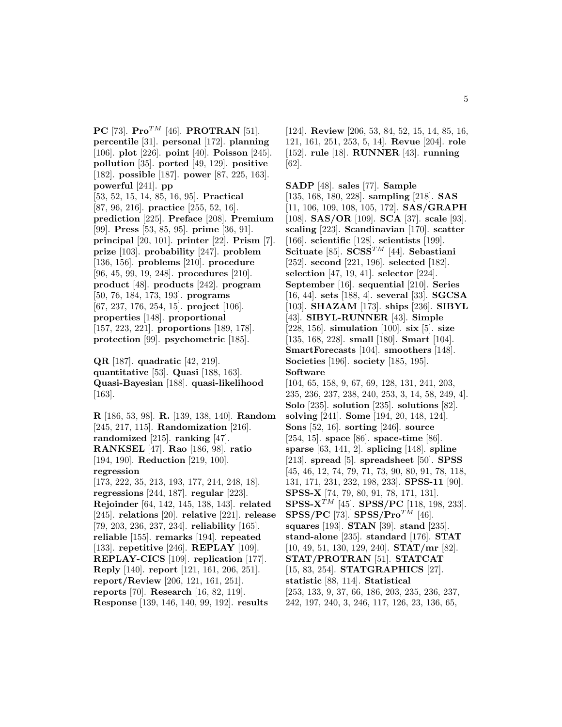**PC** [73]. **Pro**$^{TM}$ [46]. **PROTRAN** [51]. **percentile** [31]. **personal** [172]. **planning** [106]. **plot** [226]. **point** [40]. **Poisson** [245]. **pollution** [35]. **ported** [49, 129]. **positive** [182]. **possible** [187]. **power** [87, 225, 163]. **powerful** [241]. **pp** [53, 52, 15, 14, 85, 16, 95]. **Practical** [87, 96, 216]. **practice** [255, 52, 16]. **prediction** [225]. **Preface** [208]. **Premium** [99]. **Press** [53, 85, 95]. **prime** [36, 91]. **principal** [20, 101]. **printer** [22]. **Prism** [7]. **prize** [103]. **probability** [247]. **problem** [136, 156]. **problems** [210]. **procedure** [96, 45, 99, 19, 248]. **procedures** [210]. **product** [48]. **products** [242]. **program** [50, 76, 184, 173, 193]. **programs** [67, 237, 176, 254, 15]. **project** [106]. **properties** [148]. **proportional** [157, 223, 221]. **proportions** [189, 178]. **protection** [99]. **psychometric** [185].

**QR** [187]. **quadratic** [42, 219]. **quantitative** [53]. **Quasi** [188, 163]. **Quasi-Bayesian** [188]. **quasi-likelihood** [163].

**R** [186, 53, 98]. **R.** [139, 138, 140]. **Random** [245, 217, 115]. **Randomization** [216]. **randomized** [215]. **ranking** [47]. **RANKSEL** [47]. **Rao** [186, 98]. **ratio** [194, 190]. **Reduction** [219, 100]. **regression** [173, 222, 35, 213, 193, 177, 214, 248, 18]. **regressions** [244, 187]. **regular** [223]. **Rejoinder** [64, 142, 145, 138, 143]. **related** [245]. **relations** [20]. **relative** [221]. **release** [79, 203, 236, 237, 234]. **reliability** [165]. **reliable** [155]. **remarks** [194]. **repeated** [133]. **repetitive** [246]. **REPLAY** [109]. **REPLAY-CICS** [109]. **replication** [177]. **Reply** [140]. **report** [121, 161, 206, 251]. **report/Review** [206, 121, 161, 251]. **reports** [70]. **Research** [16, 82, 119]. **Response** [139, 146, 140, 99, 192]. **results** [124]. **Review** [206, 53, 84, 52, 15, 14, 85, 16, 121, 161, 251, 253, 5, 14]. **Revue** [204]. **role** [152]. **rule** [18]. **RUNNER** [43]. **running** [62].

**SADP** [48]. **sales** [77]. **Sample** [135, 168, 180, 228]. **sampling** [218]. **SAS** [11, 106, 109, 108, 105, 172]. **SAS/GRAPH** [108]. **SAS/OR** [109]. **SCA** [37]. **scale** [93]. **scaling** [223]. **Scandinavian** [170]. **scatter** [166]. **scientific** [128]. **scientists** [199]. **Scituate** [85]. **SCSS**$^{TM}$ [44]. **Sebastiani** [252]. **second** [221, 196]. **selected** [182]. **selection** [47, 19, 41]. **selector** [224]. **September** [16]. **sequential** [210]. **Series** [16, 44]. **sets** [188, 4]. **several** [33]. **SGCSA** [103]. **SHAZAM** [173]. **ships** [236]. **SIBYL** [43]. **SIBYL-RUNNER** [43]. **Simple** [228, 156]. **simulation** [100]. **six** [5]. **size** [135, 168, 228]. **small** [180]. **Smart** [104]. **SmartForecasts** [104]. **smoothers** [148]. **Societies** [196]. **society** [185, 195]. **Software** [104, 65, 158, 9, 67, 69, 128, 131, 241, 203, 235, 236, 237, 238, 240, 253, 3, 14, 58, 249, 4]. **Solo** [235]. **solution** [235]. **solutions** [82]. **solving** [241]. **Some** [194, 20, 148, 124]. **Sons** [52, 16]. **sorting** [246]. **source** [254, 15]. **space** [86]. **space-time** [86]. **sparse** [63, 141, 2]. **splicing** [148]. **spline** [213]. **spread** [5]. **spreadsheet** [50]. **SPSS** [45, 46, 12, 74, 79, 71, 73, 90, 80, 91, 78, 118, 131, 171, 231, 232, 198, 233]. **SPSS-11** [90]. **SPSS-X** [74, 79, 80, 91, 78, 171, 131]. **SPSS-X**$^{TM}$ [45]. **SPSS/PC** [118, 198, 233]. **SPSS/PC** [73]. **SPSS/Pro**$^{TM}$ [46]. **squares** [193]. **STAN** [39]. **stand** [235]. **stand-alone** [235]. **standard** [176]. **STAT** [10, 49, 51, 130, 129, 240]. **STAT/mr** [82]. **STAT/PROTRAN** [51]. **STATCAT** [15, 83, 254]. **STATGRAPHICS** [27]. **statistic** [88, 114]. **Statistical** [253, 133, 9, 37, 66, 186, 203, 235, 236, 237, 242, 197, 240, 3, 246, 117, 126, 23, 136, 65,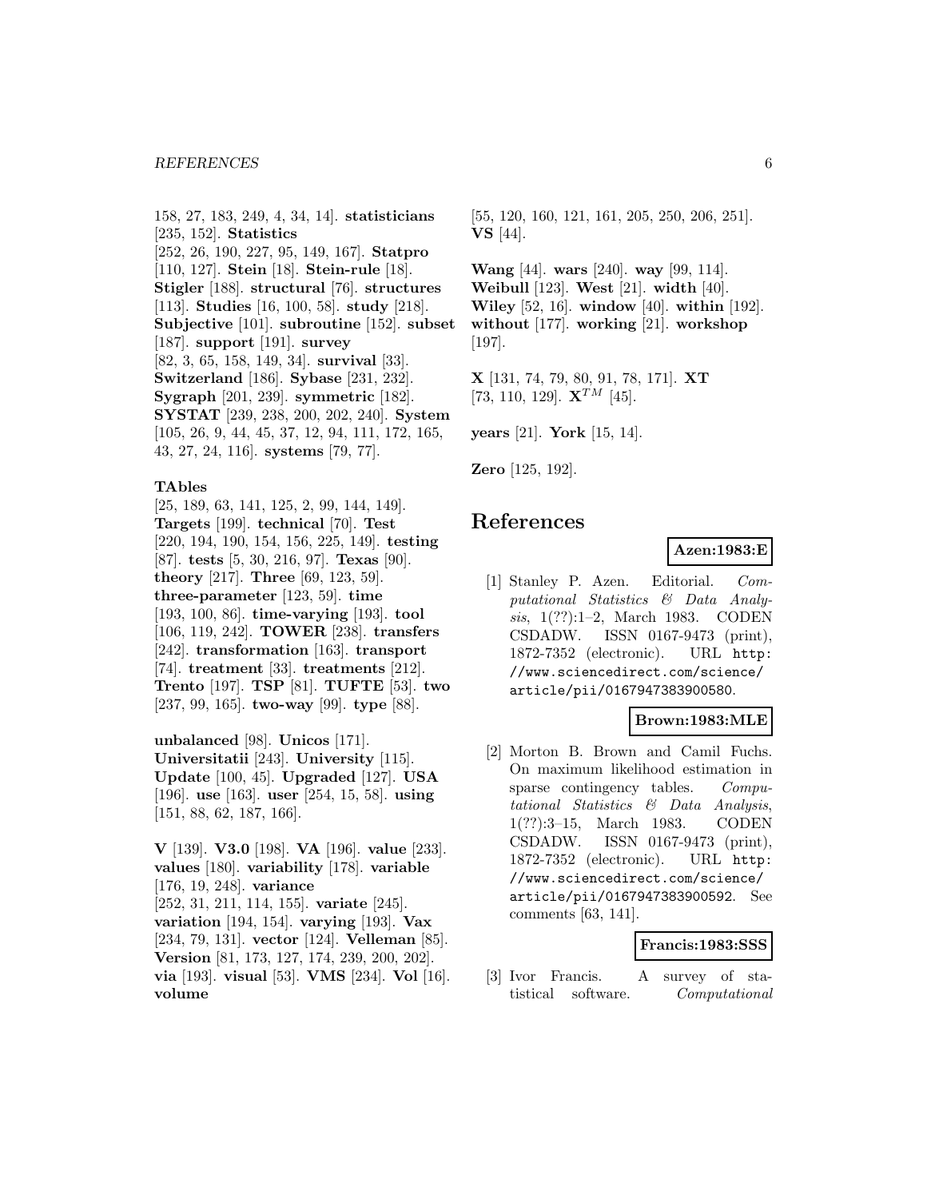158, 27, 183, 249, 4, 34, 14]. **statisticians** [235, 152]. **Statistics** [252, 26, 190, 227, 95, 149, 167]. **Statpro** [110, 127]. **Stein** [18]. **Stein-rule** [18]. **Stigler** [188]. **structural** [76]. **structures** [113]. **Studies** [16, 100, 58]. **study** [218]. **Subjective** [101]. **subroutine** [152]. **subset** [187]. **support** [191]. **survey** [82, 3, 65, 158, 149, 34]. **survival** [33]. **Switzerland** [186]. **Sybase** [231, 232]. **Sygraph** [201, 239]. **symmetric** [182]. **SYSTAT** [239, 238, 200, 202, 240]. **System** [105, 26, 9, 44, 45, 37, 12, 94, 111, 172, 165, 43, 27, 24, 116]. **systems** [79, 77].

**TAbles** [25, 189, 63, 141, 125, 2, 99, 144, 149]. **Targets** [199]. **technical** [70]. **Test** [220, 194, 190, 154, 156, 225, 149]. **testing** [87]. **tests** [5, 30, 216, 97]. **Texas** [90]. **theory** [217]. **Three** [69, 123, 59]. **three-parameter** [123, 59]. **time** [193, 100, 86]. **time-varying** [193]. **tool** [106, 119, 242]. **TOWER** [238]. **transfers** [242]. **transformation** [163]. **transport** [74]. **treatment** [33]. **treatments** [212]. **Trento** [197]. **TSP** [81]. **TUFTE** [53]. **two** [237, 99, 165]. **two-way** [99]. **type** [88].

**unbalanced** [98]. **Unicos** [171]. **Universitatii** [243]. **University** [115]. **Update** [100, 45]. **Upgraded** [127]. **USA** [196]. **use** [163]. **user** [254, 15, 58]. **using** [151, 88, 62, 187, 166].

**V** [139]. **V3.0** [198]. **VA** [196]. **value** [233]. **values** [180]. **variability** [178]. **variable** [176, 19, 248]. **variance** [252, 31, 211, 114, 155]. **variate** [245]. **variation** [194, 154]. **varying** [193]. **Vax** [234, 79, 131]. **vector** [124]. **Velleman** [85]. **Version** [81, 173, 127, 174, 239, 200, 202]. **via** [193]. **visual** [53]. **VMS** [234]. **Vol** [16]. **volume** [55, 120, 160, 121, 161, 205, 250, 206, 251]. **VS** [44].

**Wang** [44]. **wars** [240]. **way** [99, 114]. **Weibull** [123]. **West** [21]. **width** [40]. **Wiley** [52, 16]. **window** [40]. **within** [192]. **without** [177]. **working** [21]. **workshop** [197].

**X** [131, 74, 79, 80, 91, 78, 171]. **XT** [73, 110, 129]. $\mathbf{X}^{TM}$ [45].

**years** [21]. **York** [15, 14].

**Zero** [125, 192].

# References

**Azen:1983:E**

[1] Stanley P. Azen. Editorial. *Computational Statistics & Data Analysis*, 1(??):1–2, March 1983. CODEN CSDADW. ISSN 0167-9473 (print), 1872-7352 (electronic). URL http://www.sciencedirect.com/science/article/pii/0167947383900580.

**Brown:1983:MLE**

[2] Morton B. Brown and Camil Fuchs. On maximum likelihood estimation in sparse contingency tables. *Computational Statistics & Data Analysis*, 1(??):3–15, March 1983. CODEN CSDADW. ISSN 0167-9473 (print), 1872-7352 (electronic). URL http://www.sciencedirect.com/science/article/pii/0167947383900592. See comments [63, 141].

**Francis:1983:SSS**

[3] Ivor Francis. A survey of statistical software. *Computational*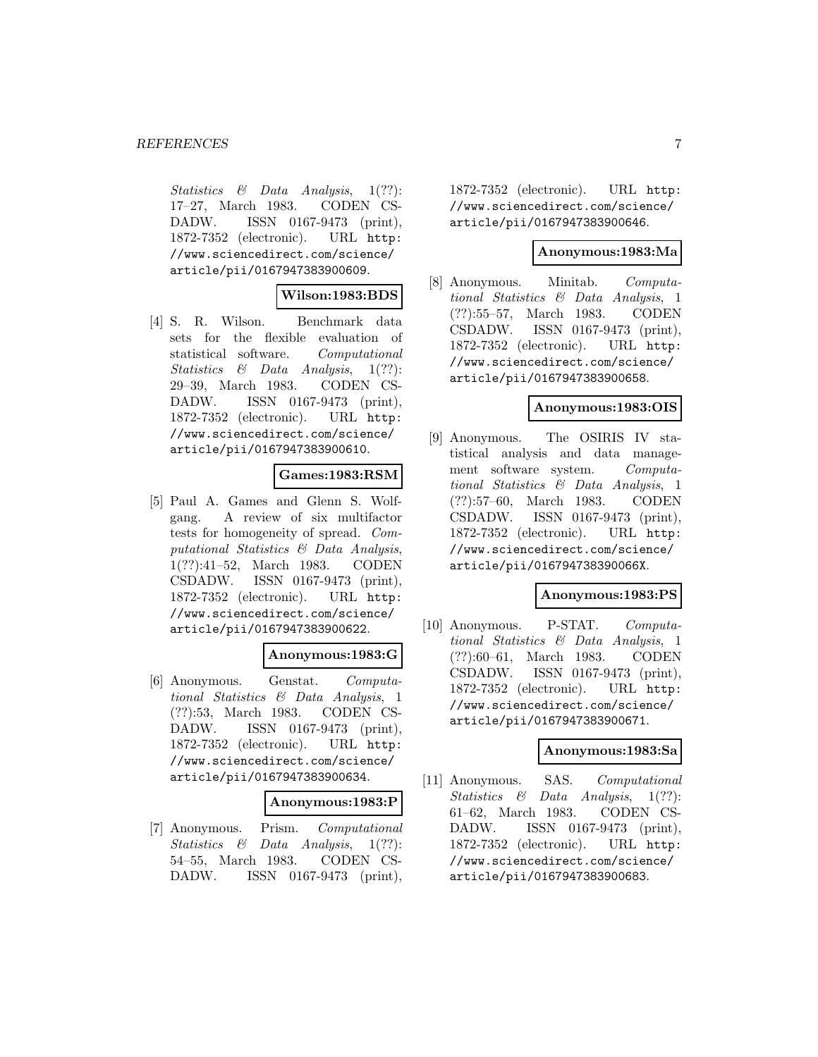*Statistics & Data Analysis*, 1(??): 17–27, March 1983. CODEN CSDADW. ISSN 0167-9473 (print), 1872-7352 (electronic). URL http://www.sciencedirect.com/science/article/pii/0167947383900609.

**Wilson:1983:BDS**

[4] S. R. Wilson. Benchmark data sets for the flexible evaluation of statistical software. *Computational Statistics & Data Analysis*, 1(??): 29–39, March 1983. CODEN CSDADW. ISSN 0167-9473 (print), 1872-7352 (electronic). URL http://www.sciencedirect.com/science/article/pii/0167947383900610.

**Games:1983:RSM**

[5] Paul A. Games and Glenn S. Wolfgang. A review of six multifactor tests for homogeneity of spread. *Computational Statistics & Data Analysis*, 1(??):41–52, March 1983. CODEN CSDADW. ISSN 0167-9473 (print), 1872-7352 (electronic). URL http://www.sciencedirect.com/science/article/pii/0167947383900622.

**Anonymous:1983:G**

[6] Anonymous. Genstat. *Computational Statistics & Data Analysis*, 1 (??):53, March 1983. CODEN CSDADW. ISSN 0167-9473 (print), 1872-7352 (electronic). URL http://www.sciencedirect.com/science/article/pii/0167947383900634.

**Anonymous:1983:P**

[7] Anonymous. Prism. *Computational Statistics & Data Analysis*, 1(??): 54–55, March 1983. CODEN CSDADW. ISSN 0167-9473 (print), 1872-7352 (electronic). URL http://www.sciencedirect.com/science/article/pii/0167947383900646.

**Anonymous:1983:Ma**

[8] Anonymous. Minitab. *Computational Statistics & Data Analysis*, 1 (??):55–57, March 1983. CODEN CSDADW. ISSN 0167-9473 (print), 1872-7352 (electronic). URL http://www.sciencedirect.com/science/article/pii/0167947383900658.

**Anonymous:1983:OIS**

[9] Anonymous. The OSIRIS IV statistical analysis and data management software system. *Computational Statistics & Data Analysis*, 1 (??):57–60, March 1983. CODEN CSDADW. ISSN 0167-9473 (print), 1872-7352 (electronic). URL http://www.sciencedirect.com/science/article/pii/016794738390066X.

**Anonymous:1983:PS**

[10] Anonymous. P-STAT. *Computational Statistics & Data Analysis*, 1 (??):60–61, March 1983. CODEN CSDADW. ISSN 0167-9473 (print), 1872-7352 (electronic). URL http://www.sciencedirect.com/science/article/pii/0167947383900671.

**Anonymous:1983:Sa**

[11] Anonymous. SAS. *Computational Statistics & Data Analysis*, 1(??): 61–62, March 1983. CODEN CSDADW. ISSN 0167-9473 (print), 1872-7352 (electronic). URL http://www.sciencedirect.com/science/article/pii/0167947383900683.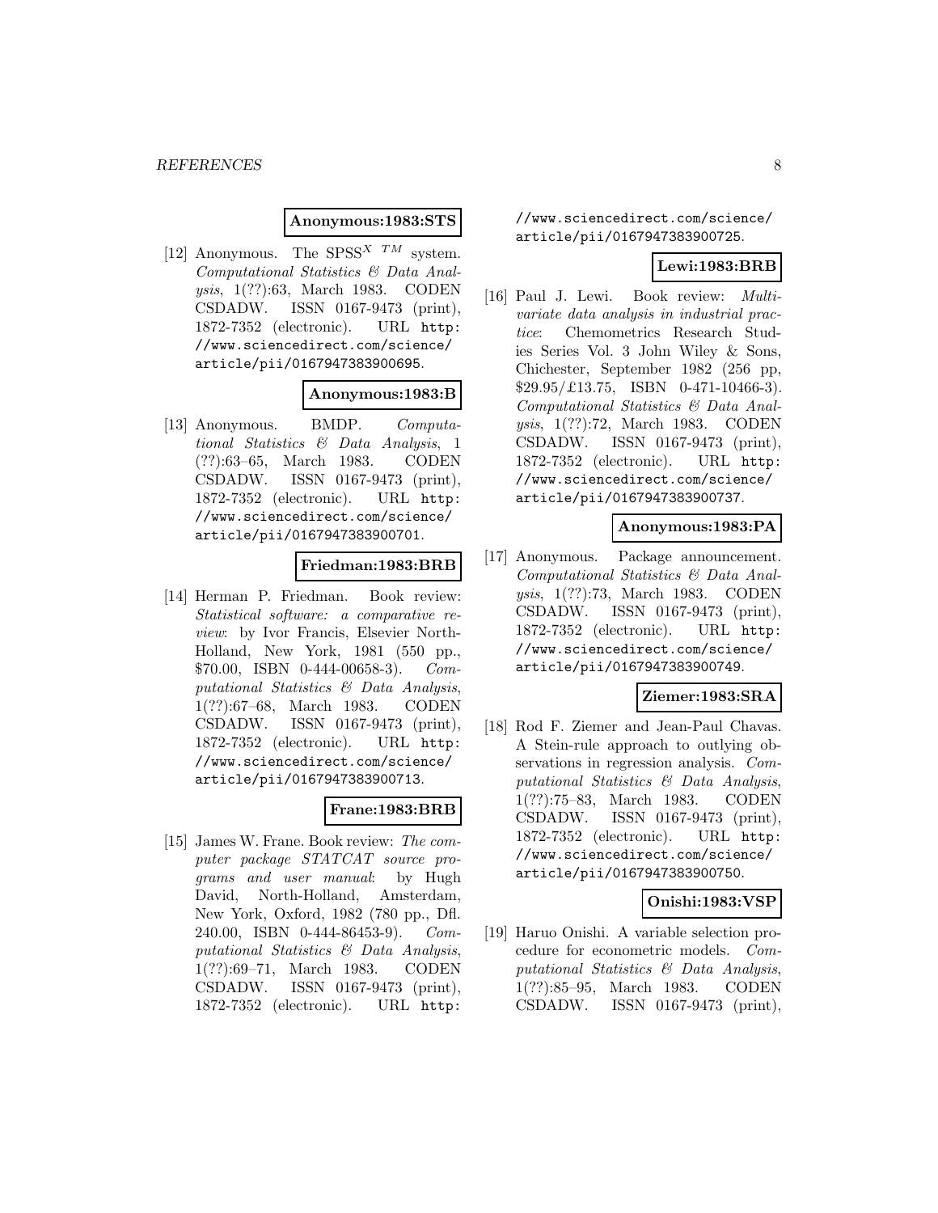**Anonymous:1983:STS**

[12] Anonymous. The SPSS$^{X\ TM}$ system. *Computational Statistics & Data Analysis*, 1(??):63, March 1983. CODEN CSDADW. ISSN 0167-9473 (print), 1872-7352 (electronic). URL http://www.sciencedirect.com/science/article/pii/0167947383900695.

**Anonymous:1983:B**

[13] Anonymous. BMDP. *Computational Statistics & Data Analysis*, 1 (??):63–65, March 1983. CODEN CSDADW. ISSN 0167-9473 (print), 1872-7352 (electronic). URL http://www.sciencedirect.com/science/article/pii/0167947383900701.

**Friedman:1983:BRB**

[14] Herman P. Friedman. Book review: *Statistical software: a comparative review*: by Ivor Francis, Elsevier North-Holland, New York, 1981 (550 pp., $70.00, ISBN 0-444-00658-3). *Computational Statistics & Data Analysis*, 1(??):67–68, March 1983. CODEN CSDADW. ISSN 0167-9473 (print), 1872-7352 (electronic). URL http://www.sciencedirect.com/science/article/pii/0167947383900713.

**Frane:1983:BRB**

[15] James W. Frane. Book review: *The computer package STATCAT source programs and user manual*: by Hugh David, North-Holland, Amsterdam, New York, Oxford, 1982 (780 pp., Dfl. 240.00, ISBN 0-444-86453-9). *Computational Statistics & Data Analysis*, 1(??):69–71, March 1983. CODEN CSDADW. ISSN 0167-9473 (print), 1872-7352 (electronic). URL http://www.sciencedirect.com/science/article/pii/0167947383900725.

**Lewi:1983:BRB**

[16] Paul J. Lewi. Book review: *Multivariate data analysis in industrial practice*: Chemometrics Research Studies Series Vol. 3 John Wiley & Sons, Chichester, September 1982 (256 pp, $29.95/£13.75, ISBN 0-471-10466-3). *Computational Statistics & Data Analysis*, 1(??):72, March 1983. CODEN CSDADW. ISSN 0167-9473 (print), 1872-7352 (electronic). URL http://www.sciencedirect.com/science/article/pii/0167947383900737.

**Anonymous:1983:PA**

[17] Anonymous. Package announcement. *Computational Statistics & Data Analysis*, 1(??):73, March 1983. CODEN CSDADW. ISSN 0167-9473 (print), 1872-7352 (electronic). URL http://www.sciencedirect.com/science/article/pii/0167947383900749.

**Ziemer:1983:SRA**

[18] Rod F. Ziemer and Jean-Paul Chavas. A Stein-rule approach to outlying observations in regression analysis. *Computational Statistics & Data Analysis*, 1(??):75–83, March 1983. CODEN CSDADW. ISSN 0167-9473 (print), 1872-7352 (electronic). URL http://www.sciencedirect.com/science/article/pii/0167947383900750.

**Onishi:1983:VSP**

[19] Haruo Onishi. A variable selection procedure for econometric models. *Computational Statistics & Data Analysis*, 1(??):85–95, March 1983. CODEN CSDADW. ISSN 0167-9473 (print),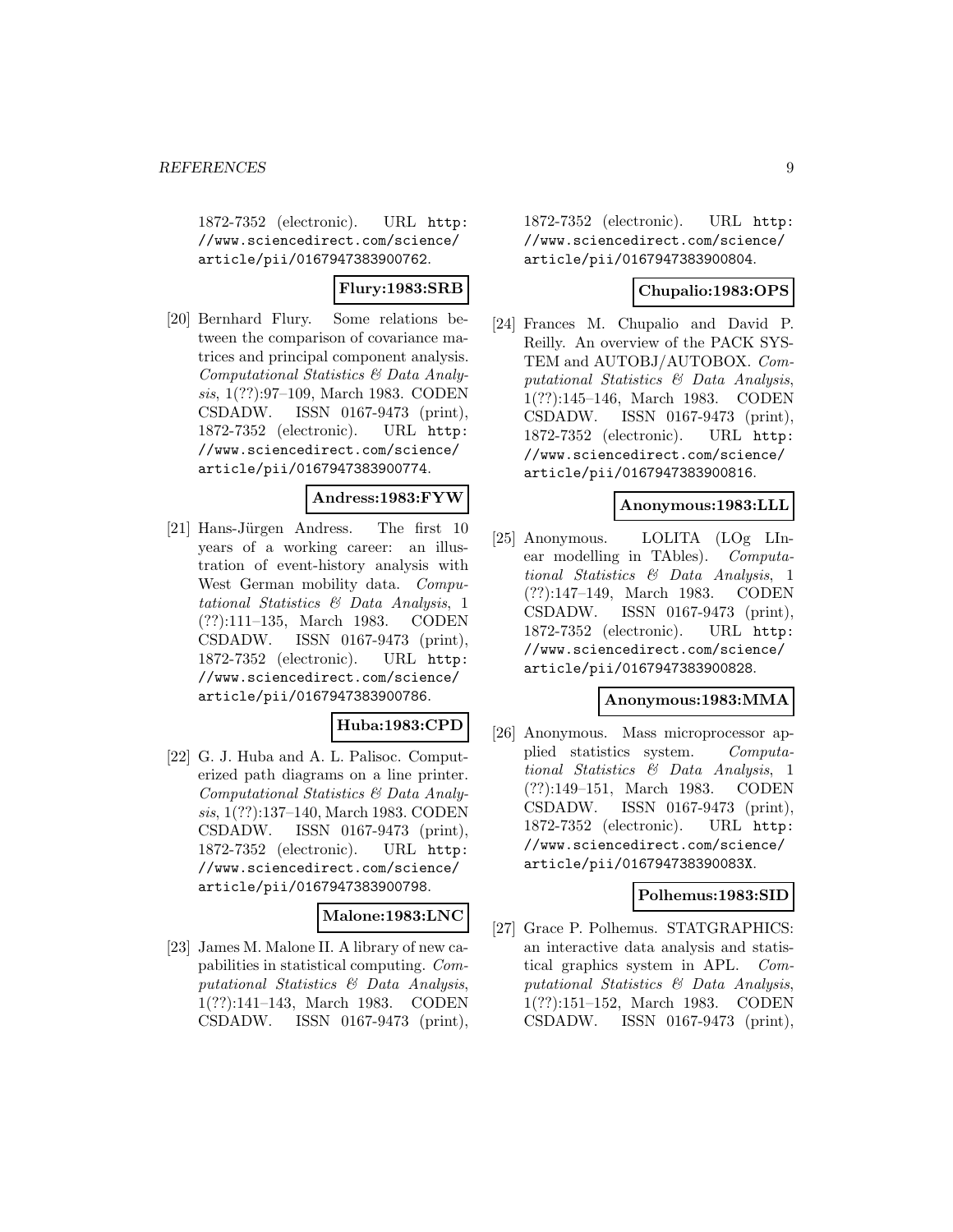1872-7352 (electronic). URL http://www.sciencedirect.com/science/article/pii/0167947383900762.

**Flury:1983:SRB**

[20] Bernhard Flury. Some relations between the comparison of covariance matrices and principal component analysis. *Computational Statistics & Data Analysis*, 1(??):97–109, March 1983. CODEN CSDADW. ISSN 0167-9473 (print), 1872-7352 (electronic). URL http://www.sciencedirect.com/science/article/pii/0167947383900774.

**Andress:1983:FYW**

[21] Hans-Jürgen Andress. The first 10 years of a working career: an illustration of event-history analysis with West German mobility data. *Computational Statistics & Data Analysis*, 1 (??):111–135, March 1983. CODEN CSDADW. ISSN 0167-9473 (print), 1872-7352 (electronic). URL http://www.sciencedirect.com/science/article/pii/0167947383900786.

**Huba:1983:CPD**

[22] G. J. Huba and A. L. Palisoc. Computerized path diagrams on a line printer. *Computational Statistics & Data Analysis*, 1(??):137–140, March 1983. CODEN CSDADW. ISSN 0167-9473 (print), 1872-7352 (electronic). URL http://www.sciencedirect.com/science/article/pii/0167947383900798.

**Malone:1983:LNC**

[23] James M. Malone II. A library of new capabilities in statistical computing. *Computational Statistics & Data Analysis*, 1(??):141–143, March 1983. CODEN CSDADW. ISSN 0167-9473 (print), 1872-7352 (electronic). URL http://www.sciencedirect.com/science/article/pii/0167947383900804.

**Chupalio:1983:OPS**

[24] Frances M. Chupalio and David P. Reilly. An overview of the PACK SYSTEM and AUTOBJ/AUTOBOX. *Computational Statistics & Data Analysis*, 1(??):145–146, March 1983. CODEN CSDADW. ISSN 0167-9473 (print), 1872-7352 (electronic). URL http://www.sciencedirect.com/science/article/pii/0167947383900816.

**Anonymous:1983:LLL**

[25] Anonymous. LOLITA (LOg LInear modelling in TAbles). *Computational Statistics & Data Analysis*, 1 (??):147–149, March 1983. CODEN CSDADW. ISSN 0167-9473 (print), 1872-7352 (electronic). URL http://www.sciencedirect.com/science/article/pii/0167947383900828.

**Anonymous:1983:MMA**

[26] Anonymous. Mass microprocessor applied statistics system. *Computational Statistics & Data Analysis*, 1 (??):149–151, March 1983. CODEN CSDADW. ISSN 0167-9473 (print), 1872-7352 (electronic). URL http://www.sciencedirect.com/science/article/pii/016794738390083X.

**Polhemus:1983:SID**

[27] Grace P. Polhemus. STATGRAPHICS: an interactive data analysis and statistical graphics system in APL. *Computational Statistics & Data Analysis*, 1(??):151–152, March 1983. CODEN CSDADW. ISSN 0167-9473 (print),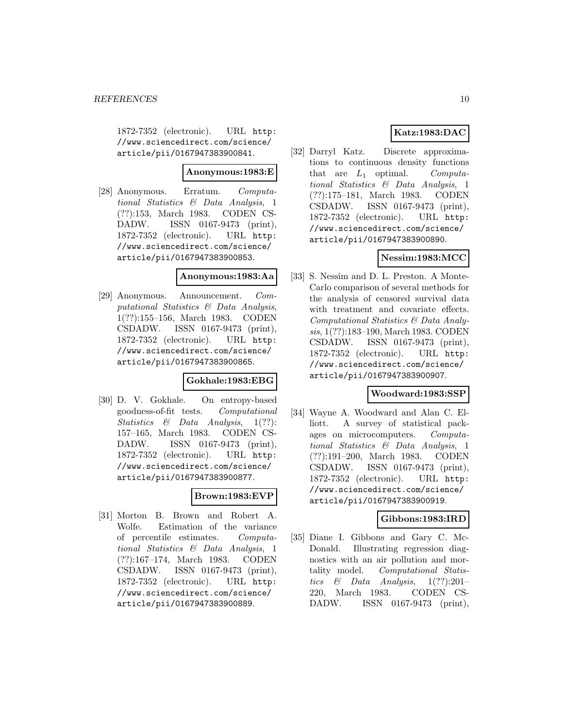1872-7352 (electronic). URL http://www.sciencedirect.com/science/article/pii/0167947383900841.

**Anonymous:1983:E**

[28] Anonymous. Erratum. *Computational Statistics & Data Analysis*, 1 (??):153, March 1983. CODEN CSDADW. ISSN 0167-9473 (print), 1872-7352 (electronic). URL http://www.sciencedirect.com/science/article/pii/0167947383900853.

**Anonymous:1983:Aa**

[29] Anonymous. Announcement. *Computational Statistics & Data Analysis*, 1(??):155–156, March 1983. CODEN CSDADW. ISSN 0167-9473 (print), 1872-7352 (electronic). URL http://www.sciencedirect.com/science/article/pii/0167947383900865.

**Gokhale:1983:EBG**

[30] D. V. Gokhale. On entropy-based goodness-of-fit tests. *Computational Statistics & Data Analysis*, 1(??): 157–165, March 1983. CODEN CSDADW. ISSN 0167-9473 (print), 1872-7352 (electronic). URL http://www.sciencedirect.com/science/article/pii/0167947383900877.

**Brown:1983:EVP**

[31] Morton B. Brown and Robert A. Wolfe. Estimation of the variance of percentile estimates. *Computational Statistics & Data Analysis*, 1 (??):167–174, March 1983. CODEN CSDADW. ISSN 0167-9473 (print), 1872-7352 (electronic). URL http://www.sciencedirect.com/science/article/pii/0167947383900889.

**Katz:1983:DAC**

[32] Darryl Katz. Discrete approximations to continuous density functions that are $L_1$ optimal. *Computational Statistics & Data Analysis*, 1 (??):175–181, March 1983. CODEN CSDADW. ISSN 0167-9473 (print), 1872-7352 (electronic). URL http://www.sciencedirect.com/science/article/pii/0167947383900890.

**Nessim:1983:MCC**

[33] S. Nessim and D. L. Preston. A Monte-Carlo comparison of several methods for the analysis of censored survival data with treatment and covariate effects. *Computational Statistics & Data Analysis*, 1(??):183–190, March 1983. CODEN CSDADW. ISSN 0167-9473 (print), 1872-7352 (electronic). URL http://www.sciencedirect.com/science/article/pii/0167947383900907.

**Woodward:1983:SSP**

[34] Wayne A. Woodward and Alan C. Elliott. A survey of statistical packages on microcomputers. *Computational Statistics & Data Analysis*, 1 (??):191–200, March 1983. CODEN CSDADW. ISSN 0167-9473 (print), 1872-7352 (electronic). URL http://www.sciencedirect.com/science/article/pii/0167947383900919.

**Gibbons:1983:IRD**

[35] Diane I. Gibbons and Gary C. McDonald. Illustrating regression diagnostics with an air pollution and mortality model. *Computational Statistics & Data Analysis*, 1(??):201–220, March 1983. CODEN CSDADW. ISSN 0167-9473 (print),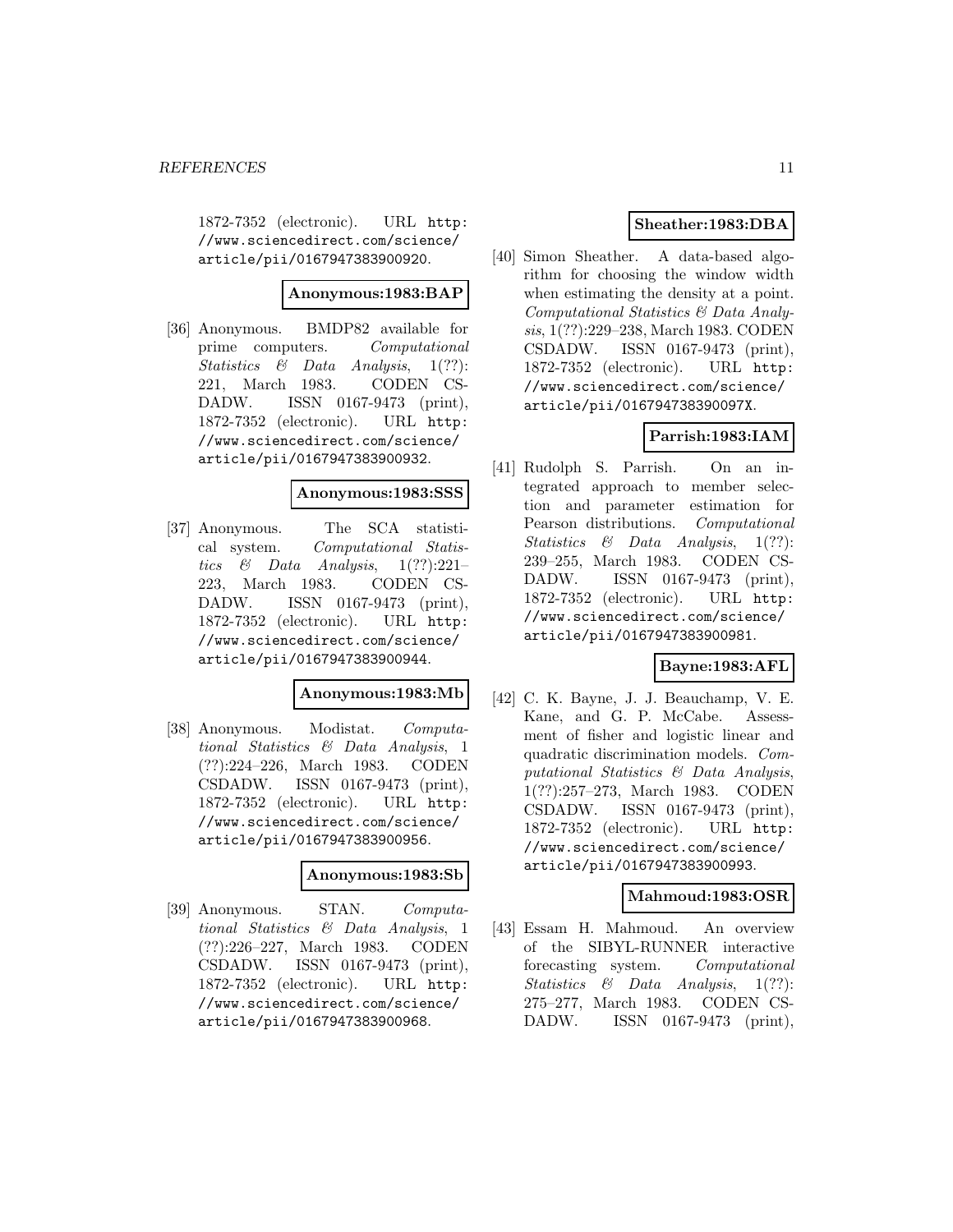1872-7352 (electronic). URL http://www.sciencedirect.com/science/article/pii/0167947383900920.

**Anonymous:1983:BAP**

[36] Anonymous. BMDP82 available for prime computers. *Computational Statistics & Data Analysis*, 1(??): 221, March 1983. CODEN CSDADW. ISSN 0167-9473 (print), 1872-7352 (electronic). URL http://www.sciencedirect.com/science/article/pii/0167947383900932.

**Anonymous:1983:SSS**

[37] Anonymous. The SCA statistical system. *Computational Statistics & Data Analysis*, 1(??):221–223, March 1983. CODEN CSDADW. ISSN 0167-9473 (print), 1872-7352 (electronic). URL http://www.sciencedirect.com/science/article/pii/0167947383900944.

**Anonymous:1983:Mb**

[38] Anonymous. Modistat. *Computational Statistics & Data Analysis*, 1 (??):224–226, March 1983. CODEN CSDADW. ISSN 0167-9473 (print), 1872-7352 (electronic). URL http://www.sciencedirect.com/science/article/pii/0167947383900956.

**Anonymous:1983:Sb**

[39] Anonymous. STAN. *Computational Statistics & Data Analysis*, 1 (??):226–227, March 1983. CODEN CSDADW. ISSN 0167-9473 (print), 1872-7352 (electronic). URL http://www.sciencedirect.com/science/article/pii/0167947383900968.

**Sheather:1983:DBA**

[40] Simon Sheather. A data-based algorithm for choosing the window width when estimating the density at a point. *Computational Statistics & Data Analysis*, 1(??):229–238, March 1983. CODEN CSDADW. ISSN 0167-9473 (print), 1872-7352 (electronic). URL http://www.sciencedirect.com/science/article/pii/016794738390097X.

**Parrish:1983:IAM**

[41] Rudolph S. Parrish. On an integrated approach to member selection and parameter estimation for Pearson distributions. *Computational Statistics & Data Analysis*, 1(??): 239–255, March 1983. CODEN CSDADW. ISSN 0167-9473 (print), 1872-7352 (electronic). URL http://www.sciencedirect.com/science/article/pii/0167947383900981.

**Bayne:1983:AFL**

[42] C. K. Bayne, J. J. Beauchamp, V. E. Kane, and G. P. McCabe. Assessment of fisher and logistic linear and quadratic discrimination models. *Computational Statistics & Data Analysis*, 1(??):257–273, March 1983. CODEN CSDADW. ISSN 0167-9473 (print), 1872-7352 (electronic). URL http://www.sciencedirect.com/science/article/pii/0167947383900993.

**Mahmoud:1983:OSR**

[43] Essam H. Mahmoud. An overview of the SIBYL-RUNNER interactive forecasting system. *Computational Statistics & Data Analysis*, 1(??): 275–277, March 1983. CODEN CSDADW. ISSN 0167-9473 (print),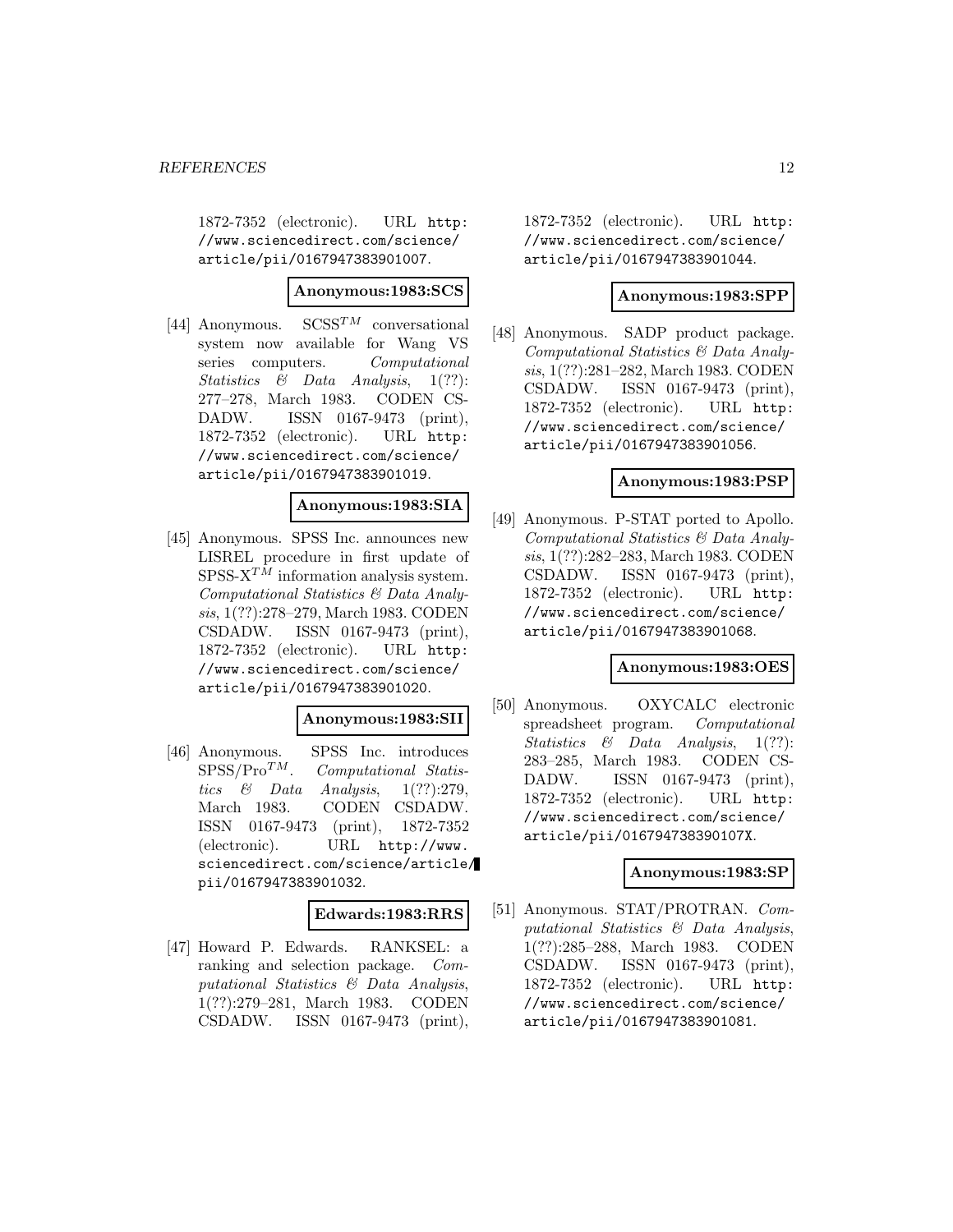1872-7352 (electronic). URL http://www.sciencedirect.com/science/article/pii/0167947383901007.

**Anonymous:1983:SCS**

[44] Anonymous. SCSS$^{TM}$ conversational system now available for Wang VS series computers. *Computational Statistics & Data Analysis*, 1(??): 277–278, March 1983. CODEN CSDADW. ISSN 0167-9473 (print), 1872-7352 (electronic). URL http://www.sciencedirect.com/science/article/pii/0167947383901019.

**Anonymous:1983:SIA**

[45] Anonymous. SPSS Inc. announces new LISREL procedure in first update of SPSS-X$^{TM}$ information analysis system. *Computational Statistics & Data Analysis*, 1(??):278–279, March 1983. CODEN CSDADW. ISSN 0167-9473 (print), 1872-7352 (electronic). URL http://www.sciencedirect.com/science/article/pii/0167947383901020.

**Anonymous:1983:SII**

[46] Anonymous. SPSS Inc. introduces SPSS/Pro$^{TM}$. *Computational Statistics & Data Analysis*, 1(??):279, March 1983. CODEN CSDADW. ISSN 0167-9473 (print), 1872-7352 (electronic). URL http://www.sciencedirect.com/science/article/pii/0167947383901032.

**Edwards:1983:RRS**

[47] Howard P. Edwards. RANKSEL: a ranking and selection package. *Computational Statistics & Data Analysis*, 1(??):279–281, March 1983. CODEN CSDADW. ISSN 0167-9473 (print), 1872-7352 (electronic). URL http://www.sciencedirect.com/science/article/pii/0167947383901044.

**Anonymous:1983:SPP**

[48] Anonymous. SADP product package. *Computational Statistics & Data Analysis*, 1(??):281–282, March 1983. CODEN CSDADW. ISSN 0167-9473 (print), 1872-7352 (electronic). URL http://www.sciencedirect.com/science/article/pii/0167947383901056.

**Anonymous:1983:PSP**

[49] Anonymous. P-STAT ported to Apollo. *Computational Statistics & Data Analysis*, 1(??):282–283, March 1983. CODEN CSDADW. ISSN 0167-9473 (print), 1872-7352 (electronic). URL http://www.sciencedirect.com/science/article/pii/0167947383901068.

**Anonymous:1983:OES**

[50] Anonymous. OXYCALC electronic spreadsheet program. *Computational Statistics & Data Analysis*, 1(??): 283–285, March 1983. CODEN CSDADW. ISSN 0167-9473 (print), 1872-7352 (electronic). URL http://www.sciencedirect.com/science/article/pii/016794738390107X.

**Anonymous:1983:SP**

[51] Anonymous. STAT/PROTRAN. *Computational Statistics & Data Analysis*, 1(??):285–288, March 1983. CODEN CSDADW. ISSN 0167-9473 (print), 1872-7352 (electronic). URL http://www.sciencedirect.com/science/article/pii/0167947383901081.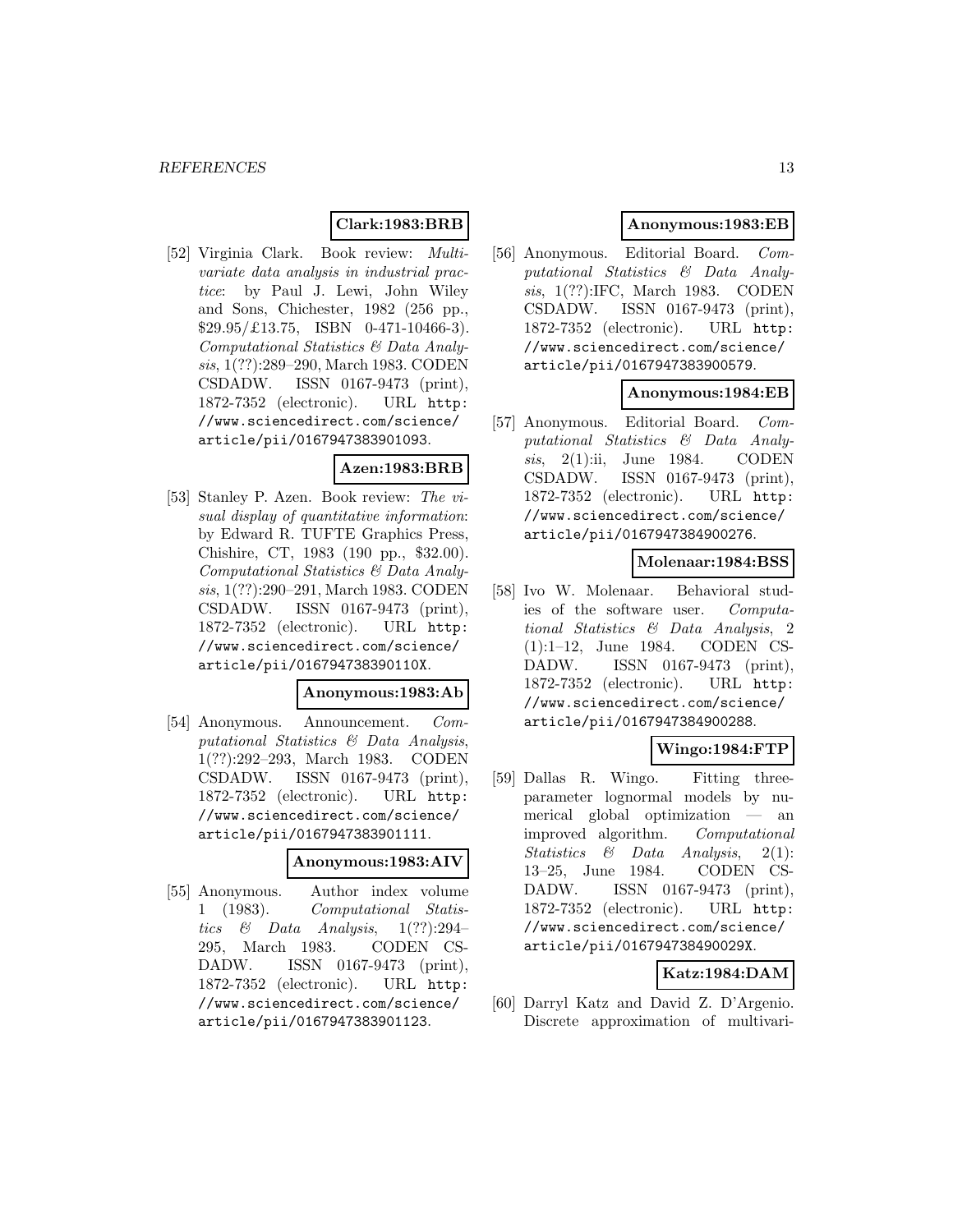**Clark:1983:BRB**

[52] Virginia Clark. Book review: *Multivariate data analysis in industrial practice*: by Paul J. Lewi, John Wiley and Sons, Chichester, 1982 (256 pp., $29.95/£13.75, ISBN 0-471-10466-3). *Computational Statistics & Data Analysis*, 1(??):289–290, March 1983. CODEN CSDADW. ISSN 0167-9473 (print), 1872-7352 (electronic). URL http://www.sciencedirect.com/science/article/pii/0167947383901093.

**Azen:1983:BRB**

[53] Stanley P. Azen. Book review: *The visual display of quantitative information*: by Edward R. TUFTE Graphics Press, Chishire, CT, 1983 (190 pp., $32.00). *Computational Statistics & Data Analysis*, 1(??):290–291, March 1983. CODEN CSDADW. ISSN 0167-9473 (print), 1872-7352 (electronic). URL http://www.sciencedirect.com/science/article/pii/016794738390110X.

**Anonymous:1983:Ab**

[54] Anonymous. Announcement. *Computational Statistics & Data Analysis*, 1(??):292–293, March 1983. CODEN CSDADW. ISSN 0167-9473 (print), 1872-7352 (electronic). URL http://www.sciencedirect.com/science/article/pii/0167947383901111.

**Anonymous:1983:AIV**

[55] Anonymous. Author index volume 1 (1983). *Computational Statistics & Data Analysis*, 1(??):294–295, March 1983. CODEN CSDADW. ISSN 0167-9473 (print), 1872-7352 (electronic). URL http://www.sciencedirect.com/science/article/pii/0167947383901123.

**Anonymous:1983:EB**

[56] Anonymous. Editorial Board. *Computational Statistics & Data Analysis*, 1(??):IFC, March 1983. CODEN CSDADW. ISSN 0167-9473 (print), 1872-7352 (electronic). URL http://www.sciencedirect.com/science/article/pii/0167947383900579.

**Anonymous:1984:EB**

[57] Anonymous. Editorial Board. *Computational Statistics & Data Analysis*, 2(1):ii, June 1984. CODEN CSDADW. ISSN 0167-9473 (print), 1872-7352 (electronic). URL http://www.sciencedirect.com/science/article/pii/0167947384900276.

**Molenaar:1984:BSS**

[58] Ivo W. Molenaar. Behavioral studies of the software user. *Computational Statistics & Data Analysis*, 2(1):1–12, June 1984. CODEN CSDADW. ISSN 0167-9473 (print), 1872-7352 (electronic). URL http://www.sciencedirect.com/science/article/pii/0167947384900288.

**Wingo:1984:FTP**

[59] Dallas R. Wingo. Fitting three-parameter lognormal models by numerical global optimization — an improved algorithm. *Computational Statistics & Data Analysis*, 2(1):13–25, June 1984. CODEN CSDADW. ISSN 0167-9473 (print), 1872-7352 (electronic). URL http://www.sciencedirect.com/science/article/pii/016794738490029X.

**Katz:1984:DAM**

[60] Darryl Katz and David Z. D'Argenio. Discrete approximation of multivari-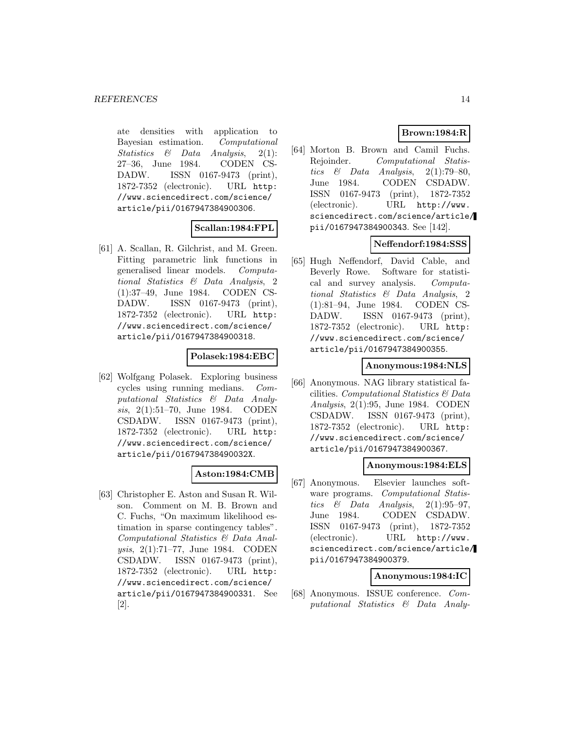ate densities with application to Bayesian estimation. *Computational Statistics & Data Analysis*, 2(1): 27–36, June 1984. CODEN CSDADW. ISSN 0167-9473 (print), 1872-7352 (electronic). URL http://www.sciencedirect.com/science/article/pii/0167947384900306.

**Scallan:1984:FPL**

[61] A. Scallan, R. Gilchrist, and M. Green. Fitting parametric link functions in generalised linear models. *Computational Statistics & Data Analysis*, 2 (1):37–49, June 1984. CODEN CSDADW. ISSN 0167-9473 (print), 1872-7352 (electronic). URL http://www.sciencedirect.com/science/article/pii/0167947384900318.

**Polasek:1984:EBC**

[62] Wolfgang Polasek. Exploring business cycles using running medians. *Computational Statistics & Data Analysis*, 2(1):51–70, June 1984. CODEN CSDADW. ISSN 0167-9473 (print), 1872-7352 (electronic). URL http://www.sciencedirect.com/science/article/pii/016794738490032X.

**Aston:1984:CMB**

[63] Christopher E. Aston and Susan R. Wilson. Comment on M. B. Brown and C. Fuchs, "On maximum likelihood estimation in sparse contingency tables". *Computational Statistics & Data Analysis*, 2(1):71–77, June 1984. CODEN CSDADW. ISSN 0167-9473 (print), 1872-7352 (electronic). URL http://www.sciencedirect.com/science/article/pii/0167947384900331. See [2].

**Brown:1984:R**

[64] Morton B. Brown and Camil Fuchs. Rejoinder. *Computational Statistics & Data Analysis*, 2(1):79–80, June 1984. CODEN CSDADW. ISSN 0167-9473 (print), 1872-7352 (electronic). URL http://www.sciencedirect.com/science/article/pii/0167947384900343. See [142].

**Neffendorf:1984:SSS**

[65] Hugh Neffendorf, David Cable, and Beverly Rowe. Software for statistical and survey analysis. *Computational Statistics & Data Analysis*, 2 (1):81–94, June 1984. CODEN CSDADW. ISSN 0167-9473 (print), 1872-7352 (electronic). URL http://www.sciencedirect.com/science/article/pii/0167947384900355.

**Anonymous:1984:NLS**

[66] Anonymous. NAG library statistical facilities. *Computational Statistics & Data Analysis*, 2(1):95, June 1984. CODEN CSDADW. ISSN 0167-9473 (print), 1872-7352 (electronic). URL http://www.sciencedirect.com/science/article/pii/0167947384900367.

**Anonymous:1984:ELS**

[67] Anonymous. Elsevier launches software programs. *Computational Statistics & Data Analysis*, 2(1):95–97, June 1984. CODEN CSDADW. ISSN 0167-9473 (print), 1872-7352 (electronic). URL http://www.sciencedirect.com/science/article/pii/0167947384900379.

**Anonymous:1984:IC**

[68] Anonymous. ISSUE conference. *Computational Statistics & Data Analy-*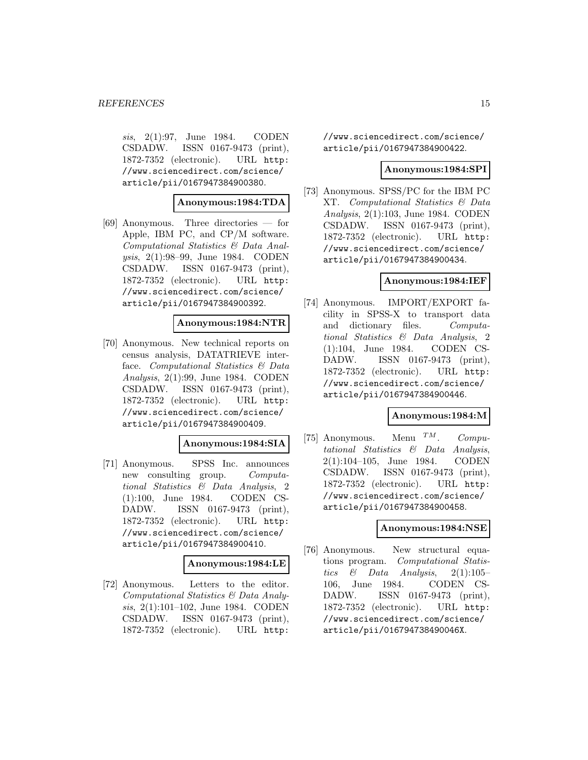*sis*, 2(1):97, June 1984. CODEN CSDADW. ISSN 0167-9473 (print), 1872-7352 (electronic). URL http://www.sciencedirect.com/science/article/pii/0167947384900380.

**Anonymous:1984:TDA**

[69] Anonymous. Three directories — for Apple, IBM PC, and CP/M software. *Computational Statistics & Data Analysis*, 2(1):98–99, June 1984. CODEN CSDADW. ISSN 0167-9473 (print), 1872-7352 (electronic). URL http://www.sciencedirect.com/science/article/pii/0167947384900392.

**Anonymous:1984:NTR**

[70] Anonymous. New technical reports on census analysis, DATATRIEVE interface. *Computational Statistics & Data Analysis*, 2(1):99, June 1984. CODEN CSDADW. ISSN 0167-9473 (print), 1872-7352 (electronic). URL http://www.sciencedirect.com/science/article/pii/0167947384900409.

**Anonymous:1984:SIA**

[71] Anonymous. SPSS Inc. announces new consulting group. *Computational Statistics & Data Analysis*, 2 (1):100, June 1984. CODEN CSDADW. ISSN 0167-9473 (print), 1872-7352 (electronic). URL http://www.sciencedirect.com/science/article/pii/0167947384900410.

**Anonymous:1984:LE**

[72] Anonymous. Letters to the editor. *Computational Statistics & Data Analysis*, 2(1):101–102, June 1984. CODEN CSDADW. ISSN 0167-9473 (print), 1872-7352 (electronic). URL http://www.sciencedirect.com/science/article/pii/0167947384900422.

**Anonymous:1984:SPI**

[73] Anonymous. SPSS/PC for the IBM PC XT. *Computational Statistics & Data Analysis*, 2(1):103, June 1984. CODEN CSDADW. ISSN 0167-9473 (print), 1872-7352 (electronic). URL http://www.sciencedirect.com/science/article/pii/0167947384900434.

**Anonymous:1984:IEF**

[74] Anonymous. IMPORT/EXPORT facility in SPSS-X to transport data and dictionary files. *Computational Statistics & Data Analysis*, 2 (1):104, June 1984. CODEN CSDADW. ISSN 0167-9473 (print), 1872-7352 (electronic). URL http://www.sciencedirect.com/science/article/pii/0167947384900446.

**Anonymous:1984:M**

[75] Anonymous. Menu $^{TM}$. *Computational Statistics & Data Analysis*, 2(1):104–105, June 1984. CODEN CSDADW. ISSN 0167-9473 (print), 1872-7352 (electronic). URL http://www.sciencedirect.com/science/article/pii/0167947384900458.

**Anonymous:1984:NSE**

[76] Anonymous. New structural equations program. *Computational Statistics & Data Analysis*, 2(1):105–106, June 1984. CODEN CSDADW. ISSN 0167-9473 (print), 1872-7352 (electronic). URL http://www.sciencedirect.com/science/article/pii/016794738490046X.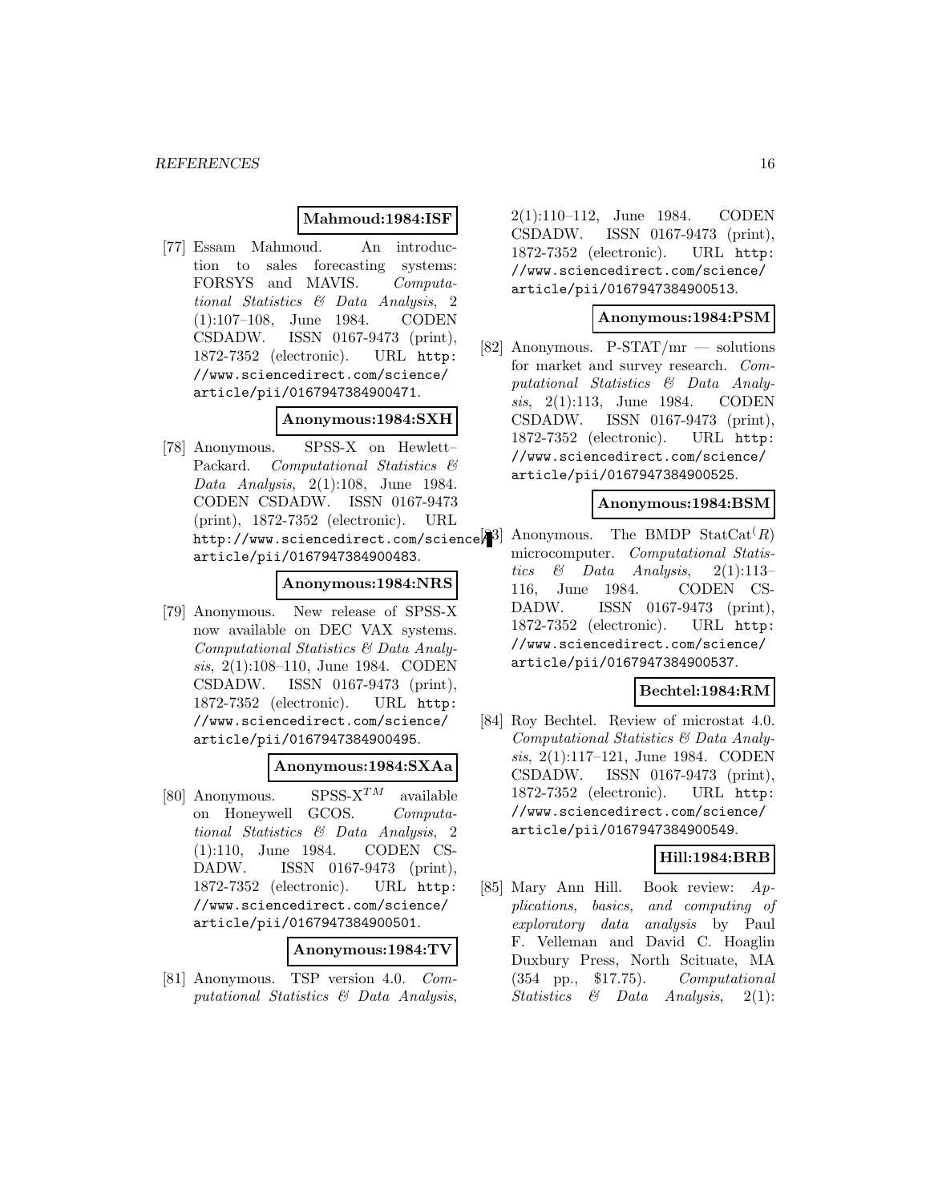**Mahmoud:1984:ISF**

[77] Essam Mahmoud. An introduction to sales forecasting systems: FORSYS and MAVIS. *Computational Statistics & Data Analysis*, 2 (1):107–108, June 1984. CODEN CSDADW. ISSN 0167-9473 (print), 1872-7352 (electronic). URL http://www.sciencedirect.com/science/article/pii/0167947384900471.

**Anonymous:1984:SXH**

[78] Anonymous. SPSS-X on Hewlett–Packard. *Computational Statistics & Data Analysis*, 2(1):108, June 1984. CODEN CSDADW. ISSN 0167-9473 (print), 1872-7352 (electronic). URL http://www.sciencedirect.com/science/article/pii/0167947384900483.

**Anonymous:1984:NRS**

[79] Anonymous. New release of SPSS-X now available on DEC VAX systems. *Computational Statistics & Data Analysis*, 2(1):108–110, June 1984. CODEN CSDADW. ISSN 0167-9473 (print), 1872-7352 (electronic). URL http://www.sciencedirect.com/science/article/pii/0167947384900495.

**Anonymous:1984:SXAa**

[80] Anonymous. SPSS-$X^{TM}$ available on Honeywell GCOS. *Computational Statistics & Data Analysis*, 2 (1):110, June 1984. CODEN CSDADW. ISSN 0167-9473 (print), 1872-7352 (electronic). URL http://www.sciencedirect.com/science/article/pii/0167947384900501.

**Anonymous:1984:TV**

[81] Anonymous. TSP version 4.0. *Computational Statistics & Data Analysis*, 2(1):110–112, June 1984. CODEN CSDADW. ISSN 0167-9473 (print), 1872-7352 (electronic). URL http://www.sciencedirect.com/science/article/pii/0167947384900513.

**Anonymous:1984:PSM**

[82] Anonymous. P-STAT/mr — solutions for market and survey research. *Computational Statistics & Data Analysis*, 2(1):113, June 1984. CODEN CSDADW. ISSN 0167-9473 (print), 1872-7352 (electronic). URL http://www.sciencedirect.com/science/article/pii/0167947384900525.

**Anonymous:1984:BSM**

[83] Anonymous. The BMDP StatCat$^{(R)}$ microcomputer. *Computational Statistics & Data Analysis*, 2(1):113–116, June 1984. CODEN CSDADW. ISSN 0167-9473 (print), 1872-7352 (electronic). URL http://www.sciencedirect.com/science/article/pii/0167947384900537.

**Bechtel:1984:RM**

[84] Roy Bechtel. Review of microstat 4.0. *Computational Statistics & Data Analysis*, 2(1):117–121, June 1984. CODEN CSDADW. ISSN 0167-9473 (print), 1872-7352 (electronic). URL http://www.sciencedirect.com/science/article/pii/0167947384900549.

**Hill:1984:BRB**

[85] Mary Ann Hill. Book review: *Applications, basics, and computing of exploratory data analysis* by Paul F. Velleman and David C. Hoaglin Duxbury Press, North Scituate, MA (354 pp., $17.75). *Computational Statistics & Data Analysis*, 2(1):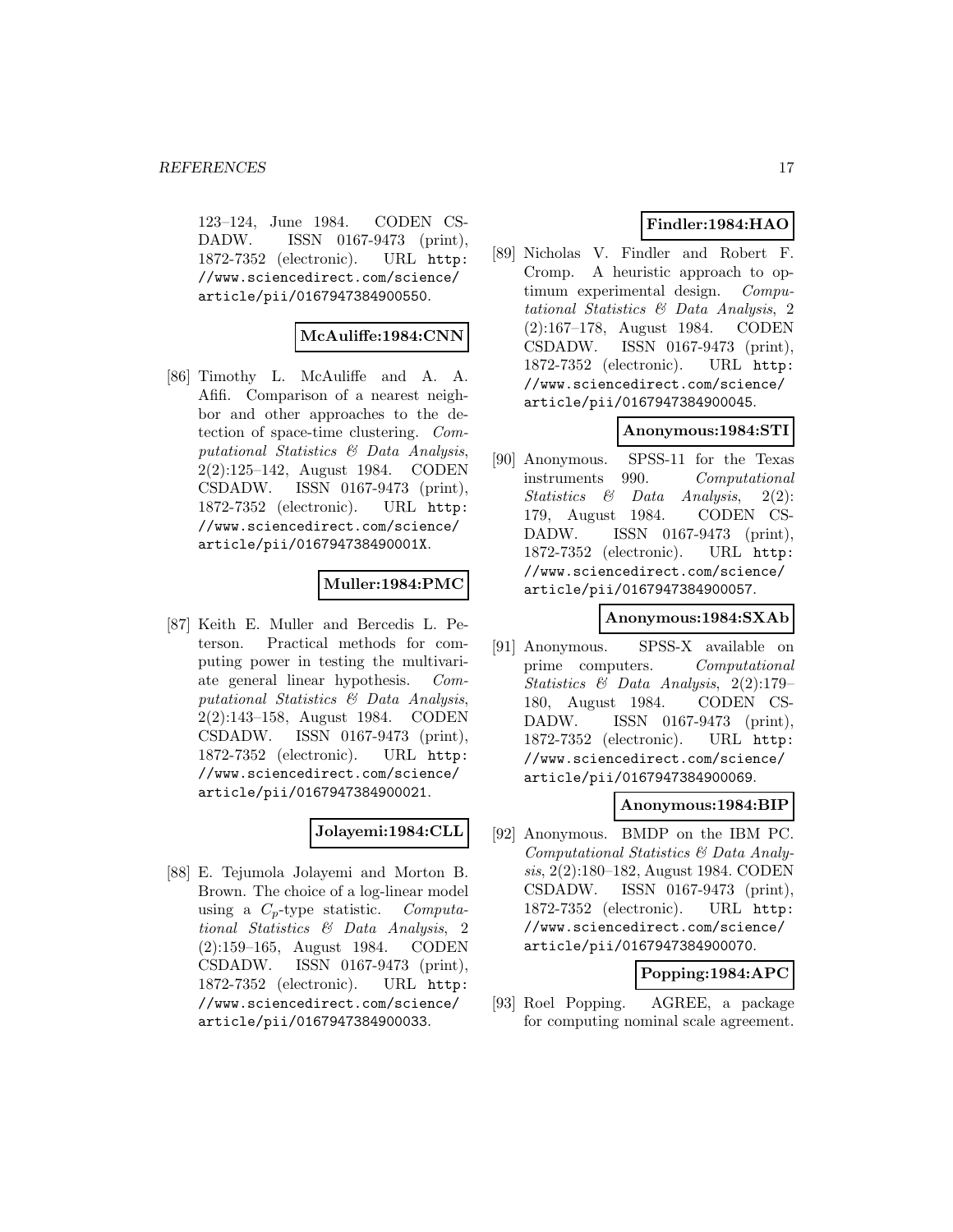123–124, June 1984. CODEN CSDADW. ISSN 0167-9473 (print), 1872-7352 (electronic). URL http://www.sciencedirect.com/science/article/pii/0167947384900550.

**McAuliffe:1984:CNN**

[86] Timothy L. McAuliffe and A. A. Afifi. Comparison of a nearest neighbor and other approaches to the detection of space-time clustering. *Computational Statistics & Data Analysis*, 2(2):125–142, August 1984. CODEN CSDADW. ISSN 0167-9473 (print), 1872-7352 (electronic). URL http://www.sciencedirect.com/science/article/pii/016794738490001X.

**Muller:1984:PMC**

[87] Keith E. Muller and Bercedis L. Peterson. Practical methods for computing power in testing the multivariate general linear hypothesis. *Computational Statistics & Data Analysis*, 2(2):143–158, August 1984. CODEN CSDADW. ISSN 0167-9473 (print), 1872-7352 (electronic). URL http://www.sciencedirect.com/science/article/pii/0167947384900021.

**Jolayemi:1984:CLL**

[88] E. Tejumola Jolayemi and Morton B. Brown. The choice of a log-linear model using a $C_p$-type statistic. *Computational Statistics & Data Analysis*, 2(2):159–165, August 1984. CODEN CSDADW. ISSN 0167-9473 (print), 1872-7352 (electronic). URL http://www.sciencedirect.com/science/article/pii/0167947384900033.

**Findler:1984:HAO**

[89] Nicholas V. Findler and Robert F. Cromp. A heuristic approach to optimum experimental design. *Computational Statistics & Data Analysis*, 2(2):167–178, August 1984. CODEN CSDADW. ISSN 0167-9473 (print), 1872-7352 (electronic). URL http://www.sciencedirect.com/science/article/pii/0167947384900045.

**Anonymous:1984:STI**

[90] Anonymous. SPSS-11 for the Texas instruments 990. *Computational Statistics & Data Analysis*, 2(2):179, August 1984. CODEN CSDADW. ISSN 0167-9473 (print), 1872-7352 (electronic). URL http://www.sciencedirect.com/science/article/pii/0167947384900057.

**Anonymous:1984:SXAb**

[91] Anonymous. SPSS-X available on prime computers. *Computational Statistics & Data Analysis*, 2(2):179–180, August 1984. CODEN CSDADW. ISSN 0167-9473 (print), 1872-7352 (electronic). URL http://www.sciencedirect.com/science/article/pii/0167947384900069.

**Anonymous:1984:BIP**

[92] Anonymous. BMDP on the IBM PC. *Computational Statistics & Data Analysis*, 2(2):180–182, August 1984. CODEN CSDADW. ISSN 0167-9473 (print), 1872-7352 (electronic). URL http://www.sciencedirect.com/science/article/pii/0167947384900070.

**Popping:1984:APC**

[93] Roel Popping. AGREE, a package for computing nominal scale agreement.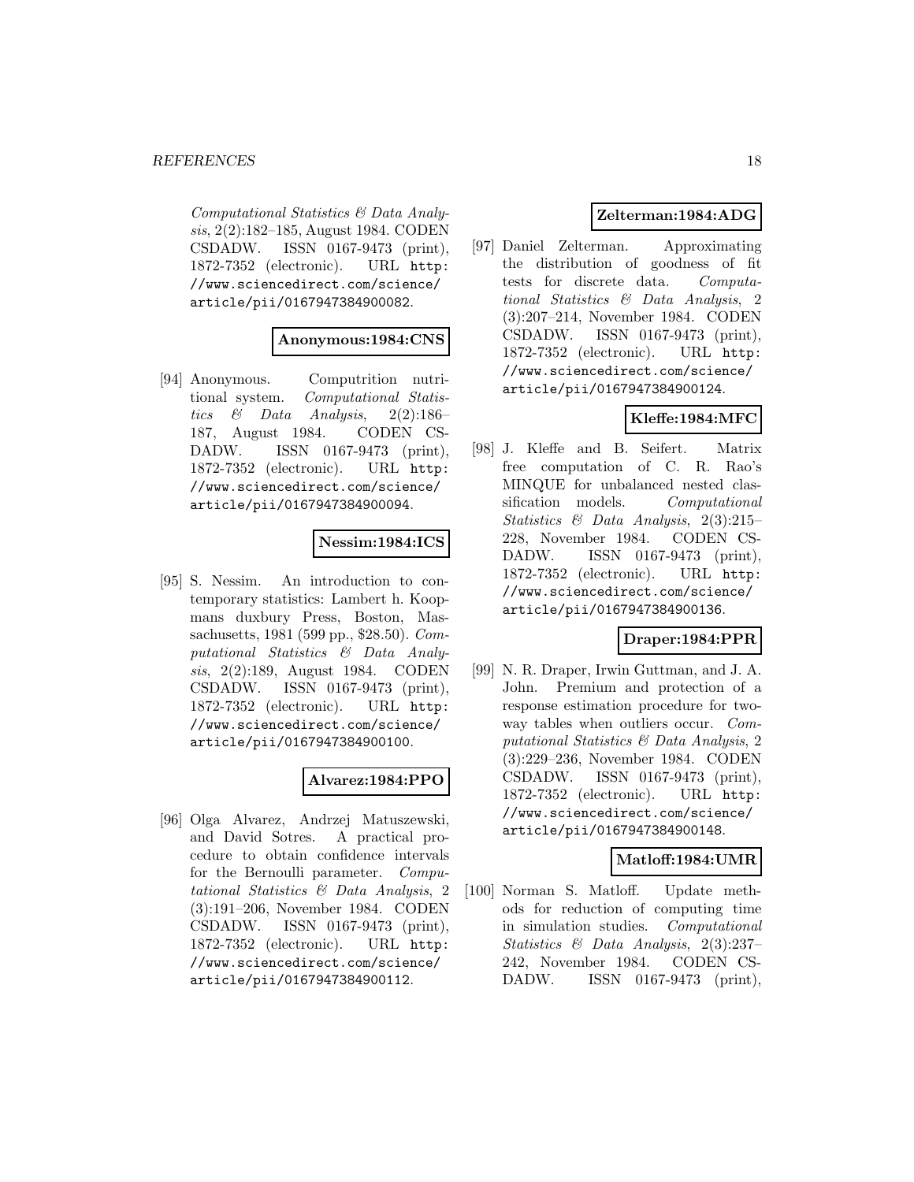*Computational Statistics & Data Analysis*, 2(2):182–185, August 1984. CODEN CSDADW. ISSN 0167-9473 (print), 1872-7352 (electronic). URL http://www.sciencedirect.com/science/article/pii/0167947384900082.

**Anonymous:1984:CNS**

[94] Anonymous. Computrition nutritional system. *Computational Statistics & Data Analysis*, 2(2):186–187, August 1984. CODEN CSDADW. ISSN 0167-9473 (print), 1872-7352 (electronic). URL http://www.sciencedirect.com/science/article/pii/0167947384900094.

**Nessim:1984:ICS**

[95] S. Nessim. An introduction to contemporary statistics: Lambert h. Koopmans duxbury Press, Boston, Massachusetts, 1981 (599 pp., $28.50). *Computational Statistics & Data Analysis*, 2(2):189, August 1984. CODEN CSDADW. ISSN 0167-9473 (print), 1872-7352 (electronic). URL http://www.sciencedirect.com/science/article/pii/0167947384900100.

**Alvarez:1984:PPO**

[96] Olga Alvarez, Andrzej Matuszewski, and David Sotres. A practical procedure to obtain confidence intervals for the Bernoulli parameter. *Computational Statistics & Data Analysis*, 2 (3):191–206, November 1984. CODEN CSDADW. ISSN 0167-9473 (print), 1872-7352 (electronic). URL http://www.sciencedirect.com/science/article/pii/0167947384900112.

**Zelterman:1984:ADG**

[97] Daniel Zelterman. Approximating the distribution of goodness of fit tests for discrete data. *Computational Statistics & Data Analysis*, 2 (3):207–214, November 1984. CODEN CSDADW. ISSN 0167-9473 (print), 1872-7352 (electronic). URL http://www.sciencedirect.com/science/article/pii/0167947384900124.

**Kleffe:1984:MFC**

[98] J. Kleffe and B. Seifert. Matrix free computation of C. R. Rao's MINQUE for unbalanced nested classification models. *Computational Statistics & Data Analysis*, 2(3):215–228, November 1984. CODEN CSDADW. ISSN 0167-9473 (print), 1872-7352 (electronic). URL http://www.sciencedirect.com/science/article/pii/0167947384900136.

**Draper:1984:PPR**

[99] N. R. Draper, Irwin Guttman, and J. A. John. Premium and protection of a response estimation procedure for two-way tables when outliers occur. *Computational Statistics & Data Analysis*, 2 (3):229–236, November 1984. CODEN CSDADW. ISSN 0167-9473 (print), 1872-7352 (electronic). URL http://www.sciencedirect.com/science/article/pii/0167947384900148.

**Matloff:1984:UMR**

[100] Norman S. Matloff. Update methods for reduction of computing time in simulation studies. *Computational Statistics & Data Analysis*, 2(3):237–242, November 1984. CODEN CSDADW. ISSN 0167-9473 (print),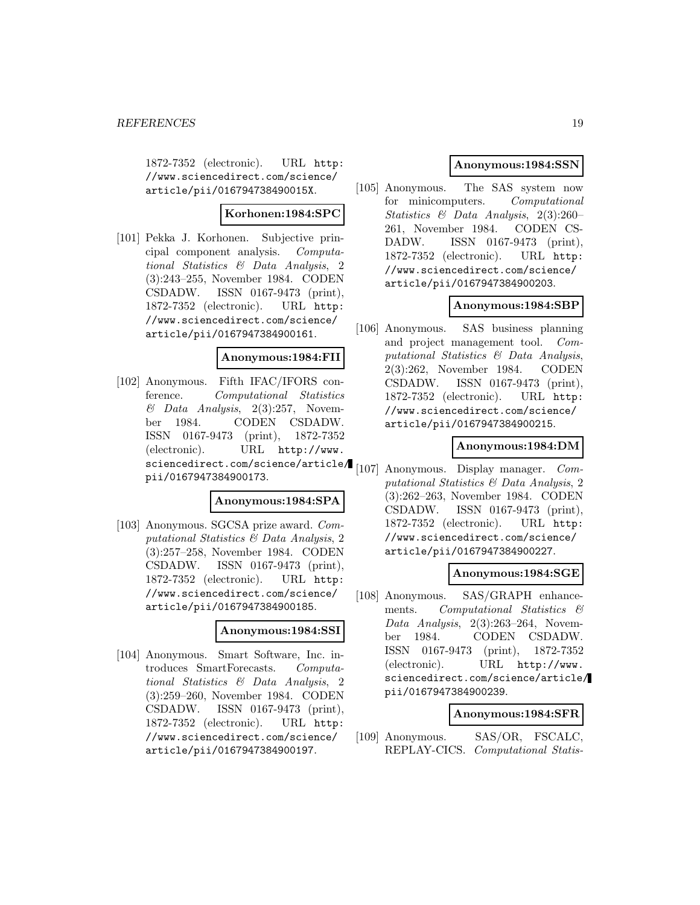1872-7352 (electronic). URL http://www.sciencedirect.com/science/article/pii/016794738490015X.

**Korhonen:1984:SPC**

[101] Pekka J. Korhonen. Subjective principal component analysis. *Computational Statistics & Data Analysis*, 2 (3):243–255, November 1984. CODEN CSDADW. ISSN 0167-9473 (print), 1872-7352 (electronic). URL http://www.sciencedirect.com/science/article/pii/0167947384900161.

**Anonymous:1984:FII**

[102] Anonymous. Fifth IFAC/IFORS conference. *Computational Statistics & Data Analysis*, 2(3):257, November 1984. CODEN CSDADW. ISSN 0167-9473 (print), 1872-7352 (electronic). URL http://www.sciencedirect.com/science/article/pii/0167947384900173.

**Anonymous:1984:SPA**

[103] Anonymous. SGCSA prize award. *Computational Statistics & Data Analysis*, 2 (3):257–258, November 1984. CODEN CSDADW. ISSN 0167-9473 (print), 1872-7352 (electronic). URL http://www.sciencedirect.com/science/article/pii/0167947384900185.

**Anonymous:1984:SSI**

[104] Anonymous. Smart Software, Inc. introduces SmartForecasts. *Computational Statistics & Data Analysis*, 2 (3):259–260, November 1984. CODEN CSDADW. ISSN 0167-9473 (print), 1872-7352 (electronic). URL http://www.sciencedirect.com/science/article/pii/0167947384900197.

**Anonymous:1984:SSN**

[105] Anonymous. The SAS system now for minicomputers. *Computational Statistics & Data Analysis*, 2(3):260–261, November 1984. CODEN CSDADW. ISSN 0167-9473 (print), 1872-7352 (electronic). URL http://www.sciencedirect.com/science/article/pii/0167947384900203.

**Anonymous:1984:SBP**

[106] Anonymous. SAS business planning and project management tool. *Computational Statistics & Data Analysis*, 2(3):262, November 1984. CODEN CSDADW. ISSN 0167-9473 (print), 1872-7352 (electronic). URL http://www.sciencedirect.com/science/article/pii/0167947384900215.

**Anonymous:1984:DM**

[107] Anonymous. Display manager. *Computational Statistics & Data Analysis*, 2 (3):262–263, November 1984. CODEN CSDADW. ISSN 0167-9473 (print), 1872-7352 (electronic). URL http://www.sciencedirect.com/science/article/pii/0167947384900227.

**Anonymous:1984:SGE**

[108] Anonymous. SAS/GRAPH enhancements. *Computational Statistics & Data Analysis*, 2(3):263–264, November 1984. CODEN CSDADW. ISSN 0167-9473 (print), 1872-7352 (electronic). URL http://www.sciencedirect.com/science/article/pii/0167947384900239.

**Anonymous:1984:SFR**

[109] Anonymous. SAS/OR, FSCALC, REPLAY-CICS. *Computational Statis-*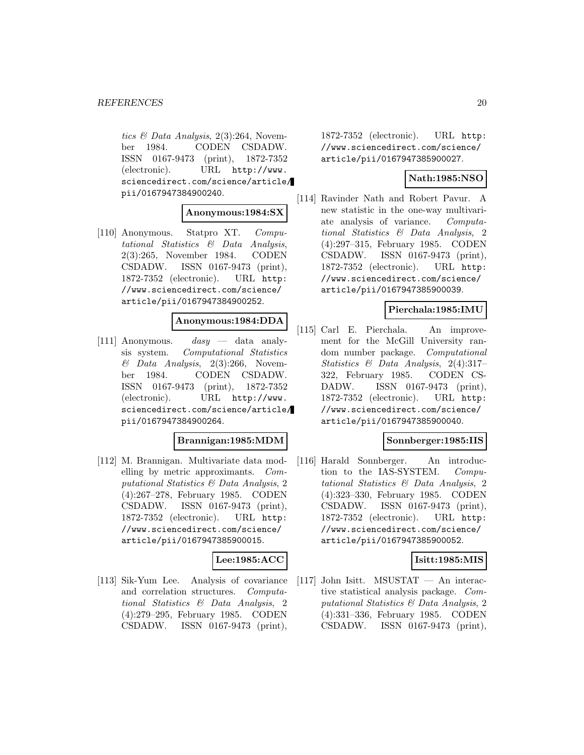*tics & Data Analysis*, 2(3):264, November 1984. CODEN CSDADW. ISSN 0167-9473 (print), 1872-7352 (electronic). URL http://www.sciencedirect.com/science/article/pii/0167947384900240.

**Anonymous:1984:SX**

[110] Anonymous. Statpro XT. *Computational Statistics & Data Analysis*, 2(3):265, November 1984. CODEN CSDADW. ISSN 0167-9473 (print), 1872-7352 (electronic). URL http://www.sciencedirect.com/science/article/pii/0167947384900252.

**Anonymous:1984:DDA**

[111] Anonymous. *dasy* — data analysis system. *Computational Statistics & Data Analysis*, 2(3):266, November 1984. CODEN CSDADW. ISSN 0167-9473 (print), 1872-7352 (electronic). URL http://www.sciencedirect.com/science/article/pii/0167947384900264.

**Brannigan:1985:MDM**

[112] M. Brannigan. Multivariate data modelling by metric approximants. *Computational Statistics & Data Analysis*, 2 (4):267–278, February 1985. CODEN CSDADW. ISSN 0167-9473 (print), 1872-7352 (electronic). URL http://www.sciencedirect.com/science/article/pii/0167947385900015.

**Lee:1985:ACC**

[113] Sik-Yum Lee. Analysis of covariance and correlation structures. *Computational Statistics & Data Analysis*, 2 (4):279–295, February 1985. CODEN CSDADW. ISSN 0167-9473 (print), 1872-7352 (electronic). URL http://www.sciencedirect.com/science/article/pii/0167947385900027.

**Nath:1985:NSO**

[114] Ravinder Nath and Robert Pavur. A new statistic in the one-way multivariate analysis of variance. *Computational Statistics & Data Analysis*, 2 (4):297–315, February 1985. CODEN CSDADW. ISSN 0167-9473 (print), 1872-7352 (electronic). URL http://www.sciencedirect.com/science/article/pii/0167947385900039.

**Pierchala:1985:IMU**

[115] Carl E. Pierchala. An improvement for the McGill University random number package. *Computational Statistics & Data Analysis*, 2(4):317–322, February 1985. CODEN CSDADW. ISSN 0167-9473 (print), 1872-7352 (electronic). URL http://www.sciencedirect.com/science/article/pii/0167947385900040.

**Sonnberger:1985:IIS**

[116] Harald Sonnberger. An introduction to the IAS-SYSTEM. *Computational Statistics & Data Analysis*, 2 (4):323–330, February 1985. CODEN CSDADW. ISSN 0167-9473 (print), 1872-7352 (electronic). URL http://www.sciencedirect.com/science/article/pii/0167947385900052.

**Isitt:1985:MIS**

[117] John Isitt. MSUSTAT — An interactive statistical analysis package. *Computational Statistics & Data Analysis*, 2 (4):331–336, February 1985. CODEN CSDADW. ISSN 0167-9473 (print),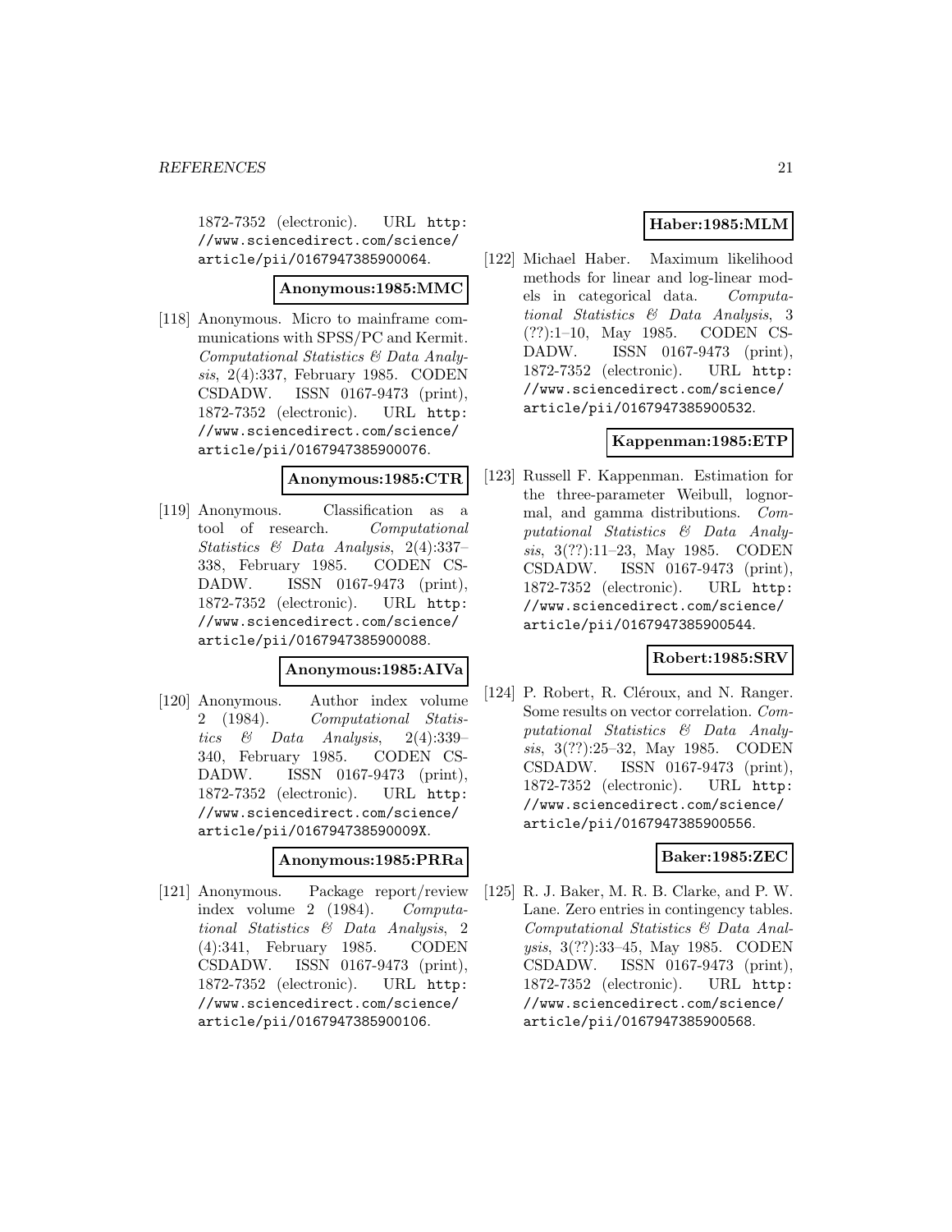1872-7352 (electronic). URL http://www.sciencedirect.com/science/article/pii/0167947385900064.

**Anonymous:1985:MMC**

[118] Anonymous. Micro to mainframe communications with SPSS/PC and Kermit. *Computational Statistics & Data Analysis*, 2(4):337, February 1985. CODEN CSDADW. ISSN 0167-9473 (print), 1872-7352 (electronic). URL http://www.sciencedirect.com/science/article/pii/0167947385900076.

**Anonymous:1985:CTR**

[119] Anonymous. Classification as a tool of research. *Computational Statistics & Data Analysis*, 2(4):337–338, February 1985. CODEN CSDADW. ISSN 0167-9473 (print), 1872-7352 (electronic). URL http://www.sciencedirect.com/science/article/pii/0167947385900088.

**Anonymous:1985:AIVa**

[120] Anonymous. Author index volume 2 (1984). *Computational Statistics & Data Analysis*, 2(4):339–340, February 1985. CODEN CSDADW. ISSN 0167-9473 (print), 1872-7352 (electronic). URL http://www.sciencedirect.com/science/article/pii/016794738590009X.

**Anonymous:1985:PRRa**

[121] Anonymous. Package report/review index volume 2 (1984). *Computational Statistics & Data Analysis*, 2(4):341, February 1985. CODEN CSDADW. ISSN 0167-9473 (print), 1872-7352 (electronic). URL http://www.sciencedirect.com/science/article/pii/0167947385900106.

**Haber:1985:MLM**

[122] Michael Haber. Maximum likelihood methods for linear and log-linear models in categorical data. *Computational Statistics & Data Analysis*, 3(??):1–10, May 1985. CODEN CSDADW. ISSN 0167-9473 (print), 1872-7352 (electronic). URL http://www.sciencedirect.com/science/article/pii/0167947385900532.

**Kappenman:1985:ETP**

[123] Russell F. Kappenman. Estimation for the three-parameter Weibull, lognormal, and gamma distributions. *Computational Statistics & Data Analysis*, 3(??):11–23, May 1985. CODEN CSDADW. ISSN 0167-9473 (print), 1872-7352 (electronic). URL http://www.sciencedirect.com/science/article/pii/0167947385900544.

**Robert:1985:SRV**

[124] P. Robert, R. Cléroux, and N. Ranger. Some results on vector correlation. *Computational Statistics & Data Analysis*, 3(??):25–32, May 1985. CODEN CSDADW. ISSN 0167-9473 (print), 1872-7352 (electronic). URL http://www.sciencedirect.com/science/article/pii/0167947385900556.

**Baker:1985:ZEC**

[125] R. J. Baker, M. R. B. Clarke, and P. W. Lane. Zero entries in contingency tables. *Computational Statistics & Data Analysis*, 3(??):33–45, May 1985. CODEN CSDADW. ISSN 0167-9473 (print), 1872-7352 (electronic). URL http://www.sciencedirect.com/science/article/pii/0167947385900568.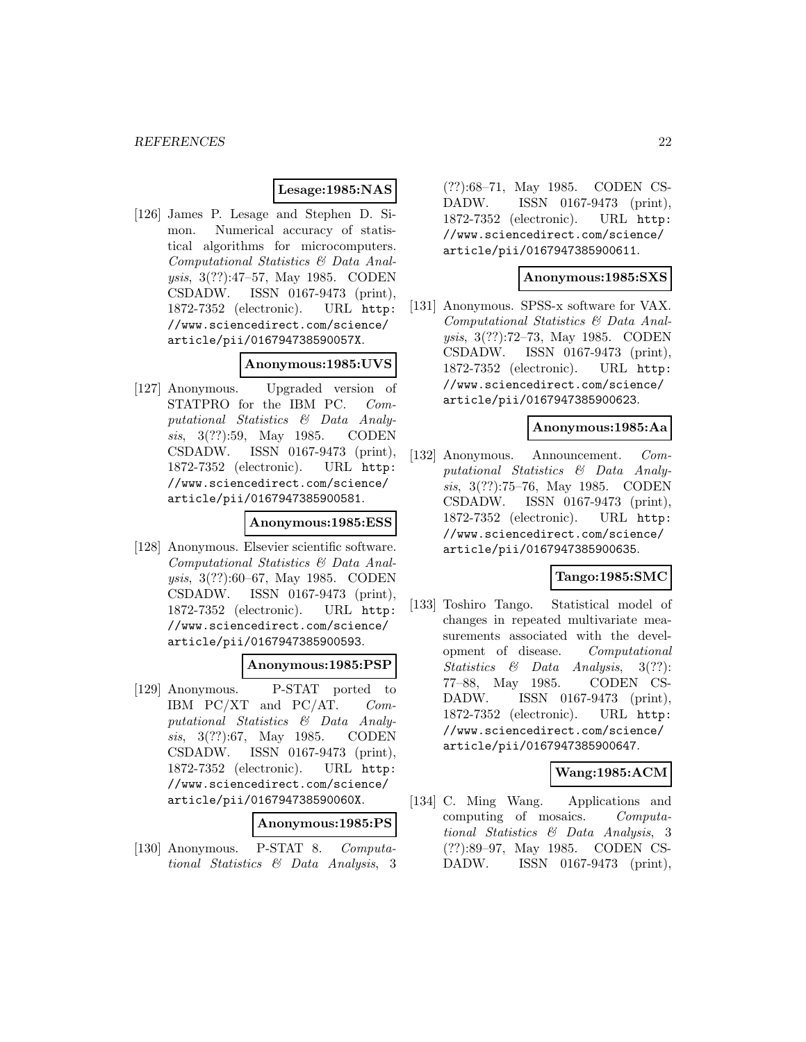**Lesage:1985:NAS**

[126] James P. Lesage and Stephen D. Simon. Numerical accuracy of statistical algorithms for microcomputers. *Computational Statistics & Data Analysis*, 3(??):47–57, May 1985. CODEN CSDADW. ISSN 0167-9473 (print), 1872-7352 (electronic). URL http://www.sciencedirect.com/science/article/pii/016794738590057X.

**Anonymous:1985:UVS**

[127] Anonymous. Upgraded version of STATPRO for the IBM PC. *Computational Statistics & Data Analysis*, 3(??):59, May 1985. CODEN CSDADW. ISSN 0167-9473 (print), 1872-7352 (electronic). URL http://www.sciencedirect.com/science/article/pii/0167947385900581.

**Anonymous:1985:ESS**

[128] Anonymous. Elsevier scientific software. *Computational Statistics & Data Analysis*, 3(??):60–67, May 1985. CODEN CSDADW. ISSN 0167-9473 (print), 1872-7352 (electronic). URL http://www.sciencedirect.com/science/article/pii/0167947385900593.

**Anonymous:1985:PSP**

[129] Anonymous. P-STAT ported to IBM PC/XT and PC/AT. *Computational Statistics & Data Analysis*, 3(??):67, May 1985. CODEN CSDADW. ISSN 0167-9473 (print), 1872-7352 (electronic). URL http://www.sciencedirect.com/science/article/pii/016794738590060X.

**Anonymous:1985:PS**

[130] Anonymous. P-STAT 8. *Computational Statistics & Data Analysis*, 3(??):68–71, May 1985. CODEN CSDADW. ISSN 0167-9473 (print), 1872-7352 (electronic). URL http://www.sciencedirect.com/science/article/pii/0167947385900611.

**Anonymous:1985:SXS**

[131] Anonymous. SPSS-x software for VAX. *Computational Statistics & Data Analysis*, 3(??):72–73, May 1985. CODEN CSDADW. ISSN 0167-9473 (print), 1872-7352 (electronic). URL http://www.sciencedirect.com/science/article/pii/0167947385900623.

**Anonymous:1985:Aa**

[132] Anonymous. Announcement. *Computational Statistics & Data Analysis*, 3(??):75–76, May 1985. CODEN CSDADW. ISSN 0167-9473 (print), 1872-7352 (electronic). URL http://www.sciencedirect.com/science/article/pii/0167947385900635.

**Tango:1985:SMC**

[133] Toshiro Tango. Statistical model of changes in repeated multivariate measurements associated with the development of disease. *Computational Statistics & Data Analysis*, 3(??):77–88, May 1985. CODEN CSDADW. ISSN 0167-9473 (print), 1872-7352 (electronic). URL http://www.sciencedirect.com/science/article/pii/0167947385900647.

**Wang:1985:ACM**

[134] C. Ming Wang. Applications and computing of mosaics. *Computational Statistics & Data Analysis*, 3(??):89–97, May 1985. CODEN CSDADW. ISSN 0167-9473 (print),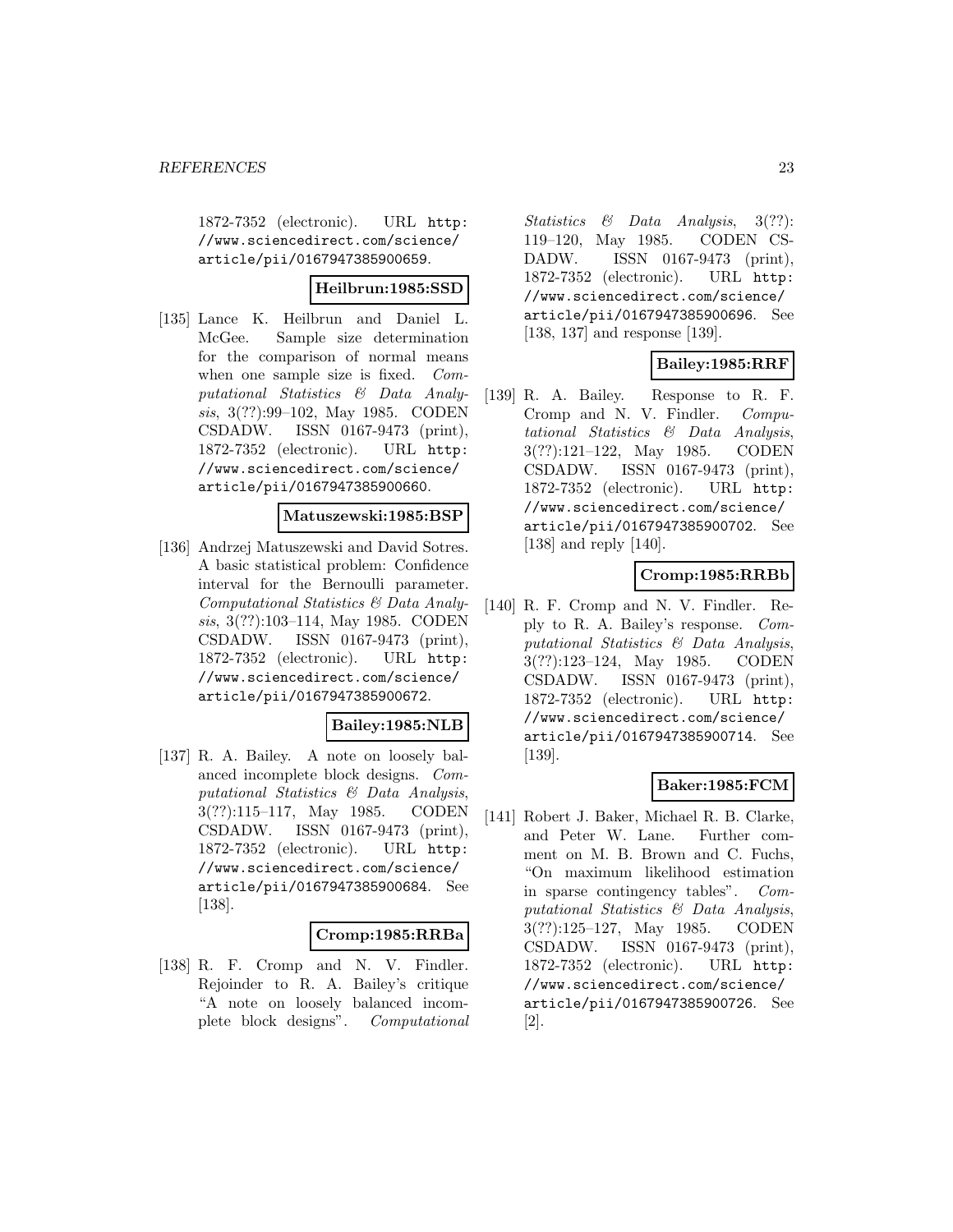1872-7352 (electronic). URL http://www.sciencedirect.com/science/article/pii/0167947385900659.

**Heilbrun:1985:SSD**

[135] Lance K. Heilbrun and Daniel L. McGee. Sample size determination for the comparison of normal means when one sample size is fixed. *Computational Statistics & Data Analysis*, 3(??):99–102, May 1985. CODEN CSDADW. ISSN 0167-9473 (print), 1872-7352 (electronic). URL http://www.sciencedirect.com/science/article/pii/0167947385900660.

**Matuszewski:1985:BSP**

[136] Andrzej Matuszewski and David Sotres. A basic statistical problem: Confidence interval for the Bernoulli parameter. *Computational Statistics & Data Analysis*, 3(??):103–114, May 1985. CODEN CSDADW. ISSN 0167-9473 (print), 1872-7352 (electronic). URL http://www.sciencedirect.com/science/article/pii/0167947385900672.

**Bailey:1985:NLB**

[137] R. A. Bailey. A note on loosely balanced incomplete block designs. *Computational Statistics & Data Analysis*, 3(??):115–117, May 1985. CODEN CSDADW. ISSN 0167-9473 (print), 1872-7352 (electronic). URL http://www.sciencedirect.com/science/article/pii/0167947385900684. See [138].

**Cromp:1985:RRBa**

[138] R. F. Cromp and N. V. Findler. Rejoinder to R. A. Bailey's critique "A note on loosely balanced incomplete block designs". *Computational Statistics & Data Analysis*, 3(??):119–120, May 1985. CODEN CSDADW. ISSN 0167-9473 (print), 1872-7352 (electronic). URL http://www.sciencedirect.com/science/article/pii/0167947385900696. See [138, 137] and response [139].

**Bailey:1985:RRF**

[139] R. A. Bailey. Response to R. F. Cromp and N. V. Findler. *Computational Statistics & Data Analysis*, 3(??):121–122, May 1985. CODEN CSDADW. ISSN 0167-9473 (print), 1872-7352 (electronic). URL http://www.sciencedirect.com/science/article/pii/0167947385900702. See [138] and reply [140].

**Cromp:1985:RRBb**

[140] R. F. Cromp and N. V. Findler. Reply to R. A. Bailey's response. *Computational Statistics & Data Analysis*, 3(??):123–124, May 1985. CODEN CSDADW. ISSN 0167-9473 (print), 1872-7352 (electronic). URL http://www.sciencedirect.com/science/article/pii/0167947385900714. See [139].

**Baker:1985:FCM**

[141] Robert J. Baker, Michael R. B. Clarke, and Peter W. Lane. Further comment on M. B. Brown and C. Fuchs, "On maximum likelihood estimation in sparse contingency tables". *Computational Statistics & Data Analysis*, 3(??):125–127, May 1985. CODEN CSDADW. ISSN 0167-9473 (print), 1872-7352 (electronic). URL http://www.sciencedirect.com/science/article/pii/0167947385900726. See [2].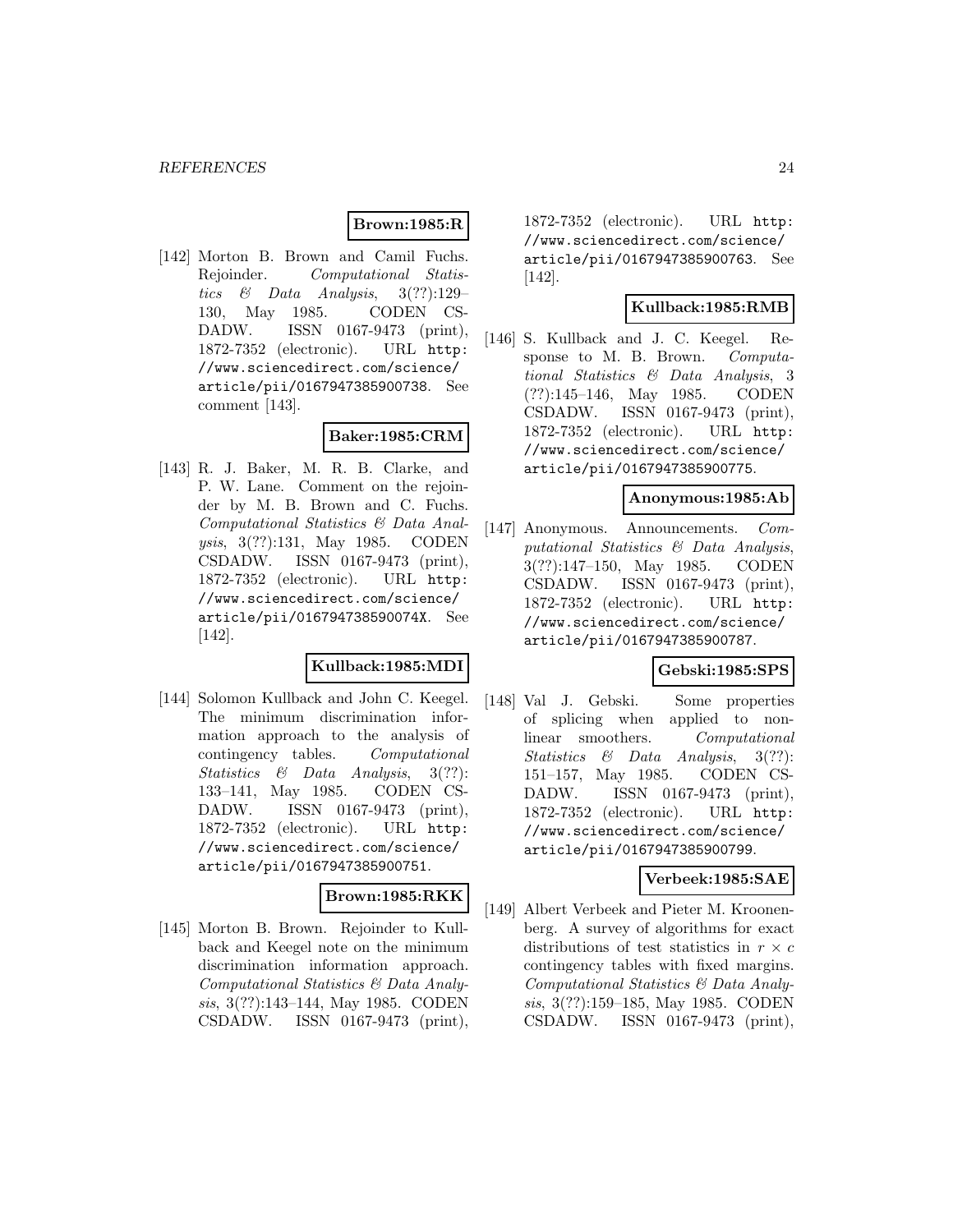**Brown:1985:R**

[142] Morton B. Brown and Camil Fuchs. Rejoinder. *Computational Statistics & Data Analysis*, 3(??):129–130, May 1985. CODEN CSDADW. ISSN 0167-9473 (print), 1872-7352 (electronic). URL http://www.sciencedirect.com/science/article/pii/0167947385900738. See comment [143].

**Baker:1985:CRM**

[143] R. J. Baker, M. R. B. Clarke, and P. W. Lane. Comment on the rejoinder by M. B. Brown and C. Fuchs. *Computational Statistics & Data Analysis*, 3(??):131, May 1985. CODEN CSDADW. ISSN 0167-9473 (print), 1872-7352 (electronic). URL http://www.sciencedirect.com/science/article/pii/016794738590074X. See [142].

**Kullback:1985:MDI**

[144] Solomon Kullback and John C. Keegel. The minimum discrimination information approach to the analysis of contingency tables. *Computational Statistics & Data Analysis*, 3(??):133–141, May 1985. CODEN CSDADW. ISSN 0167-9473 (print), 1872-7352 (electronic). URL http://www.sciencedirect.com/science/article/pii/0167947385900751.

**Brown:1985:RKK**

[145] Morton B. Brown. Rejoinder to Kullback and Keegel note on the minimum discrimination information approach. *Computational Statistics & Data Analysis*, 3(??):143–144, May 1985. CODEN CSDADW. ISSN 0167-9473 (print), 1872-7352 (electronic). URL http://www.sciencedirect.com/science/article/pii/0167947385900763. See [142].

**Kullback:1985:RMB**

[146] S. Kullback and J. C. Keegel. Response to M. B. Brown. *Computational Statistics & Data Analysis*, 3(??):145–146, May 1985. CODEN CSDADW. ISSN 0167-9473 (print), 1872-7352 (electronic). URL http://www.sciencedirect.com/science/article/pii/0167947385900775.

**Anonymous:1985:Ab**

[147] Anonymous. Announcements. *Computational Statistics & Data Analysis*, 3(??):147–150, May 1985. CODEN CSDADW. ISSN 0167-9473 (print), 1872-7352 (electronic). URL http://www.sciencedirect.com/science/article/pii/0167947385900787.

**Gebski:1985:SPS**

[148] Val J. Gebski. Some properties of splicing when applied to non-linear smoothers. *Computational Statistics & Data Analysis*, 3(??):151–157, May 1985. CODEN CSDADW. ISSN 0167-9473 (print), 1872-7352 (electronic). URL http://www.sciencedirect.com/science/article/pii/0167947385900799.

**Verbeek:1985:SAE**

[149] Albert Verbeek and Pieter M. Kroonenberg. A survey of algorithms for exact distributions of test statistics in $r \times c$ contingency tables with fixed margins. *Computational Statistics & Data Analysis*, 3(??):159–185, May 1985. CODEN CSDADW. ISSN 0167-9473 (print),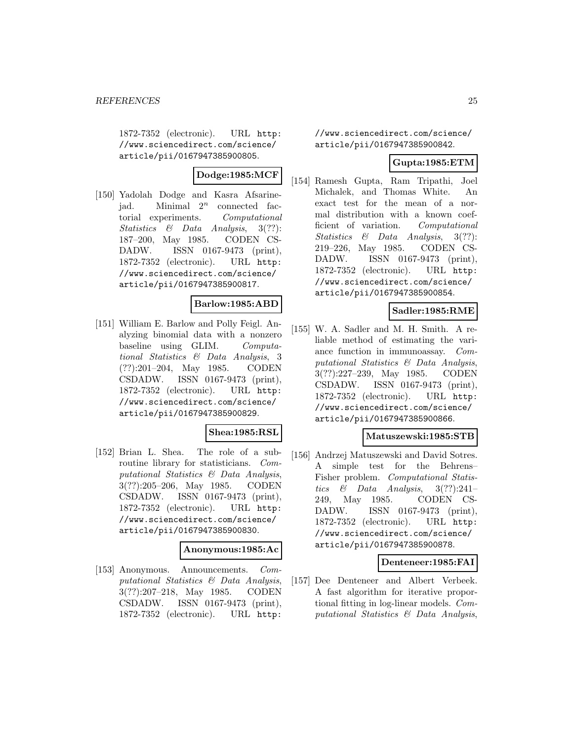1872-7352 (electronic). URL http://www.sciencedirect.com/science/article/pii/0167947385900805.

**Dodge:1985:MCF**

[150] Yadolah Dodge and Kasra Afsarinejad. Minimal $2^n$ connected factorial experiments. *Computational Statistics & Data Analysis*, 3(??): 187–200, May 1985. CODEN CSDADW. ISSN 0167-9473 (print), 1872-7352 (electronic). URL http://www.sciencedirect.com/science/article/pii/0167947385900817.

**Barlow:1985:ABD**

[151] William E. Barlow and Polly Feigl. Analyzing binomial data with a nonzero baseline using GLIM. *Computational Statistics & Data Analysis*, 3 (??):201–204, May 1985. CODEN CSDADW. ISSN 0167-9473 (print), 1872-7352 (electronic). URL http://www.sciencedirect.com/science/article/pii/0167947385900829.

**Shea:1985:RSL**

[152] Brian L. Shea. The role of a subroutine library for statisticians. *Computational Statistics & Data Analysis*, 3(??):205–206, May 1985. CODEN CSDADW. ISSN 0167-9473 (print), 1872-7352 (electronic). URL http://www.sciencedirect.com/science/article/pii/0167947385900830.

**Anonymous:1985:Ac**

[153] Anonymous. Announcements. *Computational Statistics & Data Analysis*, 3(??):207–218, May 1985. CODEN CSDADW. ISSN 0167-9473 (print), 1872-7352 (electronic). URL http://www.sciencedirect.com/science/article/pii/0167947385900842.

**Gupta:1985:ETM**

[154] Ramesh Gupta, Ram Tripathi, Joel Michalek, and Thomas White. An exact test for the mean of a normal distribution with a known coefficient of variation. *Computational Statistics & Data Analysis*, 3(??): 219–226, May 1985. CODEN CSDADW. ISSN 0167-9473 (print), 1872-7352 (electronic). URL http://www.sciencedirect.com/science/article/pii/0167947385900854.

**Sadler:1985:RME**

[155] W. A. Sadler and M. H. Smith. A reliable method of estimating the variance function in immunoassay. *Computational Statistics & Data Analysis*, 3(??):227–239, May 1985. CODEN CSDADW. ISSN 0167-9473 (print), 1872-7352 (electronic). URL http://www.sciencedirect.com/science/article/pii/0167947385900866.

**Matuszewski:1985:STB**

[156] Andrzej Matuszewski and David Sotres. A simple test for the Behrens–Fisher problem. *Computational Statistics & Data Analysis*, 3(??):241–249, May 1985. CODEN CSDADW. ISSN 0167-9473 (print), 1872-7352 (electronic). URL http://www.sciencedirect.com/science/article/pii/0167947385900878.

**Denteneer:1985:FAI**

[157] Dee Denteneer and Albert Verbeek. A fast algorithm for iterative proportional fitting in log-linear models. *Computational Statistics & Data Analysis*,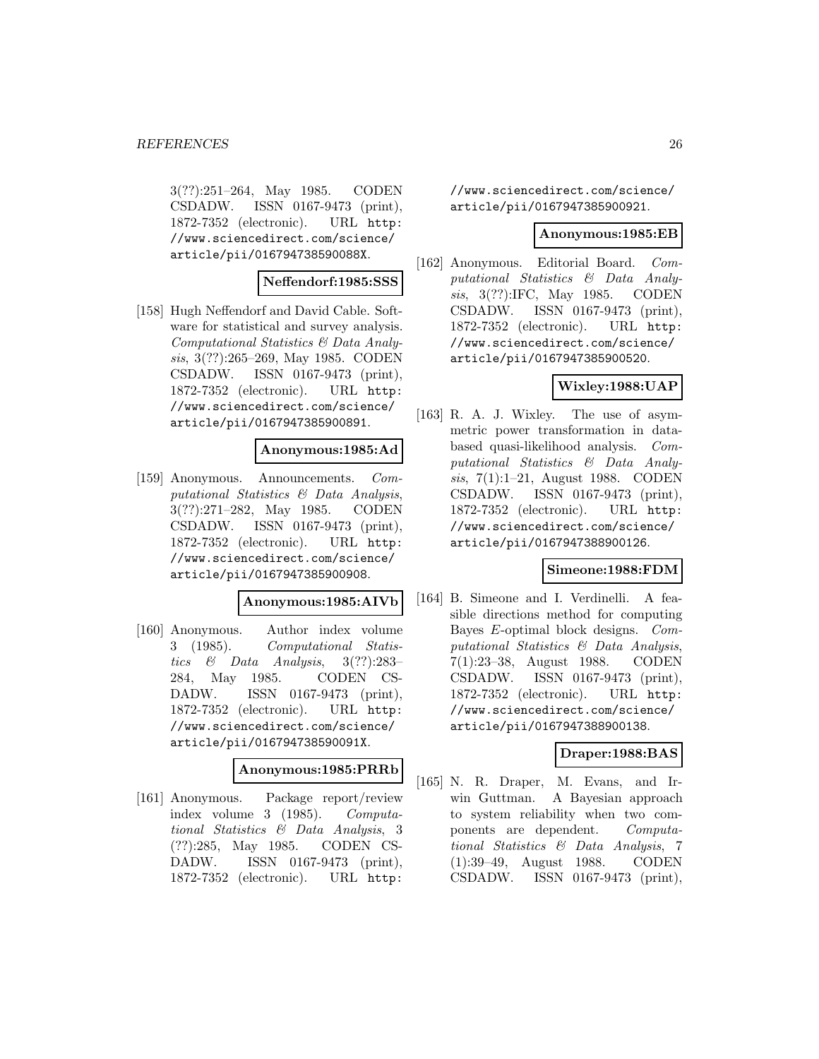3(??):251–264, May 1985. CODEN CSDADW. ISSN 0167-9473 (print), 1872-7352 (electronic). URL http://www.sciencedirect.com/science/article/pii/016794738590088X.

**Neffendorf:1985:SSS**

[158] Hugh Neffendorf and David Cable. Software for statistical and survey analysis. *Computational Statistics & Data Analysis*, 3(??):265–269, May 1985. CODEN CSDADW. ISSN 0167-9473 (print), 1872-7352 (electronic). URL http://www.sciencedirect.com/science/article/pii/0167947385900891.

**Anonymous:1985:Ad**

[159] Anonymous. Announcements. *Computational Statistics & Data Analysis*, 3(??):271–282, May 1985. CODEN CSDADW. ISSN 0167-9473 (print), 1872-7352 (electronic). URL http://www.sciencedirect.com/science/article/pii/0167947385900908.

**Anonymous:1985:AIVb**

[160] Anonymous. Author index volume 3 (1985). *Computational Statistics & Data Analysis*, 3(??):283–284, May 1985. CODEN CSDADW. ISSN 0167-9473 (print), 1872-7352 (electronic). URL http://www.sciencedirect.com/science/article/pii/016794738590091X.

**Anonymous:1985:PRRb**

[161] Anonymous. Package report/review index volume 3 (1985). *Computational Statistics & Data Analysis*, 3 (??):285, May 1985. CODEN CSDADW. ISSN 0167-9473 (print), 1872-7352 (electronic). URL http://www.sciencedirect.com/science/article/pii/0167947385900921.

**Anonymous:1985:EB**

[162] Anonymous. Editorial Board. *Computational Statistics & Data Analysis*, 3(??):IFC, May 1985. CODEN CSDADW. ISSN 0167-9473 (print), 1872-7352 (electronic). URL http://www.sciencedirect.com/science/article/pii/0167947385900520.

**Wixley:1988:UAP**

[163] R. A. J. Wixley. The use of asymmetric power transformation in data-based quasi-likelihood analysis. *Computational Statistics & Data Analysis*, 7(1):1–21, August 1988. CODEN CSDADW. ISSN 0167-9473 (print), 1872-7352 (electronic). URL http://www.sciencedirect.com/science/article/pii/0167947388900126.

**Simeone:1988:FDM**

[164] B. Simeone and I. Verdinelli. A feasible directions method for computing Bayes $E$-optimal block designs. *Computational Statistics & Data Analysis*, 7(1):23–38, August 1988. CODEN CSDADW. ISSN 0167-9473 (print), 1872-7352 (electronic). URL http://www.sciencedirect.com/science/article/pii/0167947388900138.

**Draper:1988:BAS**

[165] N. R. Draper, M. Evans, and Irwin Guttman. A Bayesian approach to system reliability when two components are dependent. *Computational Statistics & Data Analysis*, 7 (1):39–49, August 1988. CODEN CSDADW. ISSN 0167-9473 (print),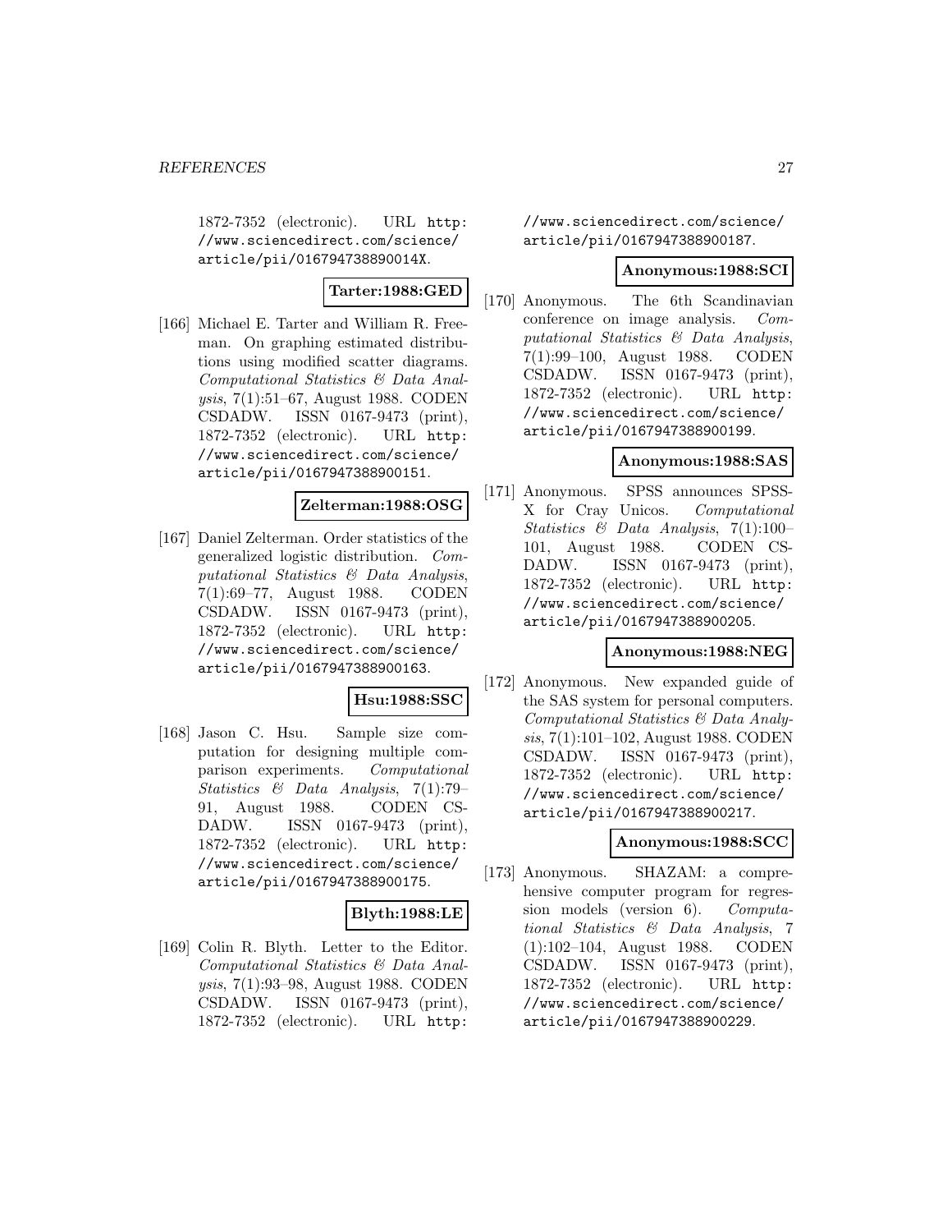1872-7352 (electronic). URL http://www.sciencedirect.com/science/article/pii/016794738890014X.

**Tarter:1988:GED**

[166] Michael E. Tarter and William R. Freeman. On graphing estimated distributions using modified scatter diagrams. *Computational Statistics & Data Analysis*, 7(1):51–67, August 1988. CODEN CSDADW. ISSN 0167-9473 (print), 1872-7352 (electronic). URL http://www.sciencedirect.com/science/article/pii/0167947388900151.

**Zelterman:1988:OSG**

[167] Daniel Zelterman. Order statistics of the generalized logistic distribution. *Computational Statistics & Data Analysis*, 7(1):69–77, August 1988. CODEN CSDADW. ISSN 0167-9473 (print), 1872-7352 (electronic). URL http://www.sciencedirect.com/science/article/pii/0167947388900163.

**Hsu:1988:SSC**

[168] Jason C. Hsu. Sample size computation for designing multiple comparison experiments. *Computational Statistics & Data Analysis*, 7(1):79–91, August 1988. CODEN CSDADW. ISSN 0167-9473 (print), 1872-7352 (electronic). URL http://www.sciencedirect.com/science/article/pii/0167947388900175.

**Blyth:1988:LE**

[169] Colin R. Blyth. Letter to the Editor. *Computational Statistics & Data Analysis*, 7(1):93–98, August 1988. CODEN CSDADW. ISSN 0167-9473 (print), 1872-7352 (electronic). URL http://www.sciencedirect.com/science/article/pii/0167947388900187.

**Anonymous:1988:SCI**

[170] Anonymous. The 6th Scandinavian conference on image analysis. *Computational Statistics & Data Analysis*, 7(1):99–100, August 1988. CODEN CSDADW. ISSN 0167-9473 (print), 1872-7352 (electronic). URL http://www.sciencedirect.com/science/article/pii/0167947388900199.

**Anonymous:1988:SAS**

[171] Anonymous. SPSS announces SPSS-X for Cray Unicos. *Computational Statistics & Data Analysis*, 7(1):100–101, August 1988. CODEN CSDADW. ISSN 0167-9473 (print), 1872-7352 (electronic). URL http://www.sciencedirect.com/science/article/pii/0167947388900205.

**Anonymous:1988:NEG**

[172] Anonymous. New expanded guide of the SAS system for personal computers. *Computational Statistics & Data Analysis*, 7(1):101–102, August 1988. CODEN CSDADW. ISSN 0167-9473 (print), 1872-7352 (electronic). URL http://www.sciencedirect.com/science/article/pii/0167947388900217.

**Anonymous:1988:SCC**

[173] Anonymous. SHAZAM: a comprehensive computer program for regression models (version 6). *Computational Statistics & Data Analysis*, 7 (1):102–104, August 1988. CODEN CSDADW. ISSN 0167-9473 (print), 1872-7352 (electronic). URL http://www.sciencedirect.com/science/article/pii/0167947388900229.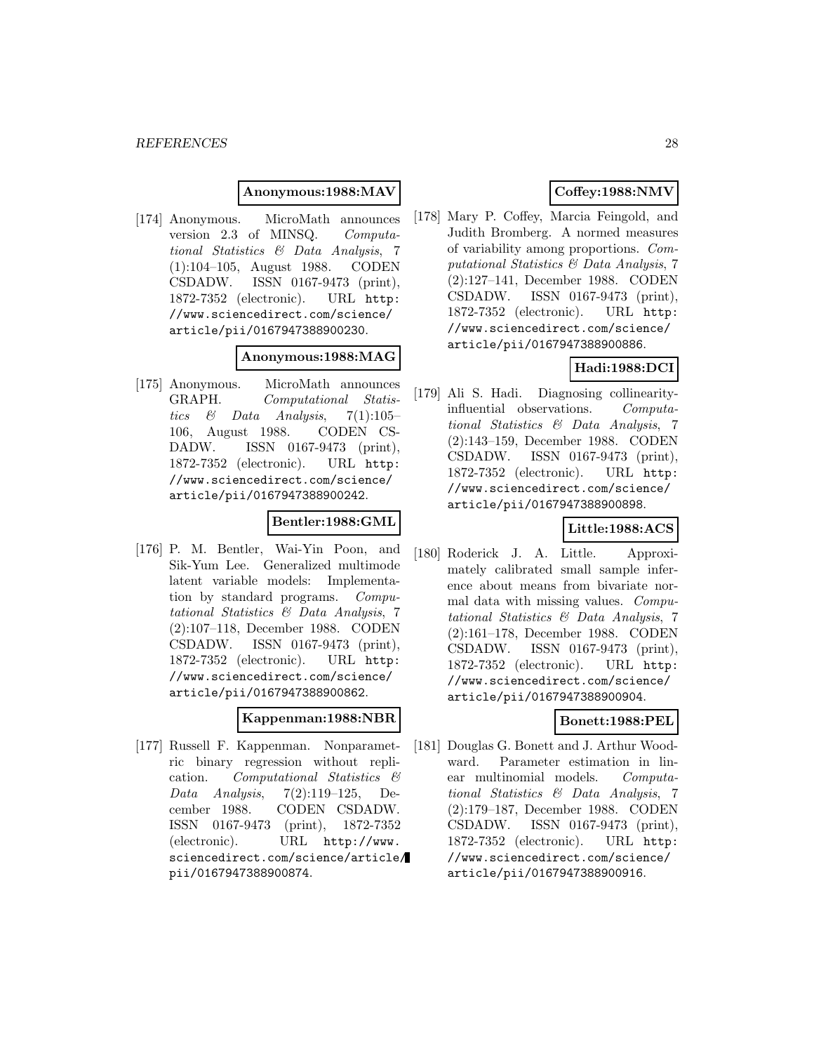**Anonymous:1988:MAV**

[174] Anonymous. MicroMath announces version 2.3 of MINSQ. *Computational Statistics & Data Analysis*, 7 (1):104–105, August 1988. CODEN CSDADW. ISSN 0167-9473 (print), 1872-7352 (electronic). URL http://www.sciencedirect.com/science/article/pii/0167947388900230.

**Anonymous:1988:MAG**

[175] Anonymous. MicroMath announces GRAPH. *Computational Statistics & Data Analysis*, 7(1):105–106, August 1988. CODEN CSDADW. ISSN 0167-9473 (print), 1872-7352 (electronic). URL http://www.sciencedirect.com/science/article/pii/0167947388900242.

**Bentler:1988:GML**

[176] P. M. Bentler, Wai-Yin Poon, and Sik-Yum Lee. Generalized multimode latent variable models: Implementation by standard programs. *Computational Statistics & Data Analysis*, 7 (2):107–118, December 1988. CODEN CSDADW. ISSN 0167-9473 (print), 1872-7352 (electronic). URL http://www.sciencedirect.com/science/article/pii/0167947388900862.

**Kappenman:1988:NBR**

[177] Russell F. Kappenman. Nonparametric binary regression without replication. *Computational Statistics & Data Analysis*, 7(2):119–125, December 1988. CODEN CSDADW. ISSN 0167-9473 (print), 1872-7352 (electronic). URL http://www.sciencedirect.com/science/article/pii/0167947388900874.

**Coffey:1988:NMV**

[178] Mary P. Coffey, Marcia Feingold, and Judith Bromberg. A normed measures of variability among proportions. *Computational Statistics & Data Analysis*, 7 (2):127–141, December 1988. CODEN CSDADW. ISSN 0167-9473 (print), 1872-7352 (electronic). URL http://www.sciencedirect.com/science/article/pii/0167947388900886.

**Hadi:1988:DCI**

[179] Ali S. Hadi. Diagnosing collinearity-influential observations. *Computational Statistics & Data Analysis*, 7 (2):143–159, December 1988. CODEN CSDADW. ISSN 0167-9473 (print), 1872-7352 (electronic). URL http://www.sciencedirect.com/science/article/pii/0167947388900898.

**Little:1988:ACS**

[180] Roderick J. A. Little. Approximately calibrated small sample inference about means from bivariate normal data with missing values. *Computational Statistics & Data Analysis*, 7 (2):161–178, December 1988. CODEN CSDADW. ISSN 0167-9473 (print), 1872-7352 (electronic). URL http://www.sciencedirect.com/science/article/pii/0167947388900904.

**Bonett:1988:PEL**

[181] Douglas G. Bonett and J. Arthur Woodward. Parameter estimation in linear multinomial models. *Computational Statistics & Data Analysis*, 7 (2):179–187, December 1988. CODEN CSDADW. ISSN 0167-9473 (print), 1872-7352 (electronic). URL http://www.sciencedirect.com/science/article/pii/0167947388900916.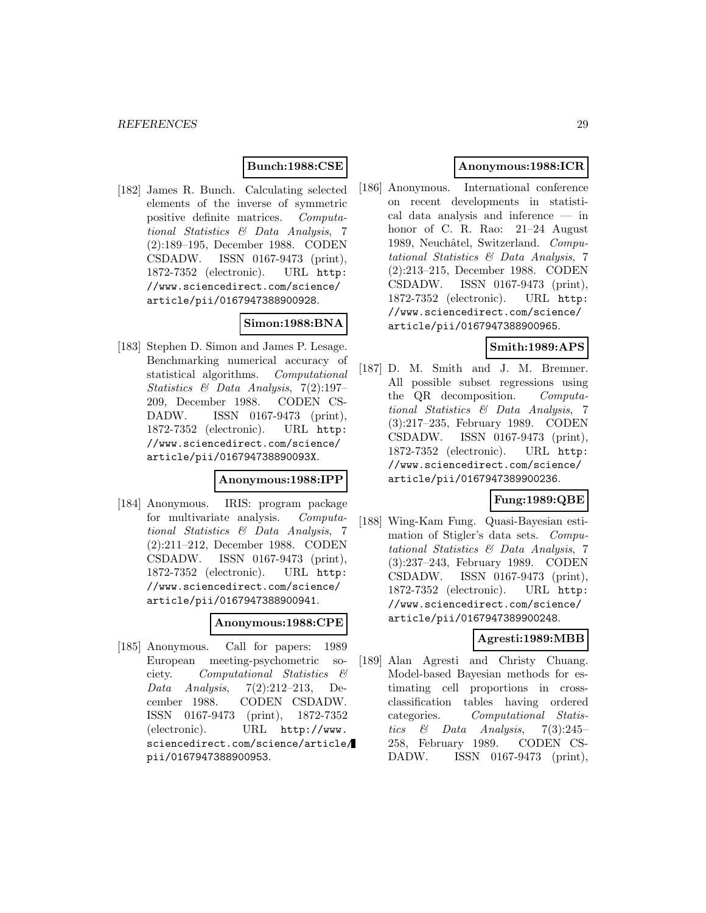**Bunch:1988:CSE**

[182] James R. Bunch. Calculating selected elements of the inverse of symmetric positive definite matrices. *Computational Statistics & Data Analysis*, 7 (2):189–195, December 1988. CODEN CSDADW. ISSN 0167-9473 (print), 1872-7352 (electronic). URL http://www.sciencedirect.com/science/article/pii/0167947388900928.

**Simon:1988:BNA**

[183] Stephen D. Simon and James P. Lesage. Benchmarking numerical accuracy of statistical algorithms. *Computational Statistics & Data Analysis*, 7(2):197–209, December 1988. CODEN CSDADW. ISSN 0167-9473 (print), 1872-7352 (electronic). URL http://www.sciencedirect.com/science/article/pii/016794738890093X.

**Anonymous:1988:IPP**

[184] Anonymous. IRIS: program package for multivariate analysis. *Computational Statistics & Data Analysis*, 7 (2):211–212, December 1988. CODEN CSDADW. ISSN 0167-9473 (print), 1872-7352 (electronic). URL http://www.sciencedirect.com/science/article/pii/0167947388900941.

**Anonymous:1988:CPE**

[185] Anonymous. Call for papers: 1989 European meeting-psychometric society. *Computational Statistics & Data Analysis*, 7(2):212–213, December 1988. CODEN CSDADW. ISSN 0167-9473 (print), 1872-7352 (electronic). URL http://www.sciencedirect.com/science/article/pii/0167947388900953.

**Anonymous:1988:ICR**

[186] Anonymous. International conference on recent developments in statistical data analysis and inference — in honor of C. R. Rao: 21–24 August 1989, Neuchâtel, Switzerland. *Computational Statistics & Data Analysis*, 7 (2):213–215, December 1988. CODEN CSDADW. ISSN 0167-9473 (print), 1872-7352 (electronic). URL http://www.sciencedirect.com/science/article/pii/0167947388900965.

**Smith:1989:APS**

[187] D. M. Smith and J. M. Bremner. All possible subset regressions using the QR decomposition. *Computational Statistics & Data Analysis*, 7 (3):217–235, February 1989. CODEN CSDADW. ISSN 0167-9473 (print), 1872-7352 (electronic). URL http://www.sciencedirect.com/science/article/pii/0167947389900236.

**Fung:1989:QBE**

[188] Wing-Kam Fung. Quasi-Bayesian estimation of Stigler's data sets. *Computational Statistics & Data Analysis*, 7 (3):237–243, February 1989. CODEN CSDADW. ISSN 0167-9473 (print), 1872-7352 (electronic). URL http://www.sciencedirect.com/science/article/pii/0167947389900248.

**Agresti:1989:MBB**

[189] Alan Agresti and Christy Chuang. Model-based Bayesian methods for estimating cell proportions in cross-classification tables having ordered categories. *Computational Statistics & Data Analysis*, 7(3):245–258, February 1989. CODEN CSDADW. ISSN 0167-9473 (print),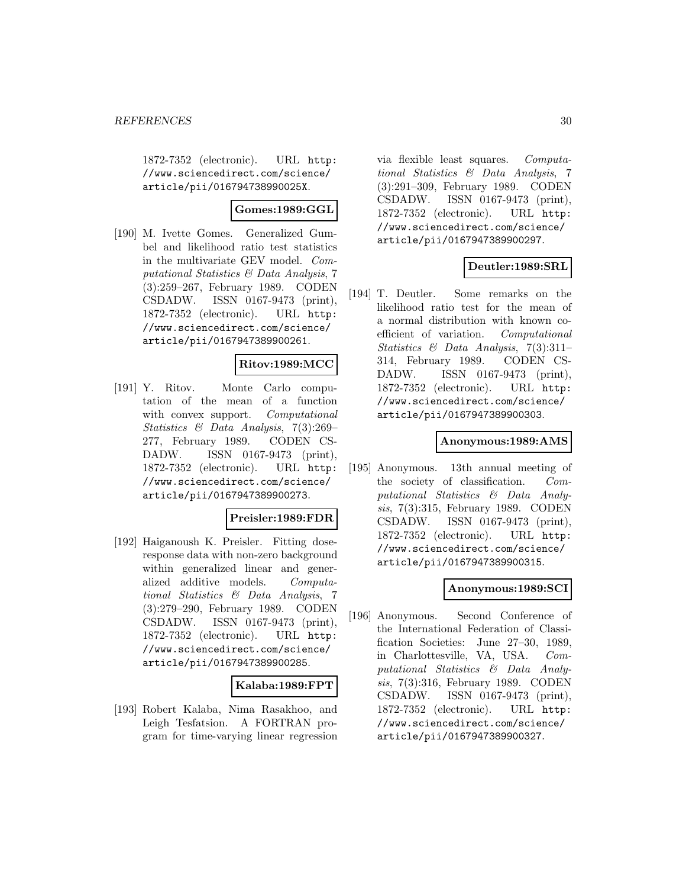1872-7352 (electronic). URL http://www.sciencedirect.com/science/article/pii/016794738990025X.

**Gomes:1989:GGL**

[190] M. Ivette Gomes. Generalized Gumbel and likelihood ratio test statistics in the multivariate GEV model. *Computational Statistics & Data Analysis*, 7 (3):259–267, February 1989. CODEN CSDADW. ISSN 0167-9473 (print), 1872-7352 (electronic). URL http://www.sciencedirect.com/science/article/pii/0167947389900261.

**Ritov:1989:MCC**

[191] Y. Ritov. Monte Carlo computation of the mean of a function with convex support. *Computational Statistics & Data Analysis*, 7(3):269–277, February 1989. CODEN CSDADW. ISSN 0167-9473 (print), 1872-7352 (electronic). URL http://www.sciencedirect.com/science/article/pii/0167947389900273.

**Preisler:1989:FDR**

[192] Haiganoush K. Preisler. Fitting dose-response data with non-zero background within generalized linear and generalized additive models. *Computational Statistics & Data Analysis*, 7 (3):279–290, February 1989. CODEN CSDADW. ISSN 0167-9473 (print), 1872-7352 (electronic). URL http://www.sciencedirect.com/science/article/pii/0167947389900285.

**Kalaba:1989:FPT**

[193] Robert Kalaba, Nima Rasakhoo, and Leigh Tesfatsion. A FORTRAN program for time-varying linear regression via flexible least squares. *Computational Statistics & Data Analysis*, 7 (3):291–309, February 1989. CODEN CSDADW. ISSN 0167-9473 (print), 1872-7352 (electronic). URL http://www.sciencedirect.com/science/article/pii/0167947389900297.

**Deutler:1989:SRL**

[194] T. Deutler. Some remarks on the likelihood ratio test for the mean of a normal distribution with known coefficient of variation. *Computational Statistics & Data Analysis*, 7(3):311–314, February 1989. CODEN CSDADW. ISSN 0167-9473 (print), 1872-7352 (electronic). URL http://www.sciencedirect.com/science/article/pii/0167947389900303.

**Anonymous:1989:AMS**

[195] Anonymous. 13th annual meeting of the society of classification. *Computational Statistics & Data Analysis*, 7(3):315, February 1989. CODEN CSDADW. ISSN 0167-9473 (print), 1872-7352 (electronic). URL http://www.sciencedirect.com/science/article/pii/0167947389900315.

**Anonymous:1989:SCI**

[196] Anonymous. Second Conference of the International Federation of Classification Societies: June 27–30, 1989, in Charlottesville, VA, USA. *Computational Statistics & Data Analysis*, 7(3):316, February 1989. CODEN CSDADW. ISSN 0167-9473 (print), 1872-7352 (electronic). URL http://www.sciencedirect.com/science/article/pii/0167947389900327.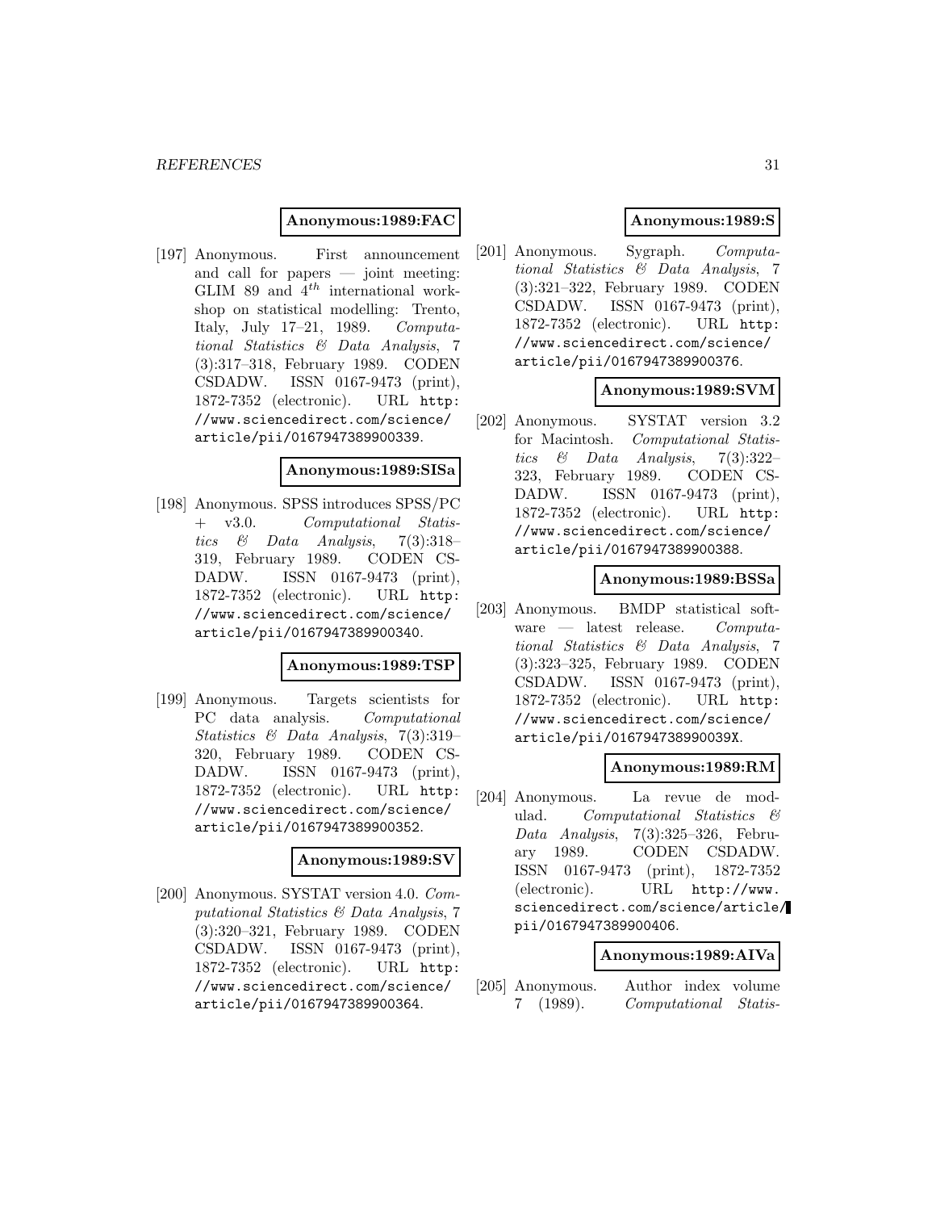**Anonymous:1989:FAC**

[197] Anonymous. First announcement and call for papers — joint meeting: GLIM 89 and $4^{th}$ international workshop on statistical modelling: Trento, Italy, July 17–21, 1989. *Computational Statistics & Data Analysis*, 7 (3):317–318, February 1989. CODEN CSDADW. ISSN 0167-9473 (print), 1872-7352 (electronic). URL http://www.sciencedirect.com/science/article/pii/0167947389900339.

**Anonymous:1989:SISa**

[198] Anonymous. SPSS introduces SPSS/PC + v3.0. *Computational Statistics & Data Analysis*, 7(3):318–319, February 1989. CODEN CSDADW. ISSN 0167-9473 (print), 1872-7352 (electronic). URL http://www.sciencedirect.com/science/article/pii/0167947389900340.

**Anonymous:1989:TSP**

[199] Anonymous. Targets scientists for PC data analysis. *Computational Statistics & Data Analysis*, 7(3):319–320, February 1989. CODEN CSDADW. ISSN 0167-9473 (print), 1872-7352 (electronic). URL http://www.sciencedirect.com/science/article/pii/0167947389900352.

**Anonymous:1989:SV**

[200] Anonymous. SYSTAT version 4.0. *Computational Statistics & Data Analysis*, 7 (3):320–321, February 1989. CODEN CSDADW. ISSN 0167-9473 (print), 1872-7352 (electronic). URL http://www.sciencedirect.com/science/article/pii/0167947389900364.

**Anonymous:1989:S**

[201] Anonymous. Sygraph. *Computational Statistics & Data Analysis*, 7 (3):321–322, February 1989. CODEN CSDADW. ISSN 0167-9473 (print), 1872-7352 (electronic). URL http://www.sciencedirect.com/science/article/pii/0167947389900376.

**Anonymous:1989:SVM**

[202] Anonymous. SYSTAT version 3.2 for Macintosh. *Computational Statistics & Data Analysis*, 7(3):322–323, February 1989. CODEN CSDADW. ISSN 0167-9473 (print), 1872-7352 (electronic). URL http://www.sciencedirect.com/science/article/pii/0167947389900388.

**Anonymous:1989:BSSa**

[203] Anonymous. BMDP statistical software — latest release. *Computational Statistics & Data Analysis*, 7 (3):323–325, February 1989. CODEN CSDADW. ISSN 0167-9473 (print), 1872-7352 (electronic). URL http://www.sciencedirect.com/science/article/pii/016794738990039X.

**Anonymous:1989:RM**

[204] Anonymous. La revue de modulad. *Computational Statistics & Data Analysis*, 7(3):325–326, February 1989. CODEN CSDADW. ISSN 0167-9473 (print), 1872-7352 (electronic). URL http://www.sciencedirect.com/science/article/pii/0167947389900406.

**Anonymous:1989:AIVa**

[205] Anonymous. Author index volume 7 (1989). *Computational Statis-*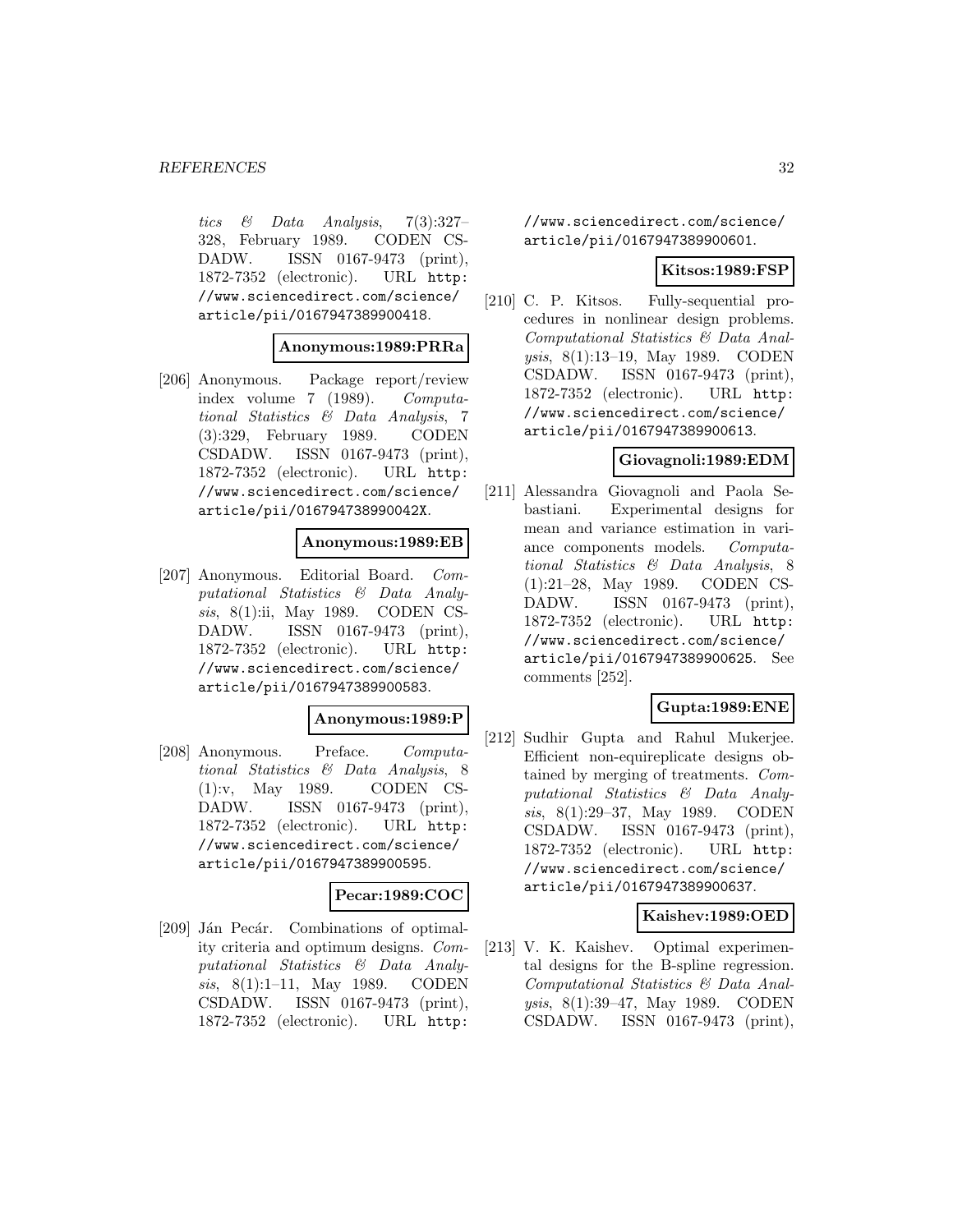*tics & Data Analysis*, 7(3):327–328, February 1989. CODEN CSDADW. ISSN 0167-9473 (print), 1872-7352 (electronic). URL http://www.sciencedirect.com/science/article/pii/0167947389900418.

**Anonymous:1989:PRRa**

[206] Anonymous. Package report/review index volume 7 (1989). *Computational Statistics & Data Analysis*, 7 (3):329, February 1989. CODEN CSDADW. ISSN 0167-9473 (print), 1872-7352 (electronic). URL http://www.sciencedirect.com/science/article/pii/016794738990042X.

**Anonymous:1989:EB**

[207] Anonymous. Editorial Board. *Computational Statistics & Data Analysis*, 8(1):ii, May 1989. CODEN CSDADW. ISSN 0167-9473 (print), 1872-7352 (electronic). URL http://www.sciencedirect.com/science/article/pii/0167947389900583.

**Anonymous:1989:P**

[208] Anonymous. Preface. *Computational Statistics & Data Analysis*, 8 (1):v, May 1989. CODEN CSDADW. ISSN 0167-9473 (print), 1872-7352 (electronic). URL http://www.sciencedirect.com/science/article/pii/0167947389900595.

**Pecar:1989:COC**

[209] Ján Pecár. Combinations of optimality criteria and optimum designs. *Computational Statistics & Data Analysis*, 8(1):1–11, May 1989. CODEN CSDADW. ISSN 0167-9473 (print), 1872-7352 (electronic). URL http://www.sciencedirect.com/science/article/pii/0167947389900601.

**Kitsos:1989:FSP**

[210] C. P. Kitsos. Fully-sequential procedures in nonlinear design problems. *Computational Statistics & Data Analysis*, 8(1):13–19, May 1989. CODEN CSDADW. ISSN 0167-9473 (print), 1872-7352 (electronic). URL http://www.sciencedirect.com/science/article/pii/0167947389900613.

**Giovagnoli:1989:EDM**

[211] Alessandra Giovagnoli and Paola Sebastiani. Experimental designs for mean and variance estimation in variance components models. *Computational Statistics & Data Analysis*, 8 (1):21–28, May 1989. CODEN CSDADW. ISSN 0167-9473 (print), 1872-7352 (electronic). URL http://www.sciencedirect.com/science/article/pii/0167947389900625. See comments [252].

**Gupta:1989:ENE**

[212] Sudhir Gupta and Rahul Mukerjee. Efficient non-equireplicate designs obtained by merging of treatments. *Computational Statistics & Data Analysis*, 8(1):29–37, May 1989. CODEN CSDADW. ISSN 0167-9473 (print), 1872-7352 (electronic). URL http://www.sciencedirect.com/science/article/pii/0167947389900637.

**Kaishev:1989:OED**

[213] V. K. Kaishev. Optimal experimental designs for the B-spline regression. *Computational Statistics & Data Analysis*, 8(1):39–47, May 1989. CODEN CSDADW. ISSN 0167-9473 (print),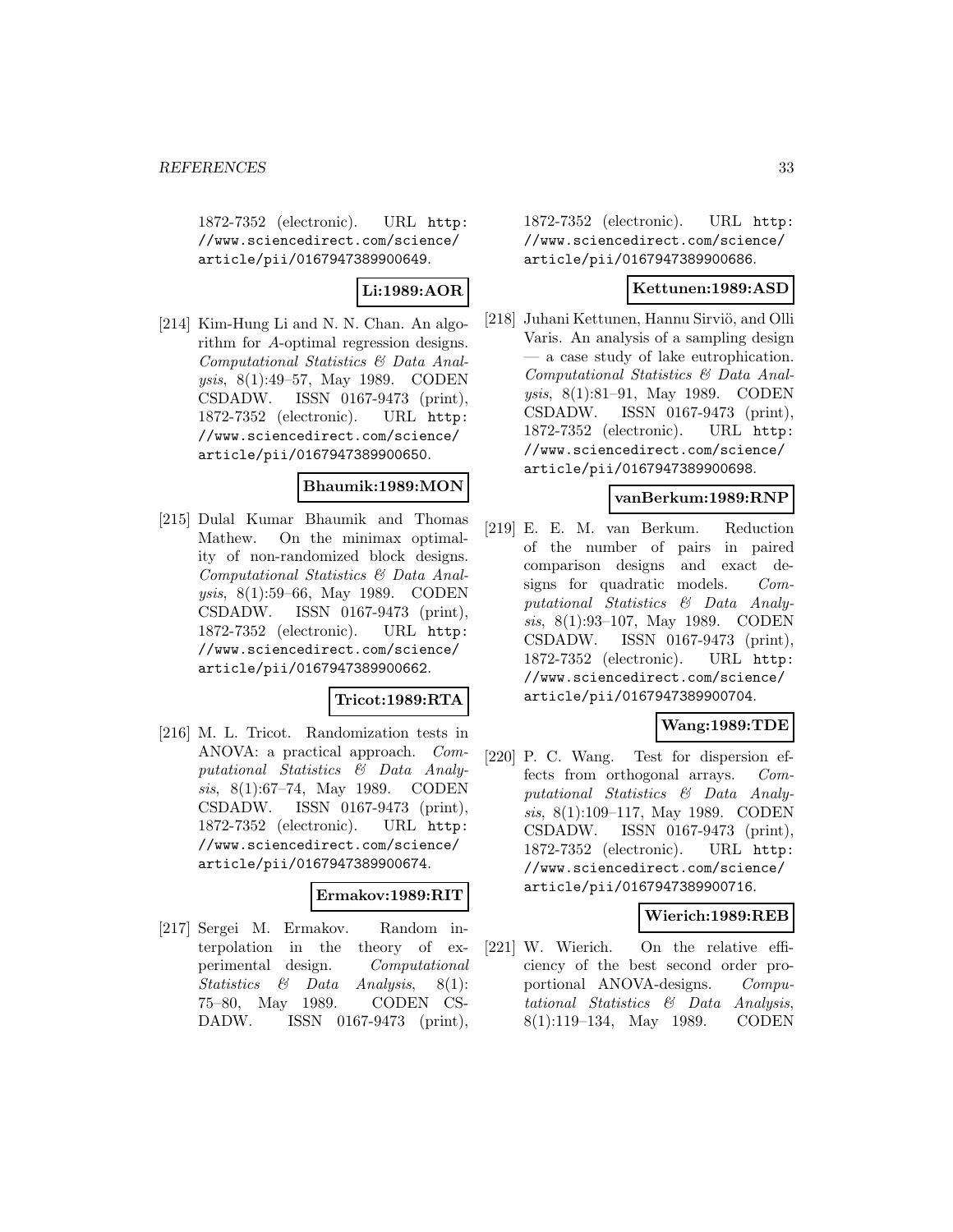1872-7352 (electronic). URL http://www.sciencedirect.com/science/article/pii/0167947389900649.

**Li:1989:AOR**

[214] Kim-Hung Li and N. N. Chan. An algorithm for $A$-optimal regression designs. *Computational Statistics & Data Analysis*, 8(1):49–57, May 1989. CODEN CSDADW. ISSN 0167-9473 (print), 1872-7352 (electronic). URL http://www.sciencedirect.com/science/article/pii/0167947389900650.

**Bhaumik:1989:MON**

[215] Dulal Kumar Bhaumik and Thomas Mathew. On the minimax optimality of non-randomized block designs. *Computational Statistics & Data Analysis*, 8(1):59–66, May 1989. CODEN CSDADW. ISSN 0167-9473 (print), 1872-7352 (electronic). URL http://www.sciencedirect.com/science/article/pii/0167947389900662.

**Tricot:1989:RTA**

[216] M. L. Tricot. Randomization tests in ANOVA: a practical approach. *Computational Statistics & Data Analysis*, 8(1):67–74, May 1989. CODEN CSDADW. ISSN 0167-9473 (print), 1872-7352 (electronic). URL http://www.sciencedirect.com/science/article/pii/0167947389900674.

**Ermakov:1989:RIT**

[217] Sergei M. Ermakov. Random interpolation in the theory of experimental design. *Computational Statistics & Data Analysis*, 8(1):75–80, May 1989. CODEN CSDADW. ISSN 0167-9473 (print), 1872-7352 (electronic). URL http://www.sciencedirect.com/science/article/pii/0167947389900686.

**Kettunen:1989:ASD**

[218] Juhani Kettunen, Hannu Sirviö, and Olli Varis. An analysis of a sampling design — a case study of lake eutrophication. *Computational Statistics & Data Analysis*, 8(1):81–91, May 1989. CODEN CSDADW. ISSN 0167-9473 (print), 1872-7352 (electronic). URL http://www.sciencedirect.com/science/article/pii/0167947389900698.

**vanBerkum:1989:RNP**

[219] E. E. M. van Berkum. Reduction of the number of pairs in paired comparison designs and exact designs for quadratic models. *Computational Statistics & Data Analysis*, 8(1):93–107, May 1989. CODEN CSDADW. ISSN 0167-9473 (print), 1872-7352 (electronic). URL http://www.sciencedirect.com/science/article/pii/0167947389900704.

**Wang:1989:TDE**

[220] P. C. Wang. Test for dispersion effects from orthogonal arrays. *Computational Statistics & Data Analysis*, 8(1):109–117, May 1989. CODEN CSDADW. ISSN 0167-9473 (print), 1872-7352 (electronic). URL http://www.sciencedirect.com/science/article/pii/0167947389900716.

**Wierich:1989:REB**

[221] W. Wierich. On the relative efficiency of the best second order proportional ANOVA-designs. *Computational Statistics & Data Analysis*, 8(1):119–134, May 1989. CODEN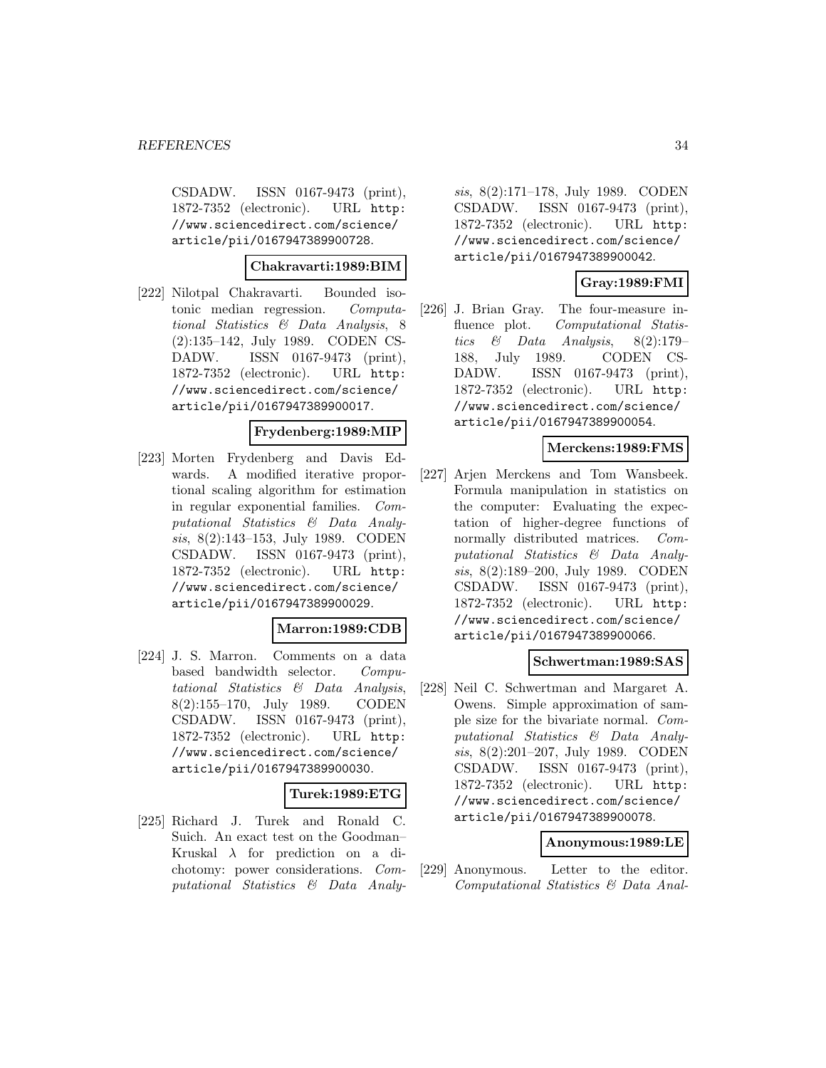CSDADW. ISSN 0167-9473 (print), 1872-7352 (electronic). URL http://www.sciencedirect.com/science/article/pii/0167947389900728.

**Chakravarti:1989:BIM**

[222] Nilotpal Chakravarti. Bounded isotonic median regression. *Computational Statistics & Data Analysis*, 8 (2):135–142, July 1989. CODEN CSDADW. ISSN 0167-9473 (print), 1872-7352 (electronic). URL http://www.sciencedirect.com/science/article/pii/0167947389900017.

**Frydenberg:1989:MIP**

[223] Morten Frydenberg and Davis Edwards. A modified iterative proportional scaling algorithm for estimation in regular exponential families. *Computational Statistics & Data Analysis*, 8(2):143–153, July 1989. CODEN CSDADW. ISSN 0167-9473 (print), 1872-7352 (electronic). URL http://www.sciencedirect.com/science/article/pii/0167947389900029.

**Marron:1989:CDB**

[224] J. S. Marron. Comments on a data based bandwidth selector. *Computational Statistics & Data Analysis*, 8(2):155–170, July 1989. CODEN CSDADW. ISSN 0167-9473 (print), 1872-7352 (electronic). URL http://www.sciencedirect.com/science/article/pii/0167947389900030.

**Turek:1989:ETG**

[225] Richard J. Turek and Ronald C. Suich. An exact test on the Goodman–Kruskal $\lambda$ for prediction on a dichotomy: power considerations. *Computational Statistics & Data Analysis*, 8(2):171–178, July 1989. CODEN CSDADW. ISSN 0167-9473 (print), 1872-7352 (electronic). URL http://www.sciencedirect.com/science/article/pii/0167947389900042.

**Gray:1989:FMI**

[226] J. Brian Gray. The four-measure influence plot. *Computational Statistics & Data Analysis*, 8(2):179–188, July 1989. CODEN CSDADW. ISSN 0167-9473 (print), 1872-7352 (electronic). URL http://www.sciencedirect.com/science/article/pii/0167947389900054.

**Merckens:1989:FMS**

[227] Arjen Merckens and Tom Wansbeek. Formula manipulation in statistics on the computer: Evaluating the expectation of higher-degree functions of normally distributed matrices. *Computational Statistics & Data Analysis*, 8(2):189–200, July 1989. CODEN CSDADW. ISSN 0167-9473 (print), 1872-7352 (electronic). URL http://www.sciencedirect.com/science/article/pii/0167947389900066.

**Schwertman:1989:SAS**

[228] Neil C. Schwertman and Margaret A. Owens. Simple approximation of sample size for the bivariate normal. *Computational Statistics & Data Analysis*, 8(2):201–207, July 1989. CODEN CSDADW. ISSN 0167-9473 (print), 1872-7352 (electronic). URL http://www.sciencedirect.com/science/article/pii/0167947389900078.

**Anonymous:1989:LE**

[229] Anonymous. Letter to the editor. *Computational Statistics & Data Anal-*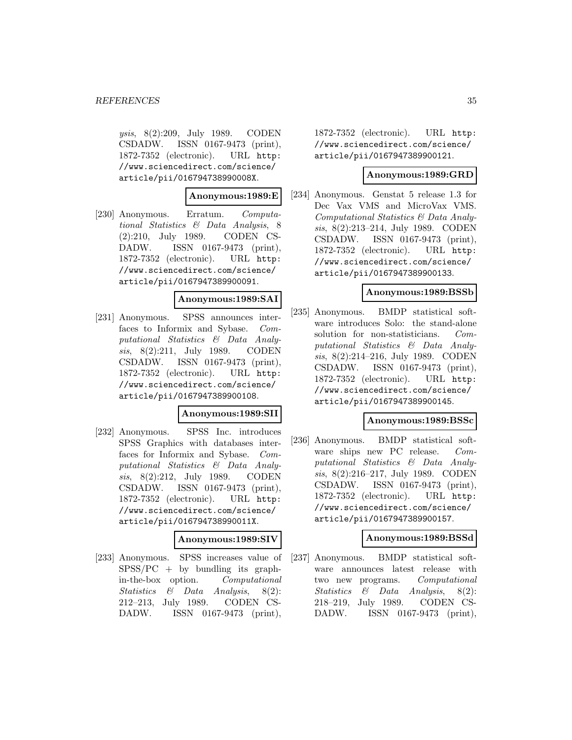*ysis*, 8(2):209, July 1989. CODEN CSDADW. ISSN 0167-9473 (print), 1872-7352 (electronic). URL http://www.sciencedirect.com/science/article/pii/016794738990008X.

**Anonymous:1989:E**

[230] Anonymous. Erratum. *Computational Statistics & Data Analysis*, 8 (2):210, July 1989. CODEN CSDADW. ISSN 0167-9473 (print), 1872-7352 (electronic). URL http://www.sciencedirect.com/science/article/pii/0167947389900091.

**Anonymous:1989:SAI**

[231] Anonymous. SPSS announces interfaces to Informix and Sybase. *Computational Statistics & Data Analysis*, 8(2):211, July 1989. CODEN CSDADW. ISSN 0167-9473 (print), 1872-7352 (electronic). URL http://www.sciencedirect.com/science/article/pii/0167947389900108.

**Anonymous:1989:SII**

[232] Anonymous. SPSS Inc. introduces SPSS Graphics with databases interfaces for Informix and Sybase. *Computational Statistics & Data Analysis*, 8(2):212, July 1989. CODEN CSDADW. ISSN 0167-9473 (print), 1872-7352 (electronic). URL http://www.sciencedirect.com/science/article/pii/016794738990011X.

**Anonymous:1989:SIV**

[233] Anonymous. SPSS increases value of SPSS/PC + by bundling its graph-in-the-box option. *Computational Statistics & Data Analysis*, 8(2): 212–213, July 1989. CODEN CSDADW. ISSN 0167-9473 (print), 1872-7352 (electronic). URL http://www.sciencedirect.com/science/article/pii/0167947389900121.

**Anonymous:1989:GRD**

[234] Anonymous. Genstat 5 release 1.3 for Dec Vax VMS and MicroVax VMS. *Computational Statistics & Data Analysis*, 8(2):213–214, July 1989. CODEN CSDADW. ISSN 0167-9473 (print), 1872-7352 (electronic). URL http://www.sciencedirect.com/science/article/pii/0167947389900133.

**Anonymous:1989:BSSb**

[235] Anonymous. BMDP statistical software introduces Solo: the stand-alone solution for non-statisticians. *Computational Statistics & Data Analysis*, 8(2):214–216, July 1989. CODEN CSDADW. ISSN 0167-9473 (print), 1872-7352 (electronic). URL http://www.sciencedirect.com/science/article/pii/0167947389900145.

**Anonymous:1989:BSSc**

[236] Anonymous. BMDP statistical software ships new PC release. *Computational Statistics & Data Analysis*, 8(2):216–217, July 1989. CODEN CSDADW. ISSN 0167-9473 (print), 1872-7352 (electronic). URL http://www.sciencedirect.com/science/article/pii/0167947389900157.

**Anonymous:1989:BSSd**

[237] Anonymous. BMDP statistical software announces latest release with two new programs. *Computational Statistics & Data Analysis*, 8(2): 218–219, July 1989. CODEN CSDADW. ISSN 0167-9473 (print),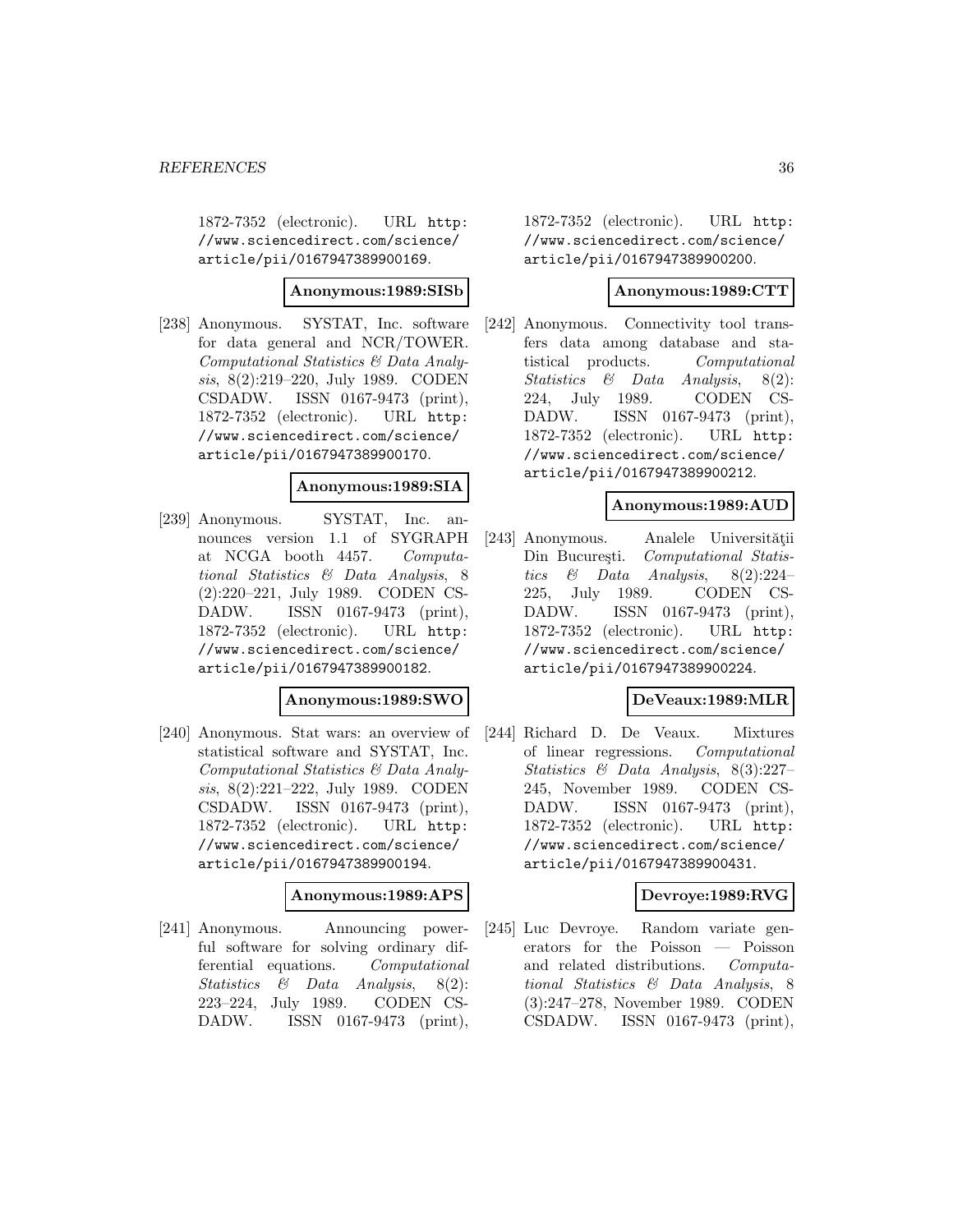1872-7352 (electronic). URL http://www.sciencedirect.com/science/article/pii/0167947389900169.

**Anonymous:1989:SISb**

[238] Anonymous. SYSTAT, Inc. software for data general and NCR/TOWER. *Computational Statistics & Data Analysis*, 8(2):219–220, July 1989. CODEN CSDADW. ISSN 0167-9473 (print), 1872-7352 (electronic). URL http://www.sciencedirect.com/science/article/pii/0167947389900170.

**Anonymous:1989:SIA**

[239] Anonymous. SYSTAT, Inc. announces version 1.1 of SYGRAPH at NCGA booth 4457. *Computational Statistics & Data Analysis*, 8(2):220–221, July 1989. CODEN CSDADW. ISSN 0167-9473 (print), 1872-7352 (electronic). URL http://www.sciencedirect.com/science/article/pii/0167947389900182.

**Anonymous:1989:SWO**

[240] Anonymous. Stat wars: an overview of statistical software and SYSTAT, Inc. *Computational Statistics & Data Analysis*, 8(2):221–222, July 1989. CODEN CSDADW. ISSN 0167-9473 (print), 1872-7352 (electronic). URL http://www.sciencedirect.com/science/article/pii/0167947389900194.

**Anonymous:1989:APS**

[241] Anonymous. Announcing powerful software for solving ordinary differential equations. *Computational Statistics & Data Analysis*, 8(2):223–224, July 1989. CODEN CSDADW. ISSN 0167-9473 (print), 1872-7352 (electronic). URL http://www.sciencedirect.com/science/article/pii/0167947389900200.

**Anonymous:1989:CTT**

[242] Anonymous. Connectivity tool transfers data among database and statistical products. *Computational Statistics & Data Analysis*, 8(2):224, July 1989. CODEN CSDADW. ISSN 0167-9473 (print), 1872-7352 (electronic). URL http://www.sciencedirect.com/science/article/pii/0167947389900212.

**Anonymous:1989:AUD**

[243] Anonymous. Analele Universităţii Din Bucureşti. *Computational Statistics & Data Analysis*, 8(2):224–225, July 1989. CODEN CSDADW. ISSN 0167-9473 (print), 1872-7352 (electronic). URL http://www.sciencedirect.com/science/article/pii/0167947389900224.

**DeVeaux:1989:MLR**

[244] Richard D. De Veaux. Mixtures of linear regressions. *Computational Statistics & Data Analysis*, 8(3):227–245, November 1989. CODEN CSDADW. ISSN 0167-9473 (print), 1872-7352 (electronic). URL http://www.sciencedirect.com/science/article/pii/0167947389900431.

**Devroye:1989:RVG**

[245] Luc Devroye. Random variate generators for the Poisson — Poisson and related distributions. *Computational Statistics & Data Analysis*, 8(3):247–278, November 1989. CODEN CSDADW. ISSN 0167-9473 (print),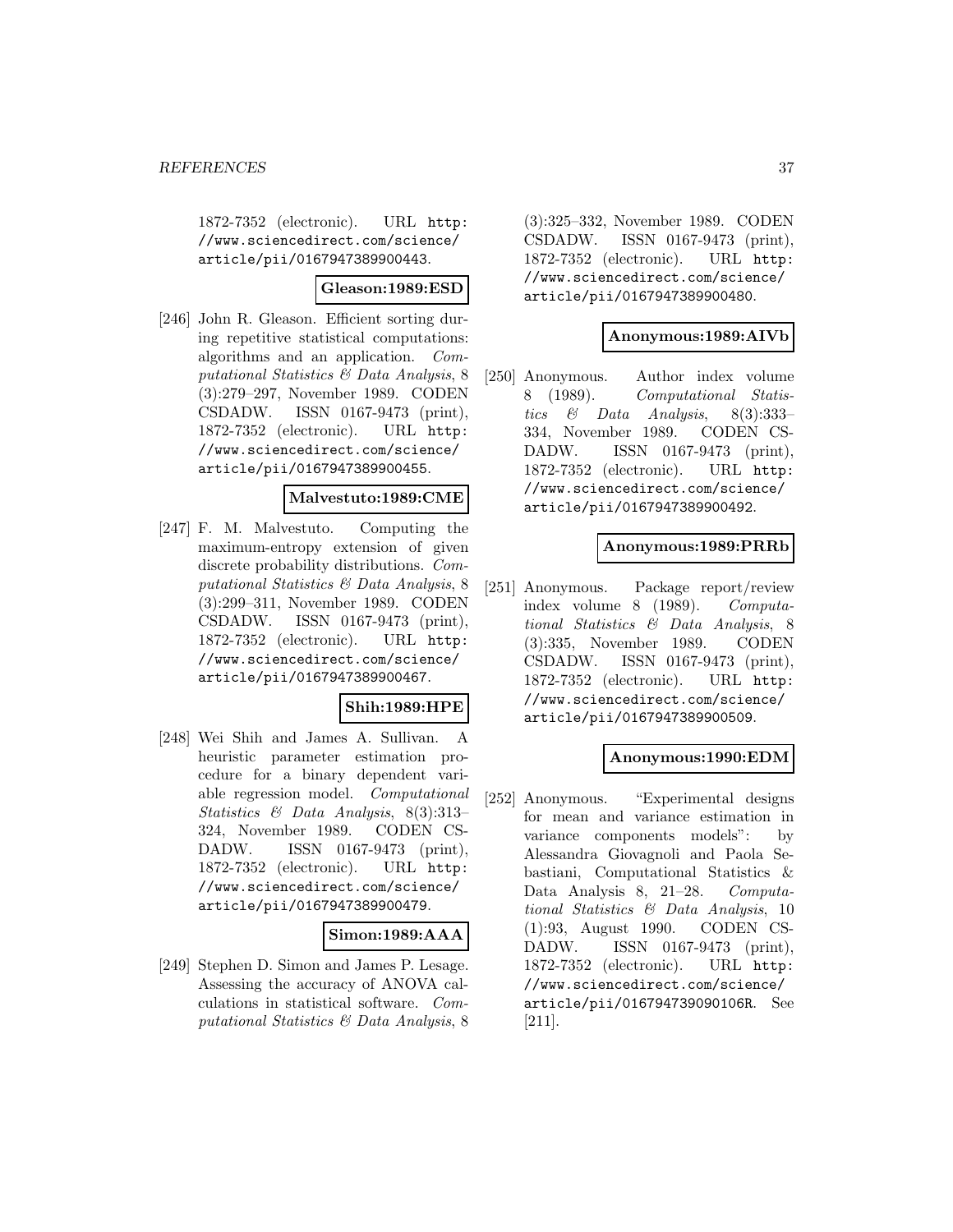1872-7352 (electronic). URL http://www.sciencedirect.com/science/article/pii/0167947389900443.

**Gleason:1989:ESD**

[246] John R. Gleason. Efficient sorting during repetitive statistical computations: algorithms and an application. *Computational Statistics & Data Analysis*, 8 (3):279–297, November 1989. CODEN CSDADW. ISSN 0167-9473 (print), 1872-7352 (electronic). URL http://www.sciencedirect.com/science/article/pii/0167947389900455.

**Malvestuto:1989:CME**

[247] F. M. Malvestuto. Computing the maximum-entropy extension of given discrete probability distributions. *Computational Statistics & Data Analysis*, 8 (3):299–311, November 1989. CODEN CSDADW. ISSN 0167-9473 (print), 1872-7352 (electronic). URL http://www.sciencedirect.com/science/article/pii/0167947389900467.

**Shih:1989:HPE**

[248] Wei Shih and James A. Sullivan. A heuristic parameter estimation procedure for a binary dependent variable regression model. *Computational Statistics & Data Analysis*, 8(3):313–324, November 1989. CODEN CSDADW. ISSN 0167-9473 (print), 1872-7352 (electronic). URL http://www.sciencedirect.com/science/article/pii/0167947389900479.

**Simon:1989:AAA**

[249] Stephen D. Simon and James P. Lesage. Assessing the accuracy of ANOVA calculations in statistical software. *Computational Statistics & Data Analysis*, 8 (3):325–332, November 1989. CODEN CSDADW. ISSN 0167-9473 (print), 1872-7352 (electronic). URL http://www.sciencedirect.com/science/article/pii/0167947389900480.

**Anonymous:1989:AIVb**

[250] Anonymous. Author index volume 8 (1989). *Computational Statistics & Data Analysis*, 8(3):333–334, November 1989. CODEN CSDADW. ISSN 0167-9473 (print), 1872-7352 (electronic). URL http://www.sciencedirect.com/science/article/pii/0167947389900492.

**Anonymous:1989:PRRb**

[251] Anonymous. Package report/review index volume 8 (1989). *Computational Statistics & Data Analysis*, 8 (3):335, November 1989. CODEN CSDADW. ISSN 0167-9473 (print), 1872-7352 (electronic). URL http://www.sciencedirect.com/science/article/pii/0167947389900509.

**Anonymous:1990:EDM**

[252] Anonymous. "Experimental designs for mean and variance estimation in variance components models": by Alessandra Giovagnoli and Paola Sebastiani, Computational Statistics & Data Analysis 8, 21–28. *Computational Statistics & Data Analysis*, 10 (1):93, August 1990. CODEN CSDADW. ISSN 0167-9473 (print), 1872-7352 (electronic). URL http://www.sciencedirect.com/science/article/pii/016794739090106R. See [211].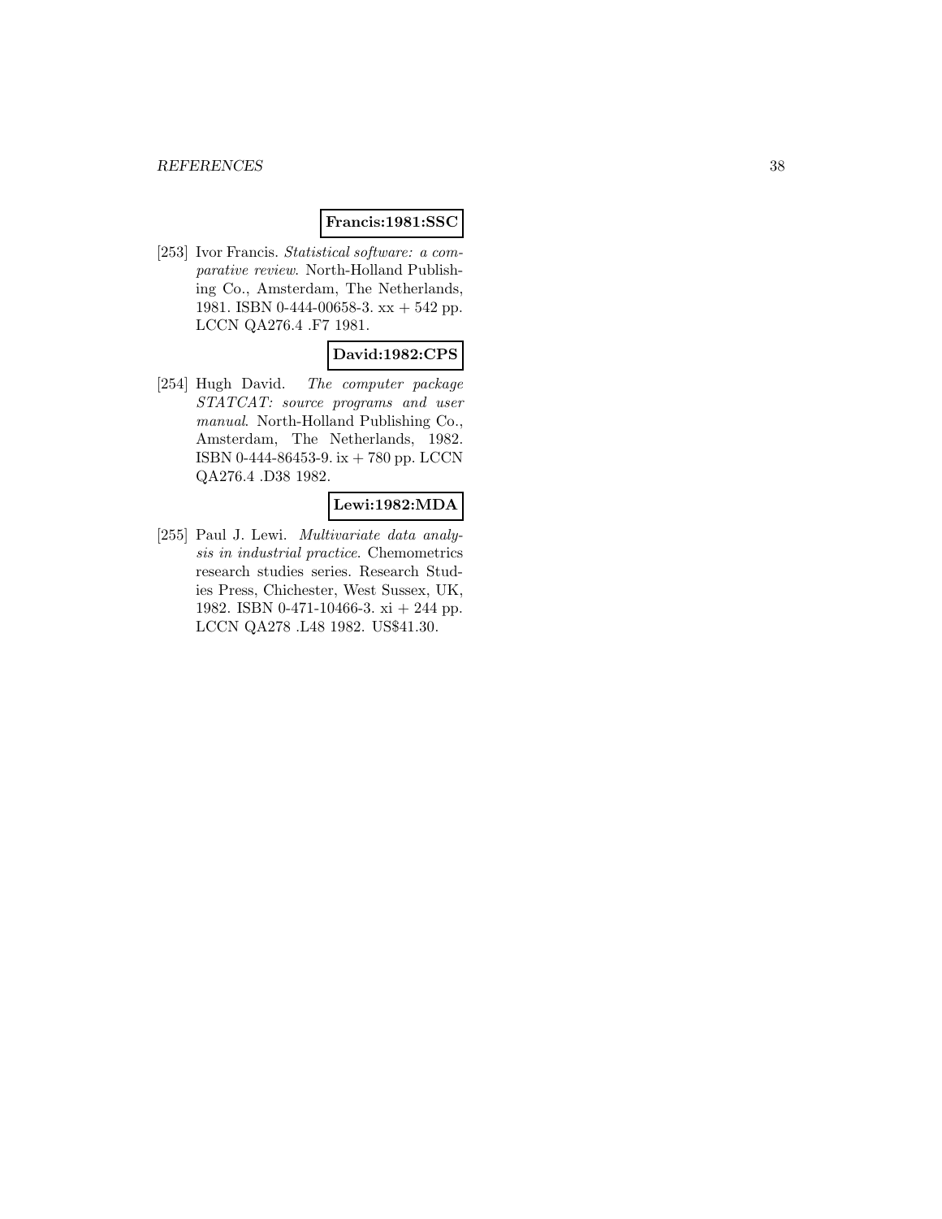**Francis:1981:SSC**

[253] Ivor Francis. *Statistical software: a comparative review*. North-Holland Publishing Co., Amsterdam, The Netherlands, 1981. ISBN 0-444-00658-3. xx + 542 pp. LCCN QA276.4 .F7 1981.

**David:1982:CPS**

[254] Hugh David. *The computer package STATCAT: source programs and user manual*. North-Holland Publishing Co., Amsterdam, The Netherlands, 1982. ISBN 0-444-86453-9. ix + 780 pp. LCCN QA276.4 .D38 1982.

**Lewi:1982:MDA**

[255] Paul J. Lewi. *Multivariate data analysis in industrial practice*. Chemometrics research studies series. Research Studies Press, Chichester, West Sussex, UK, 1982. ISBN 0-471-10466-3. xi + 244 pp. LCCN QA278 .L48 1982. US$41.30.